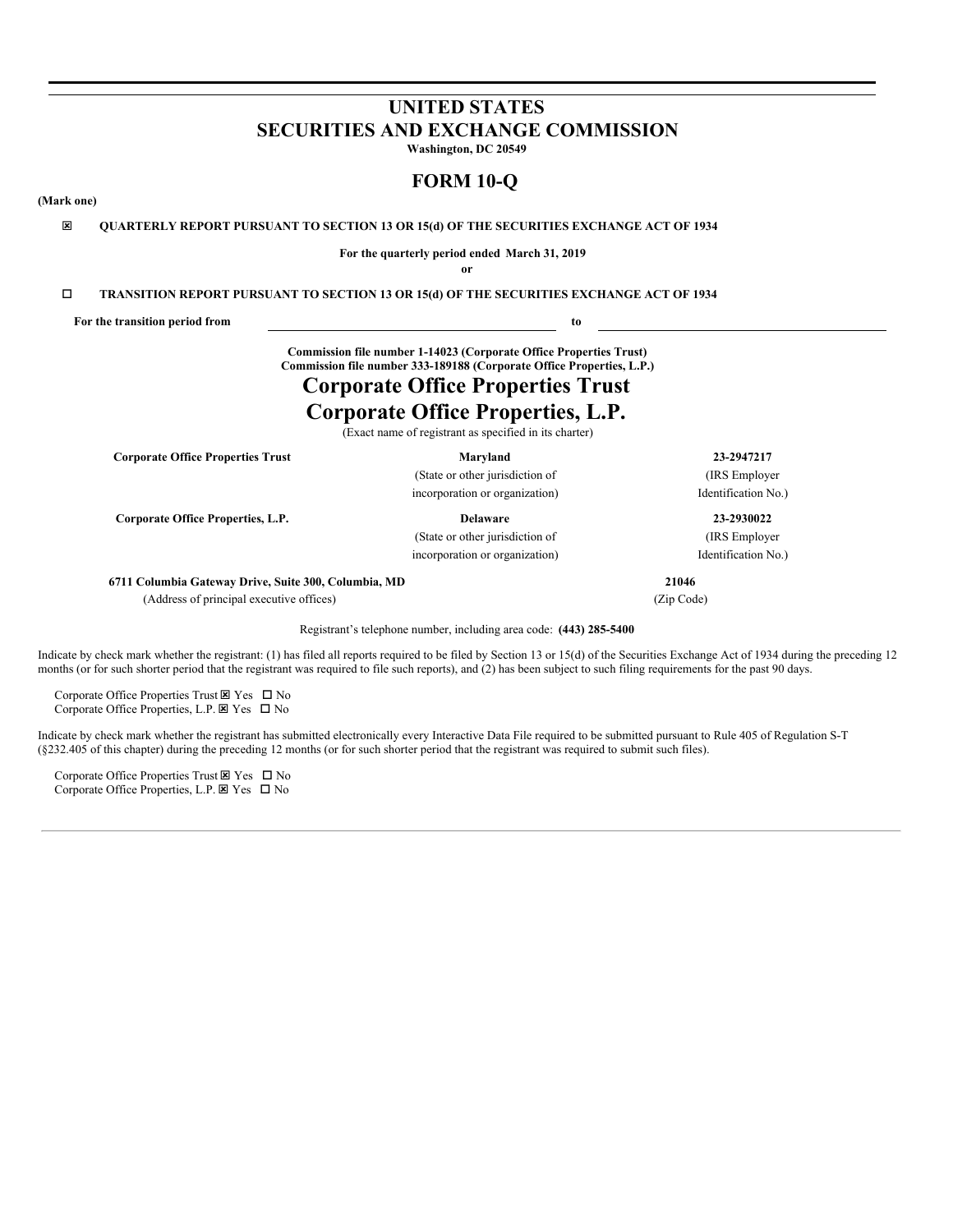# UNITED STATES
# SECURITIES AND EXCHANGE COMMISSION

**Washington, DC 20549**

## FORM 10-Q

**(Mark one)**

☒ **QUARTERLY REPORT PURSUANT TO SECTION 13 OR 15(d) OF THE SECURITIES EXCHANGE ACT OF 1934**

**For the quarterly period ended March 31, 2019**

**or**

☐ **TRANSITION REPORT PURSUANT TO SECTION 13 OR 15(d) OF THE SECURITIES EXCHANGE ACT OF 1934**

**For the transition period from** \_\_\_\_\_\_\_\_\_\_\_\_\_\_\_\_ **to** \_\_\_\_\_\_\_\_\_\_\_\_\_\_\_\_

**Commission file number 1-14023 (Corporate Office Properties Trust)**
**Commission file number 333-189188 (Corporate Office Properties, L.P.)**

# Corporate Office Properties Trust
# Corporate Office Properties, L.P.

(Exact name of registrant as specified in its charter)

| | | |
|---|---|---|
| **Corporate Office Properties Trust** | **Maryland** | **23-2947217** |
| | (State or other jurisdiction of incorporation or organization) | (IRS Employer Identification No.) |
| **Corporate Office Properties, L.P.** | **Delaware** | **23-2930022** |
| | (State or other jurisdiction of incorporation or organization) | (IRS Employer Identification No.) |
| **6711 Columbia Gateway Drive, Suite 300, Columbia, MD** | | **21046** |
| (Address of principal executive offices) | | (Zip Code) |

Registrant's telephone number, including area code: **(443) 285-5400**

Indicate by check mark whether the registrant: (1) has filed all reports required to be filed by Section 13 or 15(d) of the Securities Exchange Act of 1934 during the preceding 12 months (or for such shorter period that the registrant was required to file such reports), and (2) has been subject to such filing requirements for the past 90 days.

Corporate Office Properties Trust ☒ Yes ☐ No
Corporate Office Properties, L.P. ☒ Yes ☐ No

Indicate by check mark whether the registrant has submitted electronically every Interactive Data File required to be submitted pursuant to Rule 405 of Regulation S-T (§232.405 of this chapter) during the preceding 12 months (or for such shorter period that the registrant was required to submit such files).

Corporate Office Properties Trust ☒ Yes ☐ No
Corporate Office Properties, L.P. ☒ Yes ☐ No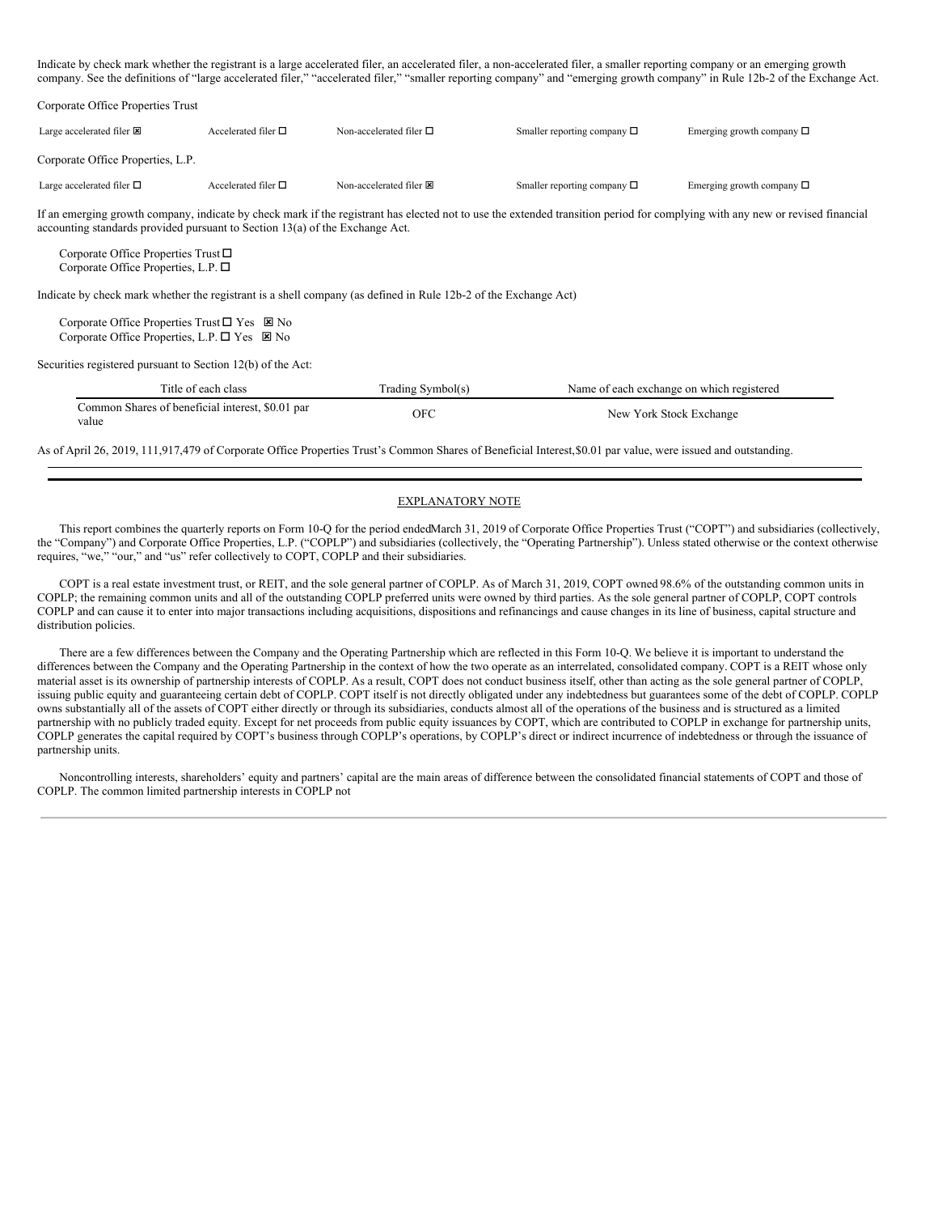Indicate by check mark whether the registrant is a large accelerated filer, an accelerated filer, a non-accelerated filer, a smaller reporting company or an emerging growth company. See the definitions of “large accelerated filer,” “accelerated filer,” “smaller reporting company” and “emerging growth company” in Rule 12b-2 of the Exchange Act.

Corporate Office Properties Trust

| Large accelerated filer ☒ | Accelerated filer ☐ | Non-accelerated filer ☐ | Smaller reporting company ☐ | Emerging growth company ☐ |
|---|---|---|---|---|

Corporate Office Properties, L.P.

| Large accelerated filer ☐ | Accelerated filer ☐ | Non-accelerated filer ☒ | Smaller reporting company ☐ | Emerging growth company ☐ |
|---|---|---|---|---|

If an emerging growth company, indicate by check mark if the registrant has elected not to use the extended transition period for complying with any new or revised financial accounting standards provided pursuant to Section 13(a) of the Exchange Act.

Corporate Office Properties Trust ☐
Corporate Office Properties, L.P. ☐

Indicate by check mark whether the registrant is a shell company (as defined in Rule 12b-2 of the Exchange Act)

Corporate Office Properties Trust ☐ Yes ☒ No
Corporate Office Properties, L.P. ☐ Yes ☒ No

Securities registered pursuant to Section 12(b) of the Act:

| Title of each class | Trading Symbol(s) | Name of each exchange on which registered |
|---|---|---|
| Common Shares of beneficial interest, $0.01 par value | OFC | New York Stock Exchange |

As of April 26, 2019, 111,917,479 of Corporate Office Properties Trust’s Common Shares of Beneficial Interest,$0.01 par value, were issued and outstanding.

## EXPLANATORY NOTE

This report combines the quarterly reports on Form 10-Q for the period endedMarch 31, 2019 of Corporate Office Properties Trust (“COPT”) and subsidiaries (collectively, the “Company”) and Corporate Office Properties, L.P. (“COPLP”) and subsidiaries (collectively, the “Operating Partnership”). Unless stated otherwise or the context otherwise requires, “we,” “our,” and “us” refer collectively to COPT, COPLP and their subsidiaries.

COPT is a real estate investment trust, or REIT, and the sole general partner of COPLP. As of March 31, 2019, COPT owned 98.6% of the outstanding common units in COPLP; the remaining common units and all of the outstanding COPLP preferred units were owned by third parties. As the sole general partner of COPLP, COPT controls COPLP and can cause it to enter into major transactions including acquisitions, dispositions and refinancings and cause changes in its line of business, capital structure and distribution policies.

There are a few differences between the Company and the Operating Partnership which are reflected in this Form 10-Q. We believe it is important to understand the differences between the Company and the Operating Partnership in the context of how the two operate as an interrelated, consolidated company. COPT is a REIT whose only material asset is its ownership of partnership interests of COPLP. As a result, COPT does not conduct business itself, other than acting as the sole general partner of COPLP, issuing public equity and guaranteeing certain debt of COPLP. COPT itself is not directly obligated under any indebtedness but guarantees some of the debt of COPLP. COPLP owns substantially all of the assets of COPT either directly or through its subsidiaries, conducts almost all of the operations of the business and is structured as a limited partnership with no publicly traded equity. Except for net proceeds from public equity issuances by COPT, which are contributed to COPLP in exchange for partnership units, COPLP generates the capital required by COPT’s business through COPLP’s operations, by COPLP’s direct or indirect incurrence of indebtedness or through the issuance of partnership units.

Noncontrolling interests, shareholders’ equity and partners’ capital are the main areas of difference between the consolidated financial statements of COPT and those of COPLP. The common limited partnership interests in COPLP not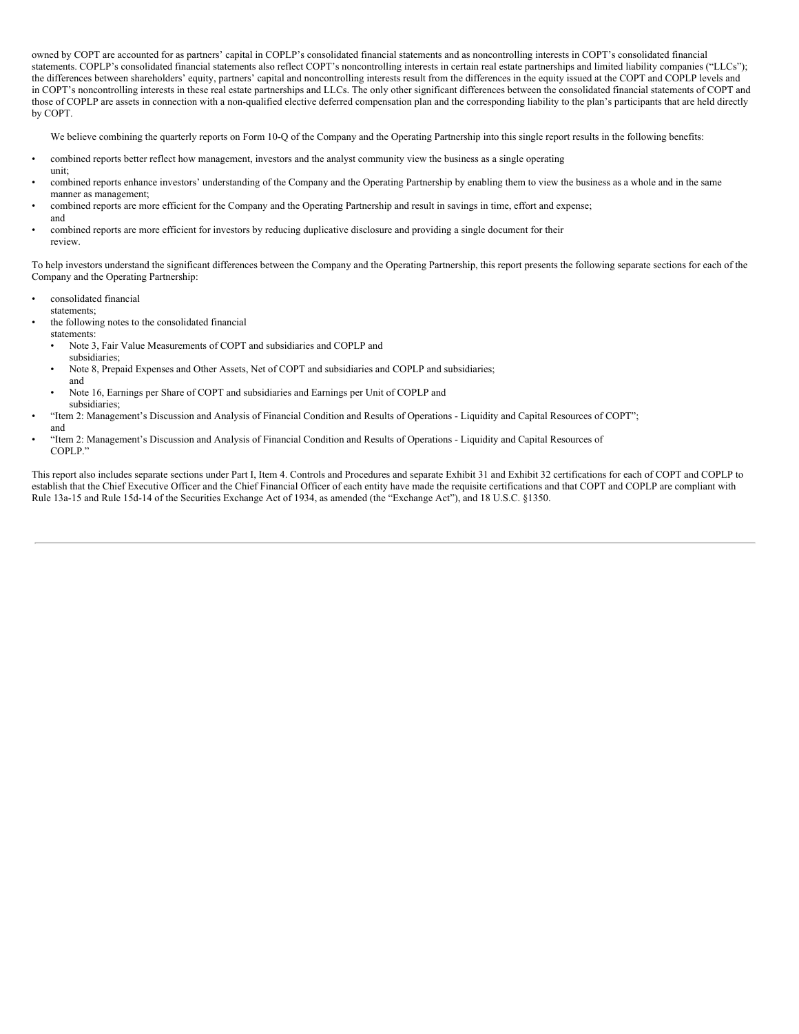owned by COPT are accounted for as partners' capital in COPLP's consolidated financial statements and as noncontrolling interests in COPT's consolidated financial statements. COPLP's consolidated financial statements also reflect COPT's noncontrolling interests in certain real estate partnerships and limited liability companies ("LLCs"); the differences between shareholders' equity, partners' capital and noncontrolling interests result from the differences in the equity issued at the COPT and COPLP levels and in COPT's noncontrolling interests in these real estate partnerships and LLCs. The only other significant differences between the consolidated financial statements of COPT and those of COPLP are assets in connection with a non-qualified elective deferred compensation plan and the corresponding liability to the plan's participants that are held directly by COPT.

We believe combining the quarterly reports on Form 10-Q of the Company and the Operating Partnership into this single report results in the following benefits:

- combined reports better reflect how management, investors and the analyst community view the business as a single operating unit;
- combined reports enhance investors' understanding of the Company and the Operating Partnership by enabling them to view the business as a whole and in the same manner as management;
- combined reports are more efficient for the Company and the Operating Partnership and result in savings in time, effort and expense; and
- combined reports are more efficient for investors by reducing duplicative disclosure and providing a single document for their review.

To help investors understand the significant differences between the Company and the Operating Partnership, this report presents the following separate sections for each of the Company and the Operating Partnership:

- consolidated financial statements;
- the following notes to the consolidated financial statements:
  - Note 3, Fair Value Measurements of COPT and subsidiaries and COPLP and subsidiaries;
  - Note 8, Prepaid Expenses and Other Assets, Net of COPT and subsidiaries and COPLP and subsidiaries; and
  - Note 16, Earnings per Share of COPT and subsidiaries and Earnings per Unit of COPLP and subsidiaries;
- "Item 2: Management's Discussion and Analysis of Financial Condition and Results of Operations - Liquidity and Capital Resources of COPT"; and
- "Item 2: Management's Discussion and Analysis of Financial Condition and Results of Operations - Liquidity and Capital Resources of COPLP."

This report also includes separate sections under Part I, Item 4. Controls and Procedures and separate Exhibit 31 and Exhibit 32 certifications for each of COPT and COPLP to establish that the Chief Executive Officer and the Chief Financial Officer of each entity have made the requisite certifications and that COPT and COPLP are compliant with Rule 13a-15 and Rule 15d-14 of the Securities Exchange Act of 1934, as amended (the "Exchange Act"), and 18 U.S.C. §1350.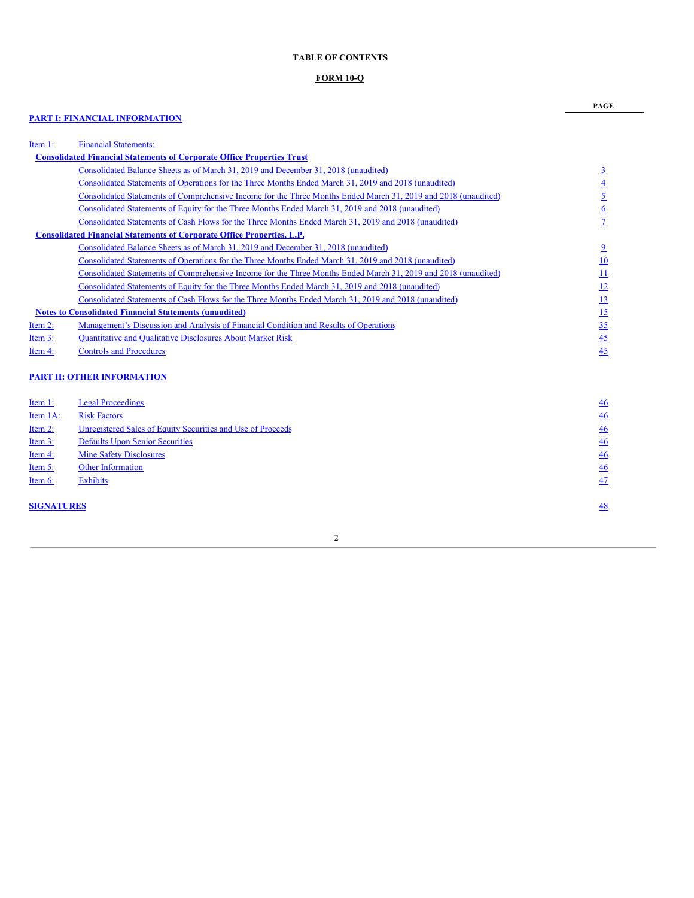**TABLE OF CONTENTS**

**FORM 10-Q**

| | | PAGE |
|---|---|---|
| **PART I: FINANCIAL INFORMATION** | | |
| Item 1: | Financial Statements: | |
| **Consolidated Financial Statements of Corporate Office Properties Trust** | | |
| | Consolidated Balance Sheets as of March 31, 2019 and December 31, 2018 (unaudited) | 3 |
| | Consolidated Statements of Operations for the Three Months Ended March 31, 2019 and 2018 (unaudited) | 4 |
| | Consolidated Statements of Comprehensive Income for the Three Months Ended March 31, 2019 and 2018 (unaudited) | 5 |
| | Consolidated Statements of Equity for the Three Months Ended March 31, 2019 and 2018 (unaudited) | 6 |
| | Consolidated Statements of Cash Flows for the Three Months Ended March 31, 2019 and 2018 (unaudited) | 7 |
| **Consolidated Financial Statements of Corporate Office Properties, L.P.** | | |
| | Consolidated Balance Sheets as of March 31, 2019 and December 31, 2018 (unaudited) | 9 |
| | Consolidated Statements of Operations for the Three Months Ended March 31, 2019 and 2018 (unaudited) | 10 |
| | Consolidated Statements of Comprehensive Income for the Three Months Ended March 31, 2019 and 2018 (unaudited) | 11 |
| | Consolidated Statements of Equity for the Three Months Ended March 31, 2019 and 2018 (unaudited) | 12 |
| | Consolidated Statements of Cash Flows for the Three Months Ended March 31, 2019 and 2018 (unaudited) | 13 |
| **Notes to Consolidated Financial Statements (unaudited)** | | 15 |
| Item 2: | Management's Discussion and Analysis of Financial Condition and Results of Operations | 35 |
| Item 3: | Quantitative and Qualitative Disclosures About Market Risk | 45 |
| Item 4: | Controls and Procedures | 45 |
| **PART II: OTHER INFORMATION** | | |
| Item 1: | Legal Proceedings | 46 |
| Item 1A: | Risk Factors | 46 |
| Item 2: | Unregistered Sales of Equity Securities and Use of Proceeds | 46 |
| Item 3: | Defaults Upon Senior Securities | 46 |
| Item 4: | Mine Safety Disclosures | 46 |
| Item 5: | Other Information | 46 |
| Item 6: | Exhibits | 47 |
| **SIGNATURES** | | 48 |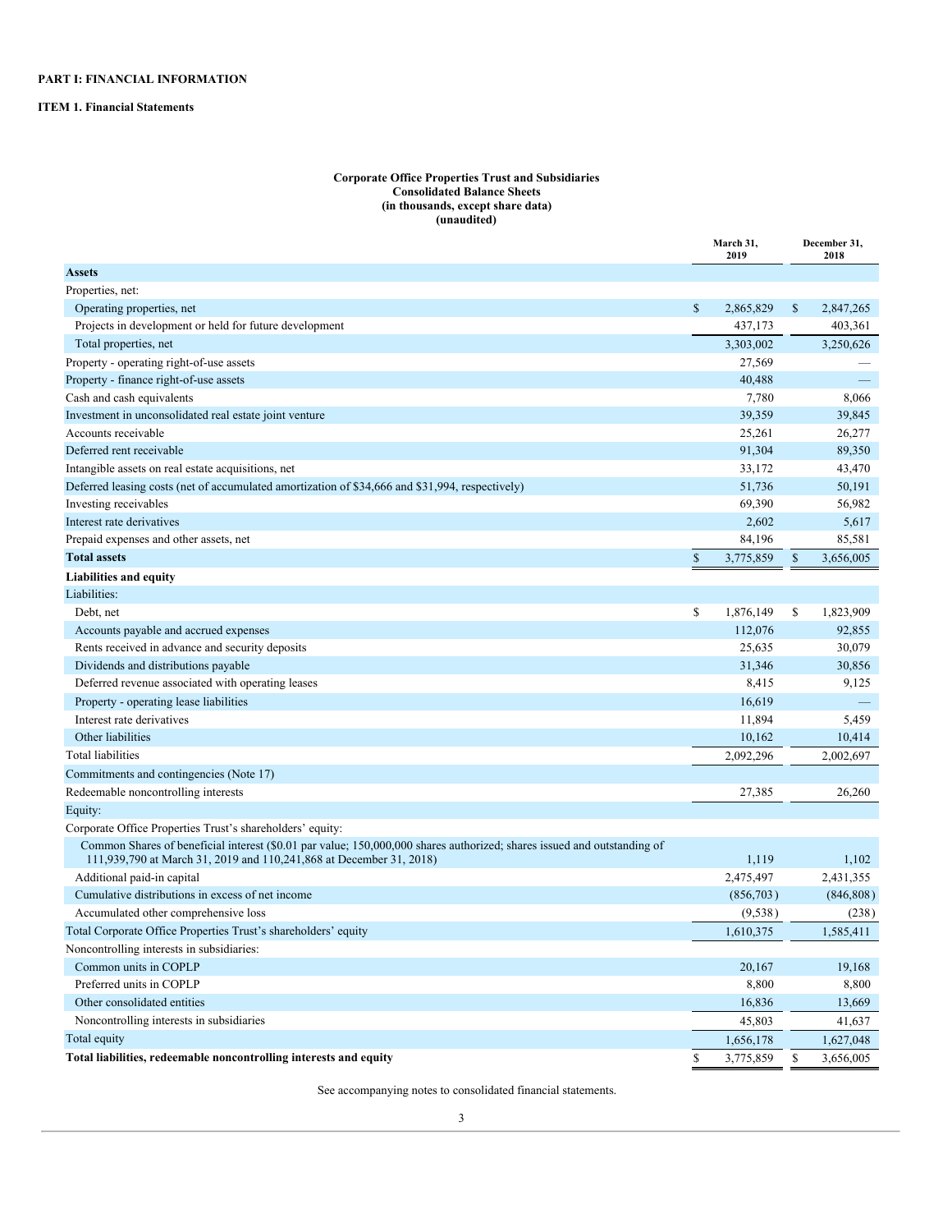**PART I: FINANCIAL INFORMATION**

**ITEM 1. Financial Statements**

**Corporate Office Properties Trust and Subsidiaries**
**Consolidated Balance Sheets**
**(in thousands, except share data)**
**(unaudited)**

| | March 31, 2019 | December 31, 2018 |
|---|---|---|
| **Assets** | | |
| Properties, net: | | |
| Operating properties, net | $ 2,865,829 | $ 2,847,265 |
| Projects in development or held for future development | 437,173 | 403,361 |
| Total properties, net | 3,303,002 | 3,250,626 |
| Property - operating right-of-use assets | 27,569 | — |
| Property - finance right-of-use assets | 40,488 | — |
| Cash and cash equivalents | 7,780 | 8,066 |
| Investment in unconsolidated real estate joint venture | 39,359 | 39,845 |
| Accounts receivable | 25,261 | 26,277 |
| Deferred rent receivable | 91,304 | 89,350 |
| Intangible assets on real estate acquisitions, net | 33,172 | 43,470 |
| Deferred leasing costs (net of accumulated amortization of $34,666 and $31,994, respectively) | 51,736 | 50,191 |
| Investing receivables | 69,390 | 56,982 |
| Interest rate derivatives | 2,602 | 5,617 |
| Prepaid expenses and other assets, net | 84,196 | 85,581 |
| **Total assets** | $ 3,775,859 | $ 3,656,005 |
| **Liabilities and equity** | | |
| Liabilities: | | |
| Debt, net | $ 1,876,149 | $ 1,823,909 |
| Accounts payable and accrued expenses | 112,076 | 92,855 |
| Rents received in advance and security deposits | 25,635 | 30,079 |
| Dividends and distributions payable | 31,346 | 30,856 |
| Deferred revenue associated with operating leases | 8,415 | 9,125 |
| Property - operating lease liabilities | 16,619 | — |
| Interest rate derivatives | 11,894 | 5,459 |
| Other liabilities | 10,162 | 10,414 |
| Total liabilities | 2,092,296 | 2,002,697 |
| Commitments and contingencies (Note 17) | | |
| Redeemable noncontrolling interests | 27,385 | 26,260 |
| Equity: | | |
| Corporate Office Properties Trust's shareholders' equity: | | |
| Common Shares of beneficial interest ($0.01 par value; 150,000,000 shares authorized; shares issued and outstanding of 111,939,790 at March 31, 2019 and 110,241,868 at December 31, 2018) | 1,119 | 1,102 |
| Additional paid-in capital | 2,475,497 | 2,431,355 |
| Cumulative distributions in excess of net income | (856,703) | (846,808) |
| Accumulated other comprehensive loss | (9,538) | (238) |
| Total Corporate Office Properties Trust's shareholders' equity | 1,610,375 | 1,585,411 |
| Noncontrolling interests in subsidiaries: | | |
| Common units in COPLP | 20,167 | 19,168 |
| Preferred units in COPLP | 8,800 | 8,800 |
| Other consolidated entities | 16,836 | 13,669 |
| Noncontrolling interests in subsidiaries | 45,803 | 41,637 |
| Total equity | 1,656,178 | 1,627,048 |
| **Total liabilities, redeemable noncontrolling interests and equity** | $ 3,775,859 | $ 3,656,005 |

See accompanying notes to consolidated financial statements.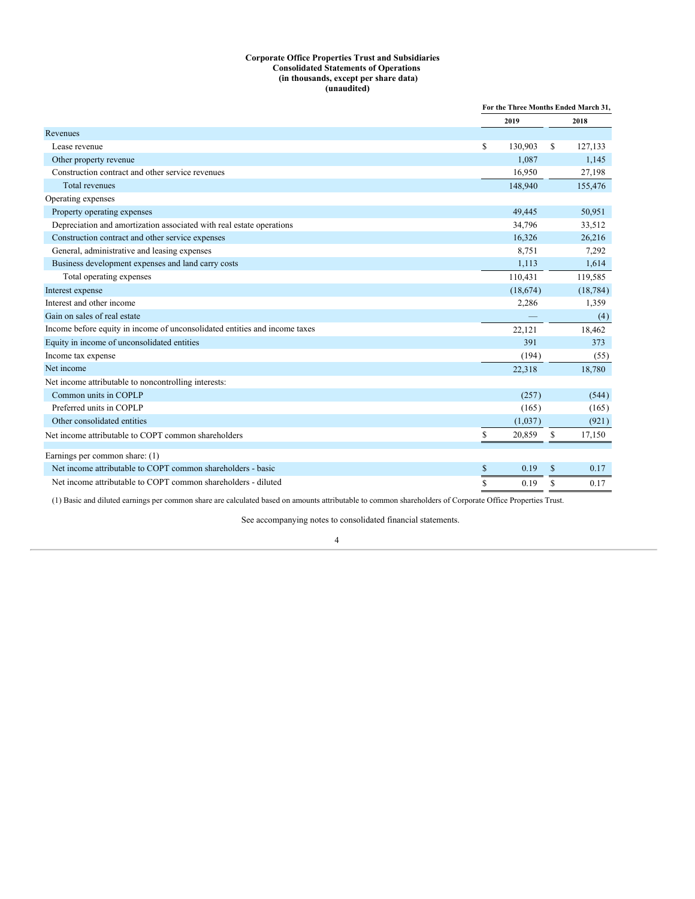**Corporate Office Properties Trust and Subsidiaries**
**Consolidated Statements of Operations**
**(in thousands, except per share data)**
**(unaudited)**

| | For the Three Months Ended March 31, | |
|---|---|---|
| | 2019 | 2018 |
| Revenues | | |
| Lease revenue | $ 130,903 | $ 127,133 |
| Other property revenue | 1,087 | 1,145 |
| Construction contract and other service revenues | 16,950 | 27,198 |
| Total revenues | 148,940 | 155,476 |
| Operating expenses | | |
| Property operating expenses | 49,445 | 50,951 |
| Depreciation and amortization associated with real estate operations | 34,796 | 33,512 |
| Construction contract and other service expenses | 16,326 | 26,216 |
| General, administrative and leasing expenses | 8,751 | 7,292 |
| Business development expenses and land carry costs | 1,113 | 1,614 |
| Total operating expenses | 110,431 | 119,585 |
| Interest expense | (18,674) | (18,784) |
| Interest and other income | 2,286 | 1,359 |
| Gain on sales of real estate | — | (4) |
| Income before equity in income of unconsolidated entities and income taxes | 22,121 | 18,462 |
| Equity in income of unconsolidated entities | 391 | 373 |
| Income tax expense | (194) | (55) |
| Net income | 22,318 | 18,780 |
| Net income attributable to noncontrolling interests: | | |
| Common units in COPLP | (257) | (544) |
| Preferred units in COPLP | (165) | (165) |
| Other consolidated entities | (1,037) | (921) |
| Net income attributable to COPT common shareholders | $ 20,859 | $ 17,150 |
| | | |
| Earnings per common share: (1) | | |
| Net income attributable to COPT common shareholders - basic | $ 0.19 | $ 0.17 |
| Net income attributable to COPT common shareholders - diluted | $ 0.19 | $ 0.17 |

(1) Basic and diluted earnings per common share are calculated based on amounts attributable to common shareholders of Corporate Office Properties Trust.

See accompanying notes to consolidated financial statements.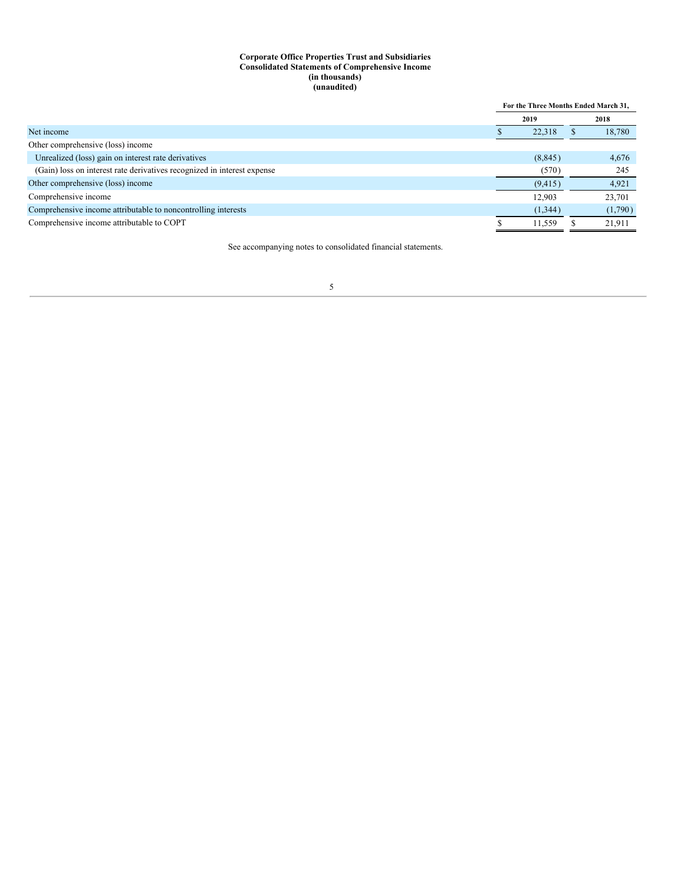**Corporate Office Properties Trust and Subsidiaries**
**Consolidated Statements of Comprehensive Income**
**(in thousands)**
**(unaudited)**

| | For the Three Months Ended March 31, | |
|---|---|---|
| | 2019 | 2018 |
| Net income | $ 22,318 | $ 18,780 |
| Other comprehensive (loss) income | | |
| Unrealized (loss) gain on interest rate derivatives | (8,845) | 4,676 |
| (Gain) loss on interest rate derivatives recognized in interest expense | (570) | 245 |
| Other comprehensive (loss) income | (9,415) | 4,921 |
| Comprehensive income | 12,903 | 23,701 |
| Comprehensive income attributable to noncontrolling interests | (1,344) | (1,790) |
| Comprehensive income attributable to COPT | $ 11,559 | $ 21,911 |

See accompanying notes to consolidated financial statements.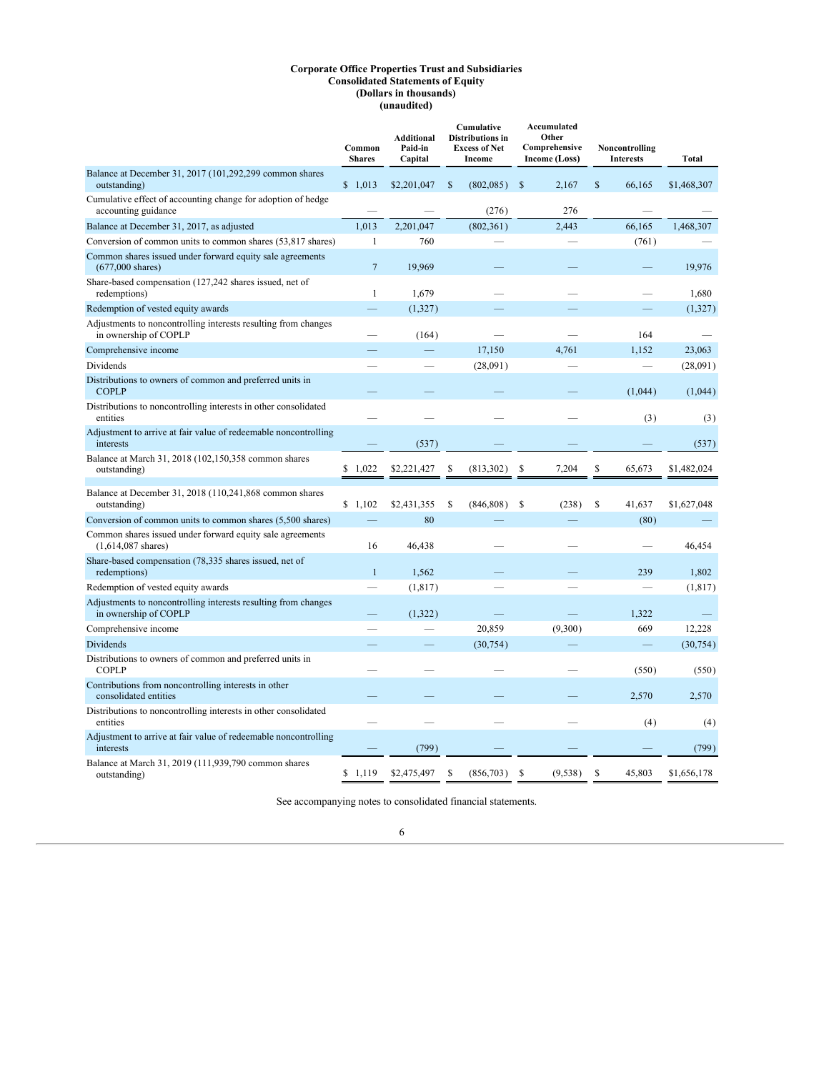**Corporate Office Properties Trust and Subsidiaries**
**Consolidated Statements of Equity**
**(Dollars in thousands)**
**(unaudited)**

| | Common Shares | Additional Paid-in Capital | Cumulative Distributions in Excess of Net Income | Accumulated Other Comprehensive Income (Loss) | Noncontrolling Interests | Total |
|---|---|---|---|---|---|---|
| Balance at December 31, 2017 (101,292,299 common shares outstanding) | $ 1,013 | $2,201,047 | $ (802,085) | $ 2,167 | $ 66,165 | $1,468,307 |
| Cumulative effect of accounting change for adoption of hedge accounting guidance | — | — | (276) | 276 | — | — |
| Balance at December 31, 2017, as adjusted | 1,013 | 2,201,047 | (802,361) | 2,443 | 66,165 | 1,468,307 |
| Conversion of common units to common shares (53,817 shares) | 1 | 760 | — | — | (761) | — |
| Common shares issued under forward equity sale agreements (677,000 shares) | 7 | 19,969 | — | — | — | 19,976 |
| Share-based compensation (127,242 shares issued, net of redemptions) | 1 | 1,679 | — | — | — | 1,680 |
| Redemption of vested equity awards | — | (1,327) | — | — | — | (1,327) |
| Adjustments to noncontrolling interests resulting from changes in ownership of COPLP | — | (164) | — | — | 164 | — |
| Comprehensive income | — | — | 17,150 | 4,761 | 1,152 | 23,063 |
| Dividends | — | — | (28,091) | — | — | (28,091) |
| Distributions to owners of common and preferred units in COPLP | — | — | — | — | (1,044) | (1,044) |
| Distributions to noncontrolling interests in other consolidated entities | — | — | — | — | (3) | (3) |
| Adjustment to arrive at fair value of redeemable noncontrolling interests | — | (537) | — | — | — | (537) |
| Balance at March 31, 2018 (102,150,358 common shares outstanding) | $ 1,022 | $2,221,427 | $ (813,302) | $ 7,204 | $ 65,673 | $1,482,024 |
| | | | | | | |
| Balance at December 31, 2018 (110,241,868 common shares outstanding) | $ 1,102 | $2,431,355 | $ (846,808) | $ (238) | $ 41,637 | $1,627,048 |
| Conversion of common units to common shares (5,500 shares) | — | 80 | — | — | (80) | — |
| Common shares issued under forward equity sale agreements (1,614,087 shares) | 16 | 46,438 | — | — | — | 46,454 |
| Share-based compensation (78,335 shares issued, net of redemptions) | 1 | 1,562 | — | — | 239 | 1,802 |
| Redemption of vested equity awards | — | (1,817) | — | — | — | (1,817) |
| Adjustments to noncontrolling interests resulting from changes in ownership of COPLP | — | (1,322) | — | — | 1,322 | — |
| Comprehensive income | — | — | 20,859 | (9,300) | 669 | 12,228 |
| Dividends | — | — | (30,754) | — | — | (30,754) |
| Distributions to owners of common and preferred units in COPLP | — | — | — | — | (550) | (550) |
| Contributions from noncontrolling interests in other consolidated entities | — | — | — | — | 2,570 | 2,570 |
| Distributions to noncontrolling interests in other consolidated entities | — | — | — | — | (4) | (4) |
| Adjustment to arrive at fair value of redeemable noncontrolling interests | — | (799) | — | — | — | (799) |
| Balance at March 31, 2019 (111,939,790 common shares outstanding) | $ 1,119 | $2,475,497 | $ (856,703) | $ (9,538) | $ 45,803 | $1,656,178 |

See accompanying notes to consolidated financial statements.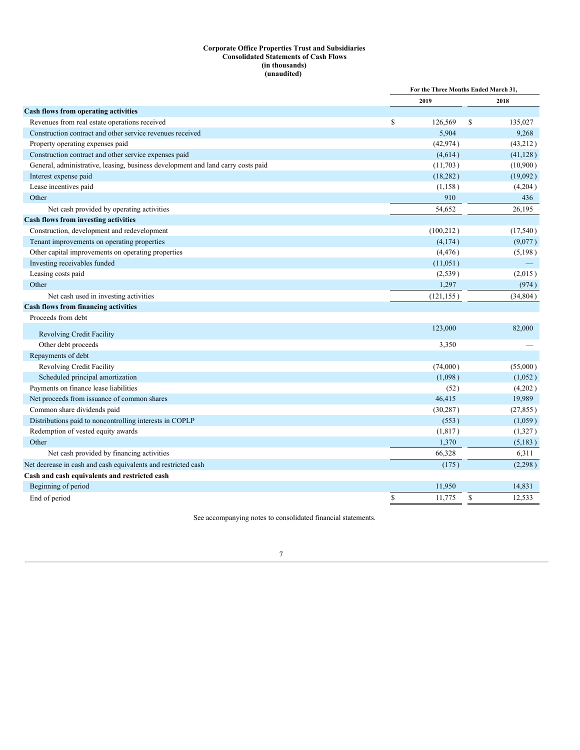**Corporate Office Properties Trust and Subsidiaries**
**Consolidated Statements of Cash Flows**
**(in thousands)**
**(unaudited)**

| | For the Three Months Ended March 31, | |
|---|---|---|
| | 2019 | 2018 |
| **Cash flows from operating activities** | | |
| Revenues from real estate operations received | $ 126,569 | $ 135,027 |
| Construction contract and other service revenues received | 5,904 | 9,268 |
| Property operating expenses paid | (42,974) | (43,212) |
| Construction contract and other service expenses paid | (4,614) | (41,128) |
| General, administrative, leasing, business development and land carry costs paid | (11,703) | (10,900) |
| Interest expense paid | (18,282) | (19,092) |
| Lease incentives paid | (1,158) | (4,204) |
| Other | 910 | 436 |
| Net cash provided by operating activities | 54,652 | 26,195 |
| **Cash flows from investing activities** | | |
| Construction, development and redevelopment | (100,212) | (17,540) |
| Tenant improvements on operating properties | (4,174) | (9,077) |
| Other capital improvements on operating properties | (4,476) | (5,198) |
| Investing receivables funded | (11,051) | — |
| Leasing costs paid | (2,539) | (2,015) |
| Other | 1,297 | (974) |
| Net cash used in investing activities | (121,155) | (34,804) |
| **Cash flows from financing activities** | | |
| Proceeds from debt | | |
| Revolving Credit Facility | 123,000 | 82,000 |
| Other debt proceeds | 3,350 | — |
| Repayments of debt | | |
| Revolving Credit Facility | (74,000) | (55,000) |
| Scheduled principal amortization | (1,098) | (1,052) |
| Payments on finance lease liabilities | (52) | (4,202) |
| Net proceeds from issuance of common shares | 46,415 | 19,989 |
| Common share dividends paid | (30,287) | (27,855) |
| Distributions paid to noncontrolling interests in COPLP | (553) | (1,059) |
| Redemption of vested equity awards | (1,817) | (1,327) |
| Other | 1,370 | (5,183) |
| Net cash provided by financing activities | 66,328 | 6,311 |
| Net decrease in cash and cash equivalents and restricted cash | (175) | (2,298) |
| **Cash and cash equivalents and restricted cash** | | |
| Beginning of period | 11,950 | 14,831 |
| End of period | $ 11,775 | $ 12,533 |

See accompanying notes to consolidated financial statements.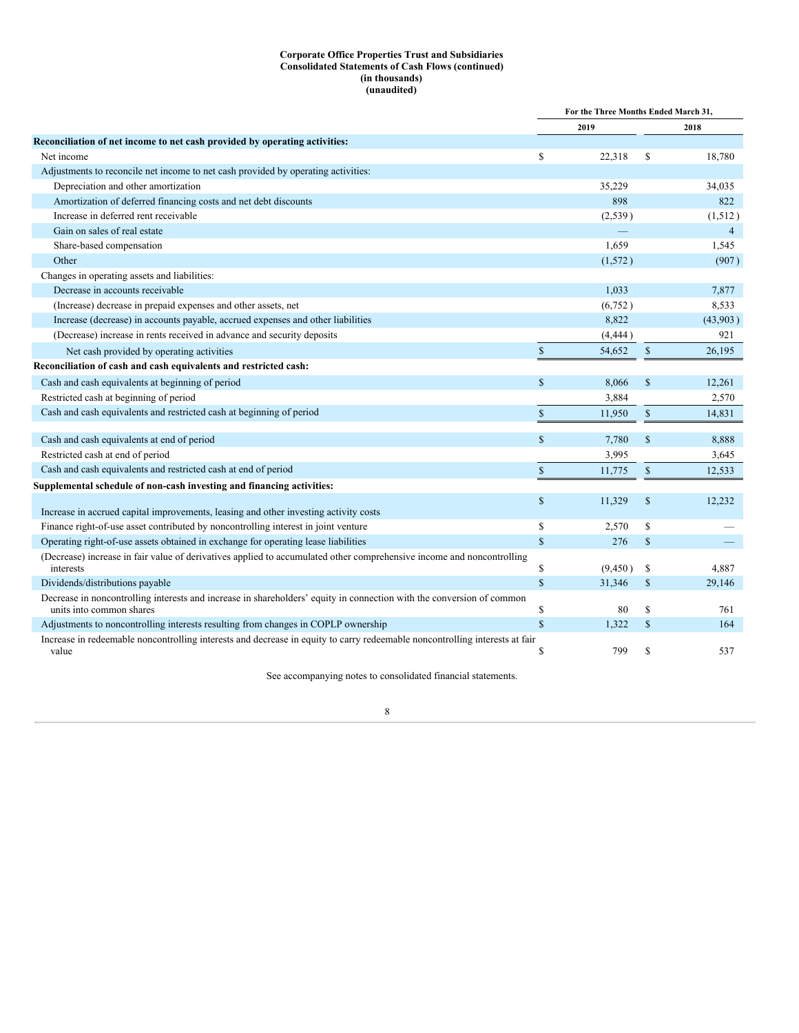**Corporate Office Properties Trust and Subsidiaries**
**Consolidated Statements of Cash Flows (continued)**
**(in thousands)**
**(unaudited)**

| | For the Three Months Ended March 31, | |
|---|---|---|
| | 2019 | 2018 |
| **Reconciliation of net income to net cash provided by operating activities:** | | |
| Net income | $ 22,318 | $ 18,780 |
| Adjustments to reconcile net income to net cash provided by operating activities: | | |
| Depreciation and other amortization | 35,229 | 34,035 |
| Amortization of deferred financing costs and net debt discounts | 898 | 822 |
| Increase in deferred rent receivable | (2,539) | (1,512) |
| Gain on sales of real estate | — | 4 |
| Share-based compensation | 1,659 | 1,545 |
| Other | (1,572) | (907) |
| Changes in operating assets and liabilities: | | |
| Decrease in accounts receivable | 1,033 | 7,877 |
| (Increase) decrease in prepaid expenses and other assets, net | (6,752) | 8,533 |
| Increase (decrease) in accounts payable, accrued expenses and other liabilities | 8,822 | (43,903) |
| (Decrease) increase in rents received in advance and security deposits | (4,444) | 921 |
| Net cash provided by operating activities | $ 54,652 | $ 26,195 |
| **Reconciliation of cash and cash equivalents and restricted cash:** | | |
| Cash and cash equivalents at beginning of period | $ 8,066 | $ 12,261 |
| Restricted cash at beginning of period | 3,884 | 2,570 |
| Cash and cash equivalents and restricted cash at beginning of period | $ 11,950 | $ 14,831 |
| Cash and cash equivalents at end of period | $ 7,780 | $ 8,888 |
| Restricted cash at end of period | 3,995 | 3,645 |
| Cash and cash equivalents and restricted cash at end of period | $ 11,775 | $ 12,533 |
| **Supplemental schedule of non-cash investing and financing activities:** | | |
| Increase in accrued capital improvements, leasing and other investing activity costs | $ 11,329 | $ 12,232 |
| Finance right-of-use asset contributed by noncontrolling interest in joint venture | $ 2,570 | $ — |
| Operating right-of-use assets obtained in exchange for operating lease liabilities | $ 276 | $ — |
| (Decrease) increase in fair value of derivatives applied to accumulated other comprehensive income and noncontrolling interests | $ (9,450) | $ 4,887 |
| Dividends/distributions payable | $ 31,346 | $ 29,146 |
| Decrease in noncontrolling interests and increase in shareholders' equity in connection with the conversion of common units into common shares | $ 80 | $ 761 |
| Adjustments to noncontrolling interests resulting from changes in COPLP ownership | $ 1,322 | $ 164 |
| Increase in redeemable noncontrolling interests and decrease in equity to carry redeemable noncontrolling interests at fair value | $ 799 | $ 537 |

See accompanying notes to consolidated financial statements.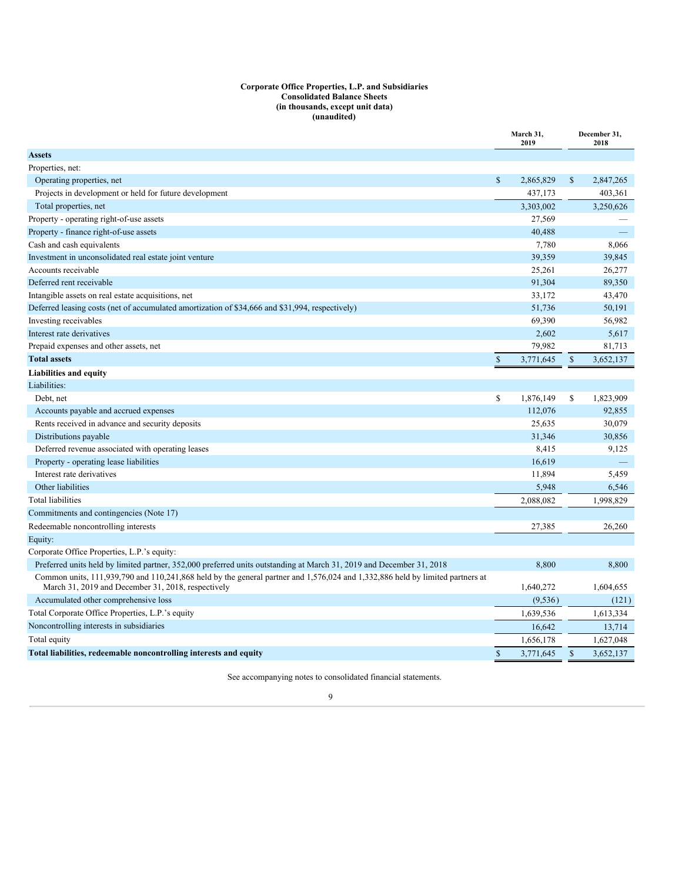**Corporate Office Properties, L.P. and Subsidiaries**
**Consolidated Balance Sheets**
**(in thousands, except unit data)**
**(unaudited)**

| | March 31, 2019 | December 31, 2018 |
|---|---|---|
| **Assets** | | |
| Properties, net: | | |
| Operating properties, net | $ 2,865,829 | $ 2,847,265 |
| Projects in development or held for future development | 437,173 | 403,361 |
| Total properties, net | 3,303,002 | 3,250,626 |
| Property - operating right-of-use assets | 27,569 | — |
| Property - finance right-of-use assets | 40,488 | — |
| Cash and cash equivalents | 7,780 | 8,066 |
| Investment in unconsolidated real estate joint venture | 39,359 | 39,845 |
| Accounts receivable | 25,261 | 26,277 |
| Deferred rent receivable | 91,304 | 89,350 |
| Intangible assets on real estate acquisitions, net | 33,172 | 43,470 |
| Deferred leasing costs (net of accumulated amortization of $34,666 and $31,994, respectively) | 51,736 | 50,191 |
| Investing receivables | 69,390 | 56,982 |
| Interest rate derivatives | 2,602 | 5,617 |
| Prepaid expenses and other assets, net | 79,982 | 81,713 |
| **Total assets** | $ 3,771,645 | $ 3,652,137 |
| **Liabilities and equity** | | |
| Liabilities: | | |
| Debt, net | $ 1,876,149 | $ 1,823,909 |
| Accounts payable and accrued expenses | 112,076 | 92,855 |
| Rents received in advance and security deposits | 25,635 | 30,079 |
| Distributions payable | 31,346 | 30,856 |
| Deferred revenue associated with operating leases | 8,415 | 9,125 |
| Property - operating lease liabilities | 16,619 | — |
| Interest rate derivatives | 11,894 | 5,459 |
| Other liabilities | 5,948 | 6,546 |
| Total liabilities | 2,088,082 | 1,998,829 |
| Commitments and contingencies (Note 17) | | |
| Redeemable noncontrolling interests | 27,385 | 26,260 |
| Equity: | | |
| Corporate Office Properties, L.P.'s equity: | | |
| Preferred units held by limited partner, 352,000 preferred units outstanding at March 31, 2019 and December 31, 2018 | 8,800 | 8,800 |
| Common units, 111,939,790 and 110,241,868 held by the general partner and 1,576,024 and 1,332,886 held by limited partners at March 31, 2019 and December 31, 2018, respectively | 1,640,272 | 1,604,655 |
| Accumulated other comprehensive loss | (9,536) | (121) |
| Total Corporate Office Properties, L.P.'s equity | 1,639,536 | 1,613,334 |
| Noncontrolling interests in subsidiaries | 16,642 | 13,714 |
| Total equity | 1,656,178 | 1,627,048 |
| **Total liabilities, redeemable noncontrolling interests and equity** | $ 3,771,645 | $ 3,652,137 |

See accompanying notes to consolidated financial statements.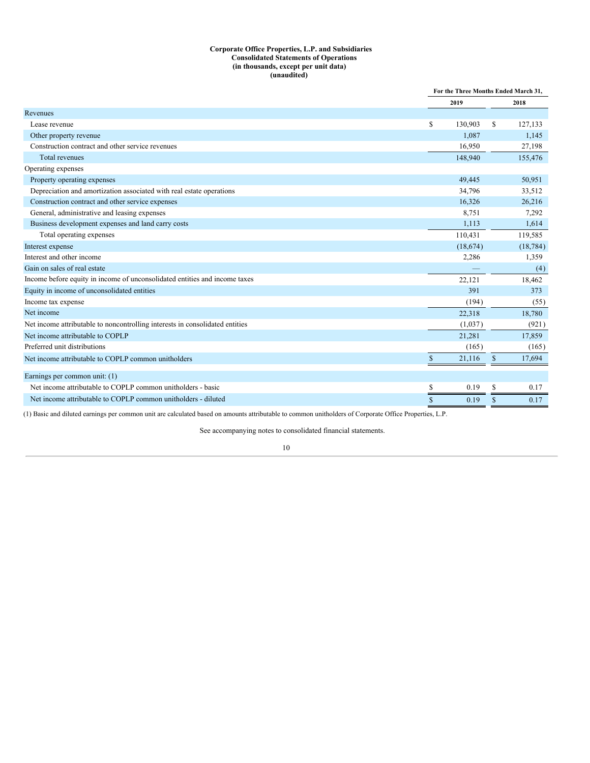**Corporate Office Properties, L.P. and Subsidiaries**
**Consolidated Statements of Operations**
**(in thousands, except per unit data)**
**(unaudited)**

| | For the Three Months Ended March 31, | |
|---|---|---|
| | 2019 | 2018 |
| Revenues | | |
| Lease revenue | $ 130,903 | $ 127,133 |
| Other property revenue | 1,087 | 1,145 |
| Construction contract and other service revenues | 16,950 | 27,198 |
| Total revenues | 148,940 | 155,476 |
| Operating expenses | | |
| Property operating expenses | 49,445 | 50,951 |
| Depreciation and amortization associated with real estate operations | 34,796 | 33,512 |
| Construction contract and other service expenses | 16,326 | 26,216 |
| General, administrative and leasing expenses | 8,751 | 7,292 |
| Business development expenses and land carry costs | 1,113 | 1,614 |
| Total operating expenses | 110,431 | 119,585 |
| Interest expense | (18,674) | (18,784) |
| Interest and other income | 2,286 | 1,359 |
| Gain on sales of real estate | — | (4) |
| Income before equity in income of unconsolidated entities and income taxes | 22,121 | 18,462 |
| Equity in income of unconsolidated entities | 391 | 373 |
| Income tax expense | (194) | (55) |
| Net income | 22,318 | 18,780 |
| Net income attributable to noncontrolling interests in consolidated entities | (1,037) | (921) |
| Net income attributable to COPLP | 21,281 | 17,859 |
| Preferred unit distributions | (165) | (165) |
| Net income attributable to COPLP common unitholders | $ 21,116 | $ 17,694 |
| Earnings per common unit: (1) | | |
| Net income attributable to COPLP common unitholders - basic | $ 0.19 | $ 0.17 |
| Net income attributable to COPLP common unitholders - diluted | $ 0.19 | $ 0.17 |

(1) Basic and diluted earnings per common unit are calculated based on amounts attributable to common unitholders of Corporate Office Properties, L.P.

See accompanying notes to consolidated financial statements.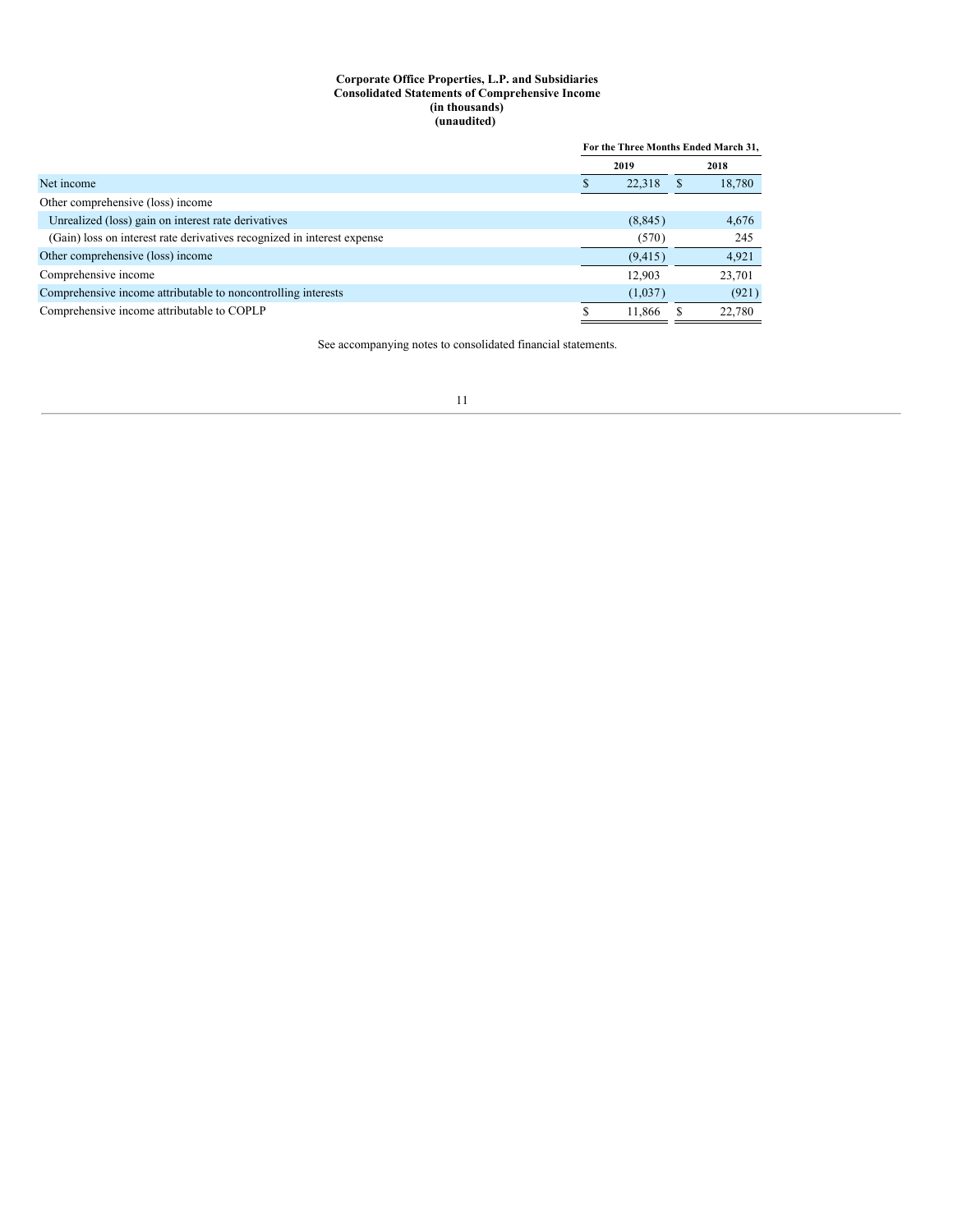**Corporate Office Properties, L.P. and Subsidiaries**
**Consolidated Statements of Comprehensive Income**
**(in thousands)**
**(unaudited)**

| | For the Three Months Ended March 31, | |
|---|---|---|
| | 2019 | 2018 |
| Net income | $ 22,318 | $ 18,780 |
| Other comprehensive (loss) income | | |
| Unrealized (loss) gain on interest rate derivatives | (8,845) | 4,676 |
| (Gain) loss on interest rate derivatives recognized in interest expense | (570) | 245 |
| Other comprehensive (loss) income | (9,415) | 4,921 |
| Comprehensive income | 12,903 | 23,701 |
| Comprehensive income attributable to noncontrolling interests | (1,037) | (921) |
| Comprehensive income attributable to COPLP | $ 11,866 | $ 22,780 |

See accompanying notes to consolidated financial statements.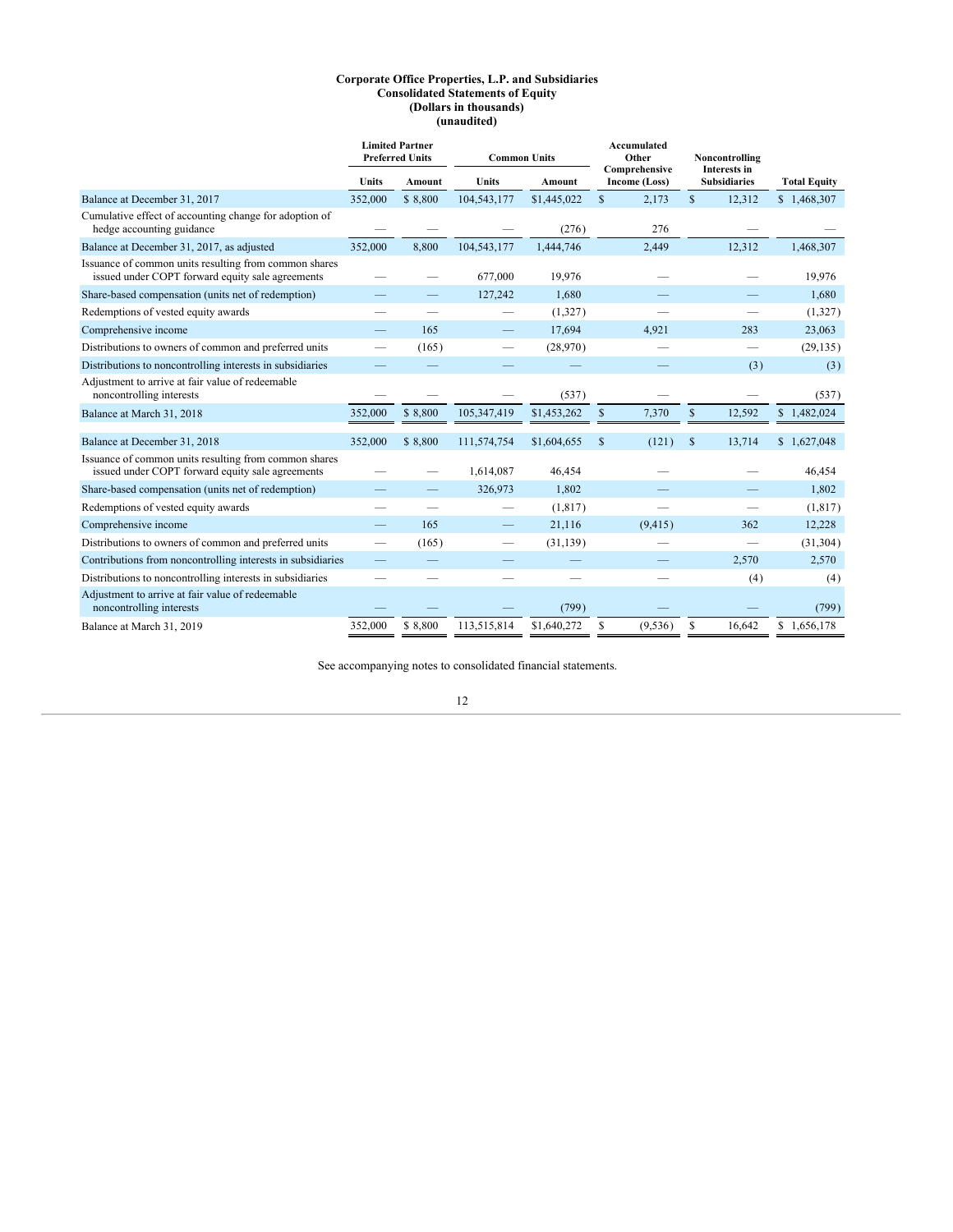**Corporate Office Properties, L.P. and Subsidiaries**
**Consolidated Statements of Equity**
**(Dollars in thousands)**
**(unaudited)**

| | Limited Partner Preferred Units | | Common Units | | Accumulated Other Comprehensive Income (Loss) | Noncontrolling Interests in Subsidiaries | Total Equity |
|---|---|---|---|---|---|---|---|
| | Units | Amount | Units | Amount | | | |
| Balance at December 31, 2017 | 352,000 | $ 8,800 | 104,543,177 | $1,445,022 | $ 2,173 | $ 12,312 | $ 1,468,307 |
| Cumulative effect of accounting change for adoption of hedge accounting guidance | — | — | — | (276) | 276 | — | — |
| Balance at December 31, 2017, as adjusted | 352,000 | 8,800 | 104,543,177 | 1,444,746 | 2,449 | 12,312 | 1,468,307 |
| Issuance of common units resulting from common shares issued under COPT forward equity sale agreements | — | — | 677,000 | 19,976 | — | — | 19,976 |
| Share-based compensation (units net of redemption) | — | — | 127,242 | 1,680 | — | — | 1,680 |
| Redemptions of vested equity awards | — | — | — | (1,327) | — | — | (1,327) |
| Comprehensive income | — | 165 | — | 17,694 | 4,921 | 283 | 23,063 |
| Distributions to owners of common and preferred units | — | (165) | — | (28,970) | — | — | (29,135) |
| Distributions to noncontrolling interests in subsidiaries | — | — | — | — | — | (3) | (3) |
| Adjustment to arrive at fair value of redeemable noncontrolling interests | — | — | — | (537) | — | — | (537) |
| Balance at March 31, 2018 | 352,000 | $ 8,800 | 105,347,419 | $1,453,262 | $ 7,370 | $ 12,592 | $ 1,482,024 |
| | | | | | | | |
| Balance at December 31, 2018 | 352,000 | $ 8,800 | 111,574,754 | $1,604,655 | $ (121) | $ 13,714 | $ 1,627,048 |
| Issuance of common units resulting from common shares issued under COPT forward equity sale agreements | — | — | 1,614,087 | 46,454 | — | — | 46,454 |
| Share-based compensation (units net of redemption) | — | — | 326,973 | 1,802 | — | — | 1,802 |
| Redemptions of vested equity awards | — | — | — | (1,817) | — | — | (1,817) |
| Comprehensive income | — | 165 | — | 21,116 | (9,415) | 362 | 12,228 |
| Distributions to owners of common and preferred units | — | (165) | — | (31,139) | — | — | (31,304) |
| Contributions from noncontrolling interests in subsidiaries | — | — | — | — | — | 2,570 | 2,570 |
| Distributions to noncontrolling interests in subsidiaries | — | — | — | — | — | (4) | (4) |
| Adjustment to arrive at fair value of redeemable noncontrolling interests | — | — | — | (799) | — | — | (799) |
| Balance at March 31, 2019 | 352,000 | $ 8,800 | 113,515,814 | $1,640,272 | $ (9,536) | $ 16,642 | $ 1,656,178 |

See accompanying notes to consolidated financial statements.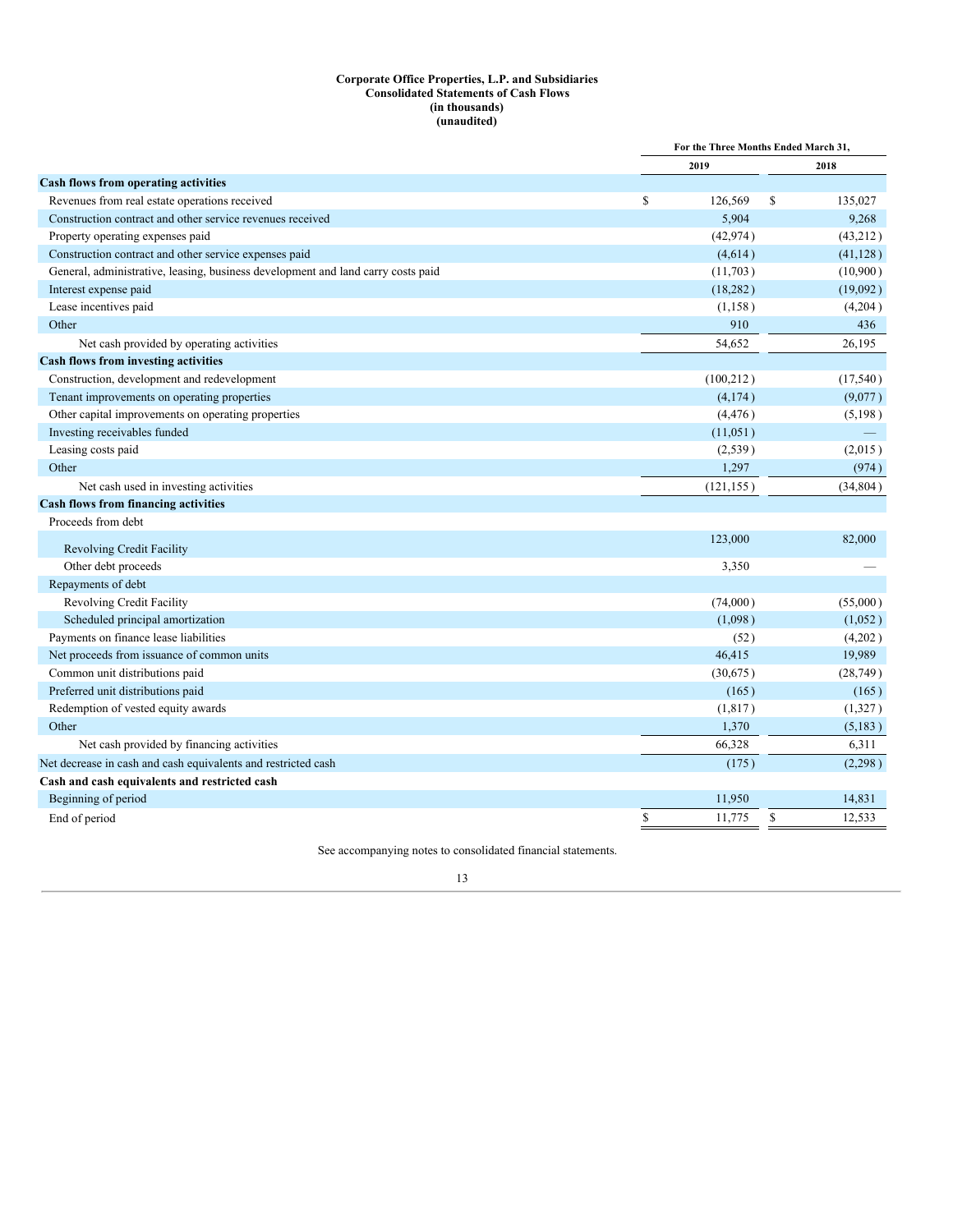**Corporate Office Properties, L.P. and Subsidiaries**
**Consolidated Statements of Cash Flows**
**(in thousands)**
**(unaudited)**

| | For the Three Months Ended March 31, | |
|---|---|---|
| | 2019 | 2018 |
| **Cash flows from operating activities** | | |
| Revenues from real estate operations received | $ 126,569 | $ 135,027 |
| Construction contract and other service revenues received | 5,904 | 9,268 |
| Property operating expenses paid | (42,974) | (43,212) |
| Construction contract and other service expenses paid | (4,614) | (41,128) |
| General, administrative, leasing, business development and land carry costs paid | (11,703) | (10,900) |
| Interest expense paid | (18,282) | (19,092) |
| Lease incentives paid | (1,158) | (4,204) |
| Other | 910 | 436 |
| Net cash provided by operating activities | 54,652 | 26,195 |
| **Cash flows from investing activities** | | |
| Construction, development and redevelopment | (100,212) | (17,540) |
| Tenant improvements on operating properties | (4,174) | (9,077) |
| Other capital improvements on operating properties | (4,476) | (5,198) |
| Investing receivables funded | (11,051) | — |
| Leasing costs paid | (2,539) | (2,015) |
| Other | 1,297 | (974) |
| Net cash used in investing activities | (121,155) | (34,804) |
| **Cash flows from financing activities** | | |
| Proceeds from debt | | |
| Revolving Credit Facility | 123,000 | 82,000 |
| Other debt proceeds | 3,350 | — |
| Repayments of debt | | |
| Revolving Credit Facility | (74,000) | (55,000) |
| Scheduled principal amortization | (1,098) | (1,052) |
| Payments on finance lease liabilities | (52) | (4,202) |
| Net proceeds from issuance of common units | 46,415 | 19,989 |
| Common unit distributions paid | (30,675) | (28,749) |
| Preferred unit distributions paid | (165) | (165) |
| Redemption of vested equity awards | (1,817) | (1,327) |
| Other | 1,370 | (5,183) |
| Net cash provided by financing activities | 66,328 | 6,311 |
| Net decrease in cash and cash equivalents and restricted cash | (175) | (2,298) |
| **Cash and cash equivalents and restricted cash** | | |
| Beginning of period | 11,950 | 14,831 |
| End of period | $ 11,775 | $ 12,533 |

See accompanying notes to consolidated financial statements.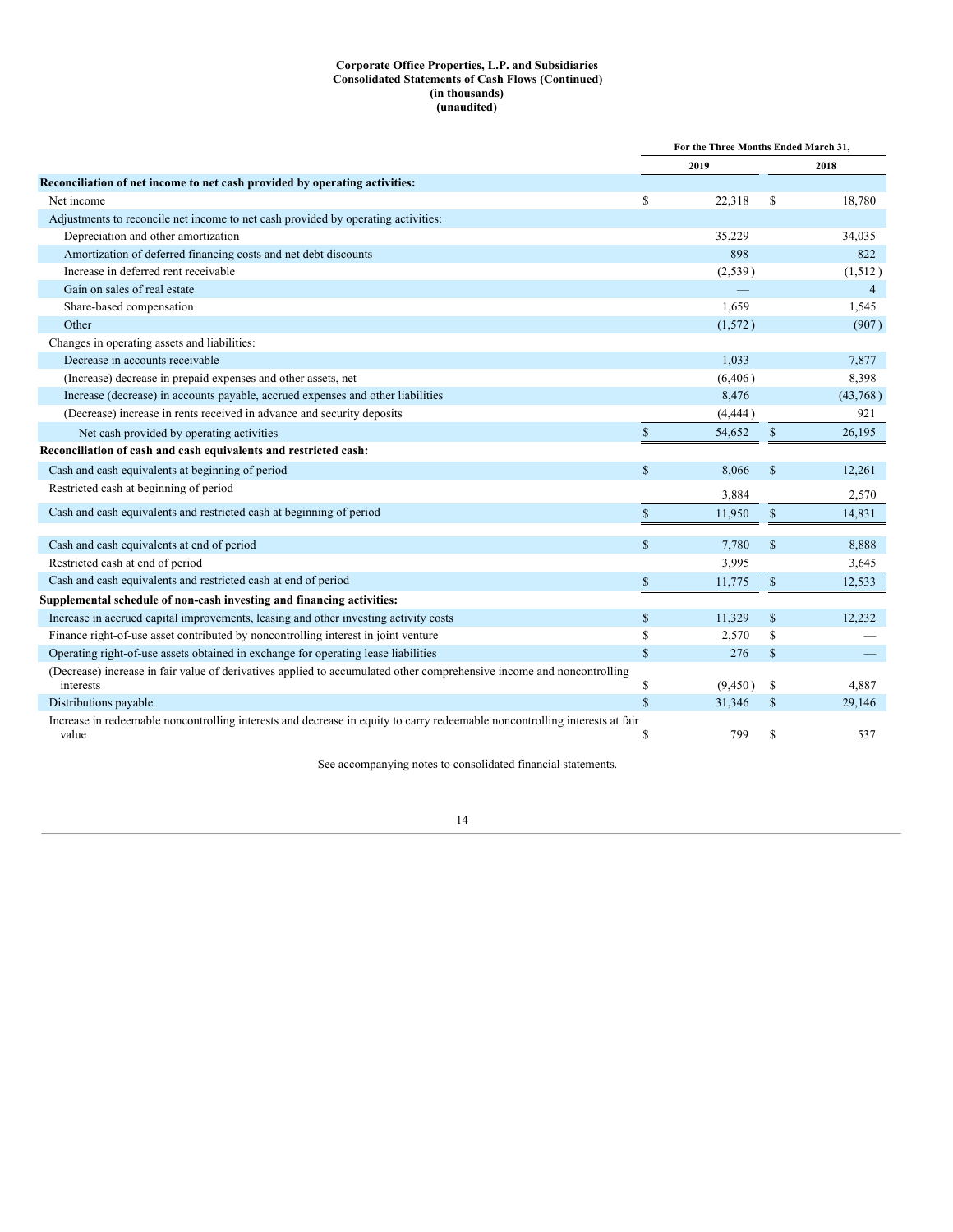**Corporate Office Properties, L.P. and Subsidiaries**
**Consolidated Statements of Cash Flows (Continued)**
**(in thousands)**
**(unaudited)**

| | For the Three Months Ended March 31, | |
|---|---|---|
| | 2019 | 2018 |
| **Reconciliation of net income to net cash provided by operating activities:** | | |
| Net income | $ 22,318 | $ 18,780 |
| Adjustments to reconcile net income to net cash provided by operating activities: | | |
| Depreciation and other amortization | 35,229 | 34,035 |
| Amortization of deferred financing costs and net debt discounts | 898 | 822 |
| Increase in deferred rent receivable | (2,539) | (1,512) |
| Gain on sales of real estate | — | 4 |
| Share-based compensation | 1,659 | 1,545 |
| Other | (1,572) | (907) |
| Changes in operating assets and liabilities: | | |
| Decrease in accounts receivable | 1,033 | 7,877 |
| (Increase) decrease in prepaid expenses and other assets, net | (6,406) | 8,398 |
| Increase (decrease) in accounts payable, accrued expenses and other liabilities | 8,476 | (43,768) |
| (Decrease) increase in rents received in advance and security deposits | (4,444) | 921 |
| Net cash provided by operating activities | $ 54,652 | $ 26,195 |
| **Reconciliation of cash and cash equivalents and restricted cash:** | | |
| Cash and cash equivalents at beginning of period | $ 8,066 | $ 12,261 |
| Restricted cash at beginning of period | 3,884 | 2,570 |
| Cash and cash equivalents and restricted cash at beginning of period | $ 11,950 | $ 14,831 |
| Cash and cash equivalents at end of period | $ 7,780 | $ 8,888 |
| Restricted cash at end of period | 3,995 | 3,645 |
| Cash and cash equivalents and restricted cash at end of period | $ 11,775 | $ 12,533 |
| **Supplemental schedule of non-cash investing and financing activities:** | | |
| Increase in accrued capital improvements, leasing and other investing activity costs | $ 11,329 | $ 12,232 |
| Finance right-of-use asset contributed by noncontrolling interest in joint venture | $ 2,570 | $ — |
| Operating right-of-use assets obtained in exchange for operating lease liabilities | $ 276 | $ — |
| (Decrease) increase in fair value of derivatives applied to accumulated other comprehensive income and noncontrolling interests | $ (9,450) | $ 4,887 |
| Distributions payable | $ 31,346 | $ 29,146 |
| Increase in redeemable noncontrolling interests and decrease in equity to carry redeemable noncontrolling interests at fair value | $ 799 | $ 537 |

See accompanying notes to consolidated financial statements.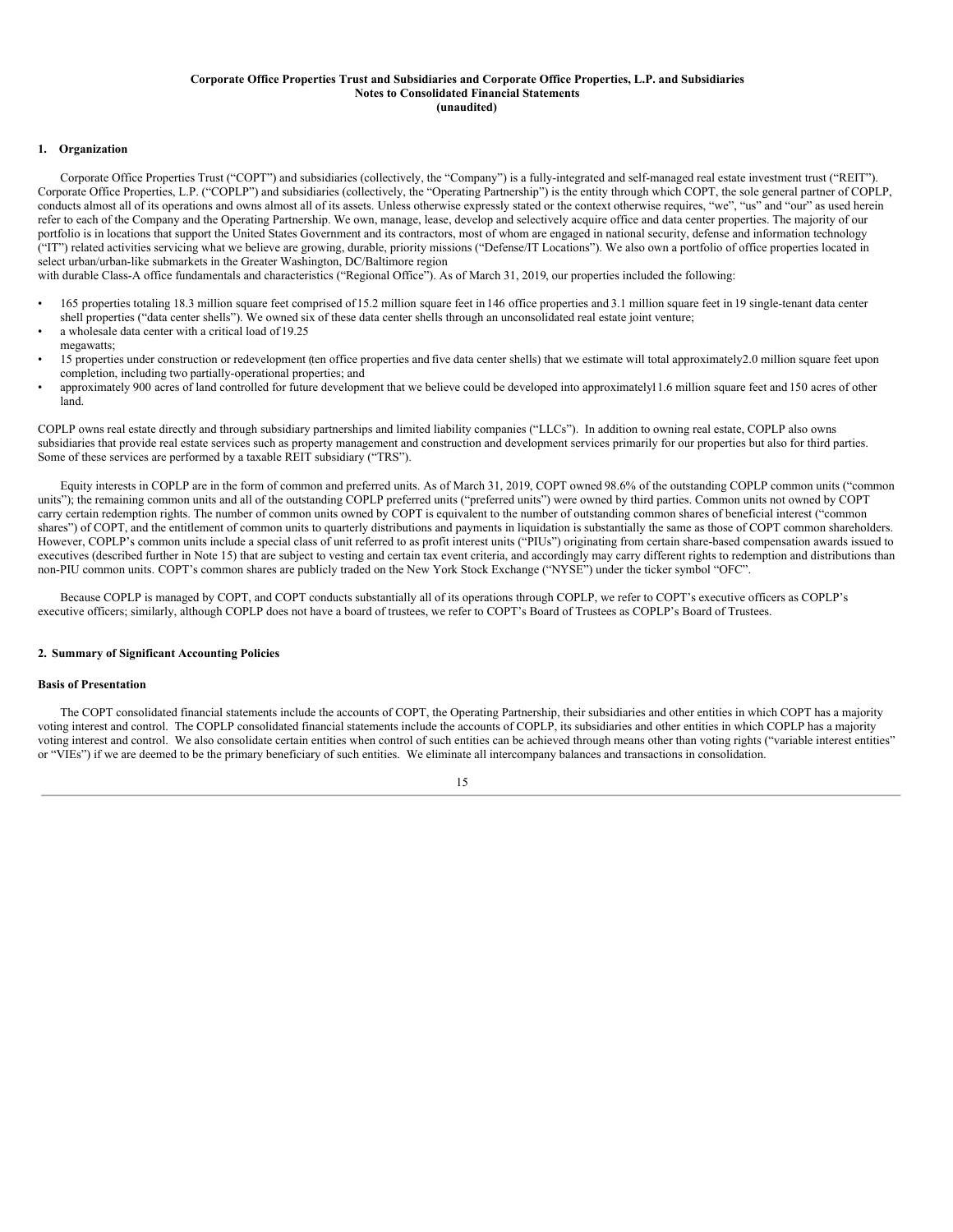**Corporate Office Properties Trust and Subsidiaries and Corporate Office Properties, L.P. and Subsidiaries**
**Notes to Consolidated Financial Statements**
**(unaudited)**

## 1. Organization

Corporate Office Properties Trust ("COPT") and subsidiaries (collectively, the "Company") is a fully-integrated and self-managed real estate investment trust ("REIT"). Corporate Office Properties, L.P. ("COPLP") and subsidiaries (collectively, the "Operating Partnership") is the entity through which COPT, the sole general partner of COPLP, conducts almost all of its operations and owns almost all of its assets. Unless otherwise expressly stated or the context otherwise requires, "we", "us" and "our" as used herein refer to each of the Company and the Operating Partnership. We own, manage, lease, develop and selectively acquire office and data center properties. The majority of our portfolio is in locations that support the United States Government and its contractors, most of whom are engaged in national security, defense and information technology ("IT") related activities servicing what we believe are growing, durable, priority missions ("Defense/IT Locations"). We also own a portfolio of office properties located in select urban/urban-like submarkets in the Greater Washington, DC/Baltimore region with durable Class-A office fundamentals and characteristics ("Regional Office"). As of March 31, 2019, our properties included the following:

- 165 properties totaling 18.3 million square feet comprised of 15.2 million square feet in 146 office properties and 3.1 million square feet in 19 single-tenant data center shell properties ("data center shells"). We owned six of these data center shells through an unconsolidated real estate joint venture;
- a wholesale data center with a critical load of 19.25 megawatts;
- 15 properties under construction or redevelopment (ten office properties and five data center shells) that we estimate will total approximately 2.0 million square feet upon completion, including two partially-operational properties; and
- approximately 900 acres of land controlled for future development that we believe could be developed into approximately 11.6 million square feet and 150 acres of other land.

COPLP owns real estate directly and through subsidiary partnerships and limited liability companies ("LLCs"). In addition to owning real estate, COPLP also owns subsidiaries that provide real estate services such as property management and construction and development services primarily for our properties but also for third parties. Some of these services are performed by a taxable REIT subsidiary ("TRS").

Equity interests in COPLP are in the form of common and preferred units. As of March 31, 2019, COPT owned 98.6% of the outstanding COPLP common units ("common units"); the remaining common units and all of the outstanding COPLP preferred units ("preferred units") were owned by third parties. Common units not owned by COPT carry certain redemption rights. The number of common units owned by COPT is equivalent to the number of outstanding common shares of beneficial interest ("common shares") of COPT, and the entitlement of common units to quarterly distributions and payments in liquidation is substantially the same as those of COPT common shareholders. However, COPLP's common units include a special class of unit referred to as profit interest units ("PIUs") originating from certain share-based compensation awards issued to executives (described further in Note 15) that are subject to vesting and certain tax event criteria, and accordingly may carry different rights to redemption and distributions than non-PIU common units. COPT's common shares are publicly traded on the New York Stock Exchange ("NYSE") under the ticker symbol "OFC".

Because COPLP is managed by COPT, and COPT conducts substantially all of its operations through COPLP, we refer to COPT's executive officers as COPLP's executive officers; similarly, although COPLP does not have a board of trustees, we refer to COPT's Board of Trustees as COPLP's Board of Trustees.

## 2. Summary of Significant Accounting Policies

### Basis of Presentation

The COPT consolidated financial statements include the accounts of COPT, the Operating Partnership, their subsidiaries and other entities in which COPT has a majority voting interest and control. The COPLP consolidated financial statements include the accounts of COPLP, its subsidiaries and other entities in which COPLP has a majority voting interest and control. We also consolidate certain entities when control of such entities can be achieved through means other than voting rights ("variable interest entities" or "VIEs") if we are deemed to be the primary beneficiary of such entities. We eliminate all intercompany balances and transactions in consolidation.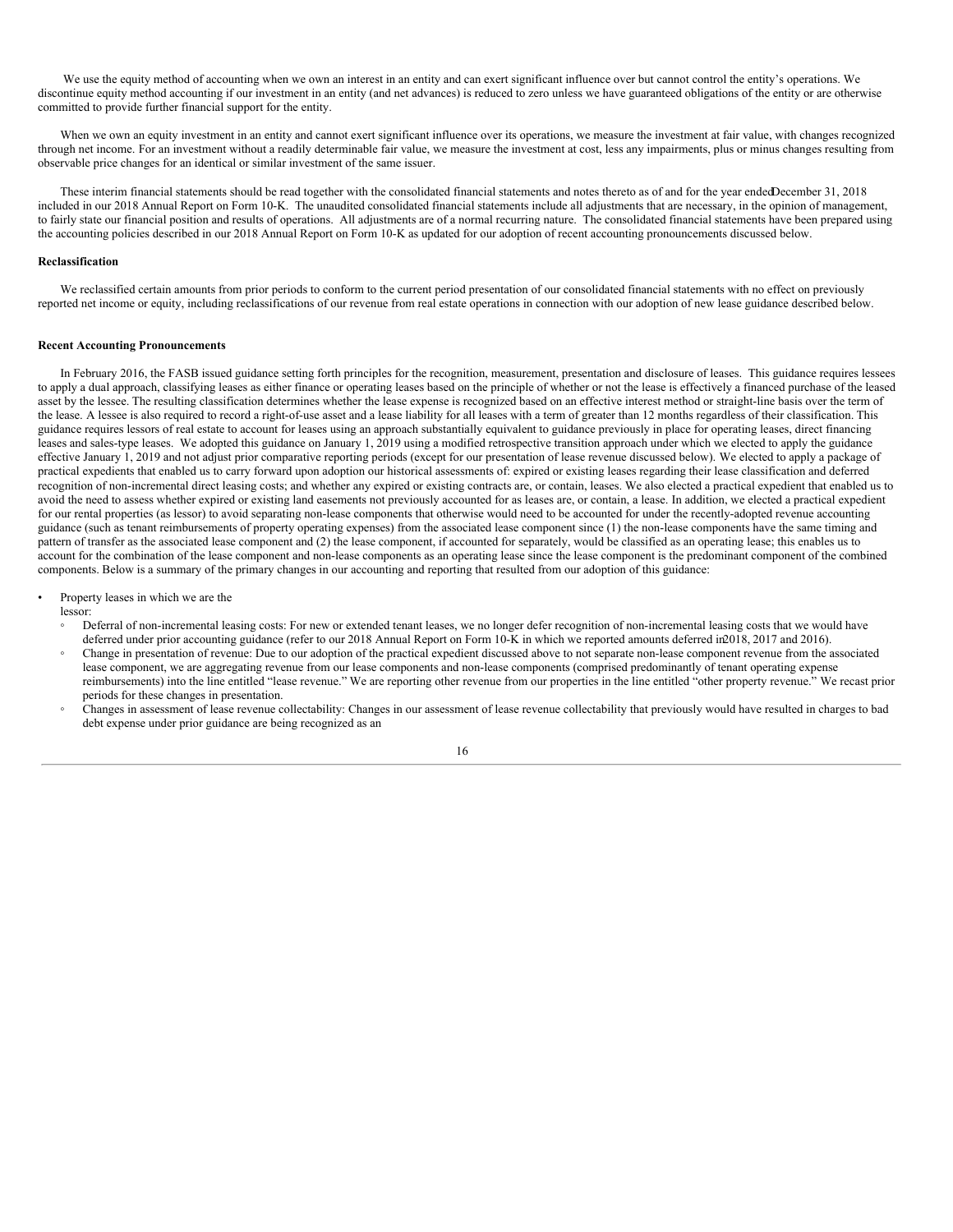We use the equity method of accounting when we own an interest in an entity and can exert significant influence over but cannot control the entity's operations. We discontinue equity method accounting if our investment in an entity (and net advances) is reduced to zero unless we have guaranteed obligations of the entity or are otherwise committed to provide further financial support for the entity.

When we own an equity investment in an entity and cannot exert significant influence over its operations, we measure the investment at fair value, with changes recognized through net income. For an investment without a readily determinable fair value, we measure the investment at cost, less any impairments, plus or minus changes resulting from observable price changes for an identical or similar investment of the same issuer.

These interim financial statements should be read together with the consolidated financial statements and notes thereto as of and for the year ended December 31, 2018 included in our 2018 Annual Report on Form 10-K. The unaudited consolidated financial statements include all adjustments that are necessary, in the opinion of management, to fairly state our financial position and results of operations. All adjustments are of a normal recurring nature. The consolidated financial statements have been prepared using the accounting policies described in our 2018 Annual Report on Form 10-K as updated for our adoption of recent accounting pronouncements discussed below.

**Reclassification**

We reclassified certain amounts from prior periods to conform to the current period presentation of our consolidated financial statements with no effect on previously reported net income or equity, including reclassifications of our revenue from real estate operations in connection with our adoption of new lease guidance described below.

**Recent Accounting Pronouncements**

In February 2016, the FASB issued guidance setting forth principles for the recognition, measurement, presentation and disclosure of leases. This guidance requires lessees to apply a dual approach, classifying leases as either finance or operating leases based on the principle of whether or not the lease is effectively a financed purchase of the leased asset by the lessee. The resulting classification determines whether the lease expense is recognized based on an effective interest method or straight-line basis over the term of the lease. A lessee is also required to record a right-of-use asset and a lease liability for all leases with a term of greater than 12 months regardless of their classification. This guidance requires lessors of real estate to account for leases using an approach substantially equivalent to guidance previously in place for operating leases, direct financing leases and sales-type leases. We adopted this guidance on January 1, 2019 using a modified retrospective transition approach under which we elected to apply the guidance effective January 1, 2019 and not adjust prior comparative reporting periods (except for our presentation of lease revenue discussed below). We elected to apply a package of practical expedients that enabled us to carry forward upon adoption our historical assessments of: expired or existing leases regarding their lease classification and deferred recognition of non-incremental direct leasing costs; and whether any expired or existing contracts are, or contain, leases. We also elected a practical expedient that enabled us to avoid the need to assess whether expired or existing land easements not previously accounted for as leases are, or contain, a lease. In addition, we elected a practical expedient for our rental properties (as lessor) to avoid separating non-lease components that otherwise would need to be accounted for under the recently-adopted revenue accounting guidance (such as tenant reimbursements of property operating expenses) from the associated lease component since (1) the non-lease components have the same timing and pattern of transfer as the associated lease component and (2) the lease component, if accounted for separately, would be classified as an operating lease; this enables us to account for the combination of the lease component and non-lease components as an operating lease since the lease component is the predominant component of the combined components. Below is a summary of the primary changes in our accounting and reporting that resulted from our adoption of this guidance:

- Property leases in which we are the lessor:
  - Deferral of non-incremental leasing costs: For new or extended tenant leases, we no longer defer recognition of non-incremental leasing costs that we would have deferred under prior accounting guidance (refer to our 2018 Annual Report on Form 10-K in which we reported amounts deferred in 2018, 2017 and 2016).
  - Change in presentation of revenue: Due to our adoption of the practical expedient discussed above to not separate non-lease component revenue from the associated lease component, we are aggregating revenue from our lease components and non-lease components (comprised predominantly of tenant operating expense reimbursements) into the line entitled "lease revenue." We are reporting other revenue from our properties in the line entitled "other property revenue." We recast prior periods for these changes in presentation.
  - Changes in assessment of lease revenue collectability: Changes in our assessment of lease revenue collectability that previously would have resulted in charges to bad debt expense under prior guidance are being recognized as an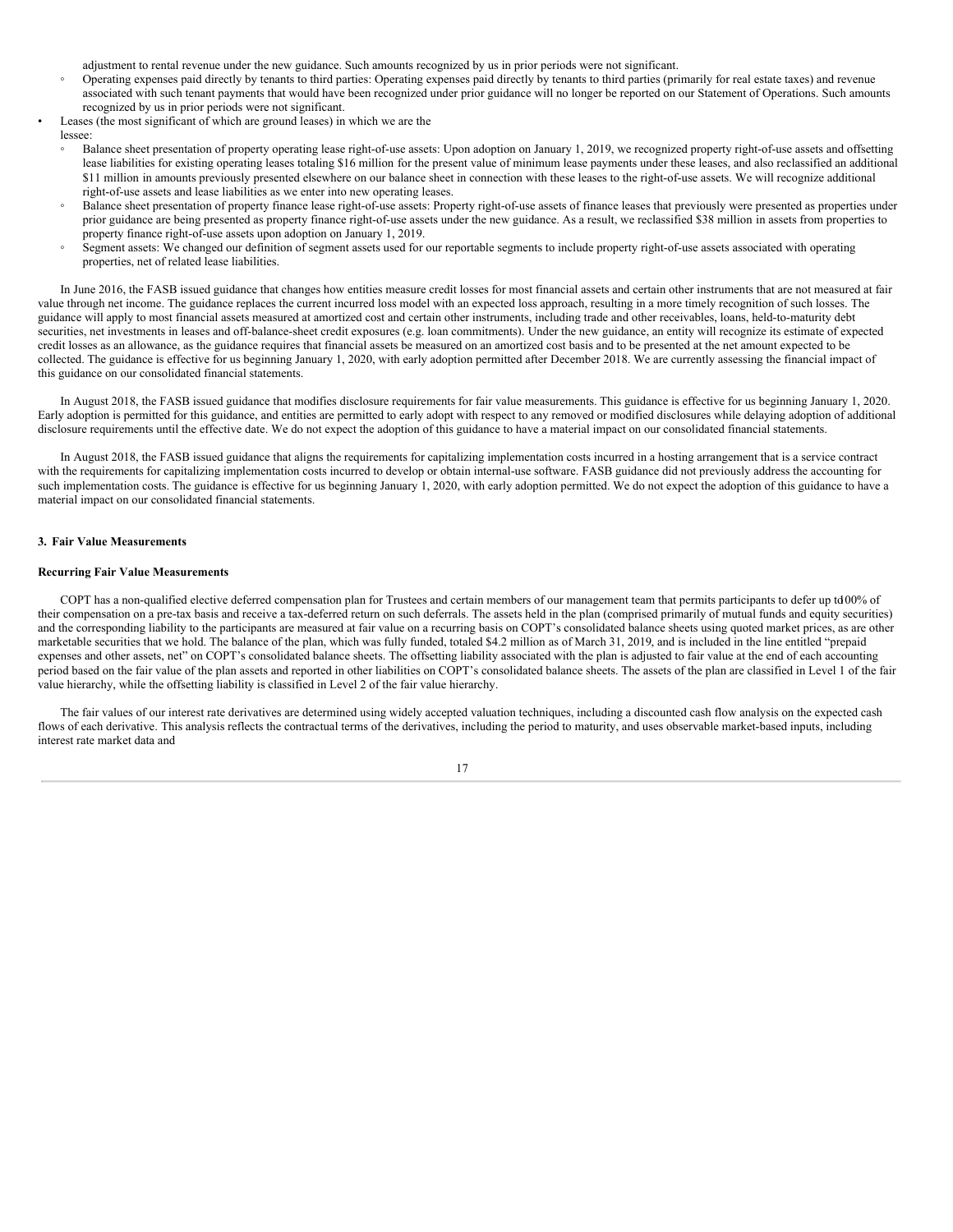adjustment to rental revenue under the new guidance. Such amounts recognized by us in prior periods were not significant.

  - Operating expenses paid directly by tenants to third parties: Operating expenses paid directly by tenants to third parties (primarily for real estate taxes) and revenue associated with such tenant payments that would have been recognized under prior guidance will no longer be reported on our Statement of Operations. Such amounts recognized by us in prior periods were not significant.

- Leases (the most significant of which are ground leases) in which we are the lessee:
  - Balance sheet presentation of property operating lease right-of-use assets: Upon adoption on January 1, 2019, we recognized property right-of-use assets and offsetting lease liabilities for existing operating leases totaling $16 million for the present value of minimum lease payments under these leases, and also reclassified an additional $11 million in amounts previously presented elsewhere on our balance sheet in connection with these leases to the right-of-use assets. We will recognize additional right-of-use assets and lease liabilities as we enter into new operating leases.
  - Balance sheet presentation of property finance lease right-of-use assets: Property right-of-use assets of finance leases that previously were presented as properties under prior guidance are being presented as property finance right-of-use assets under the new guidance. As a result, we reclassified $38 million in assets from properties to property finance right-of-use assets upon adoption on January 1, 2019.
  - Segment assets: We changed our definition of segment assets used for our reportable segments to include property right-of-use assets associated with operating properties, net of related lease liabilities.

In June 2016, the FASB issued guidance that changes how entities measure credit losses for most financial assets and certain other instruments that are not measured at fair value through net income. The guidance replaces the current incurred loss model with an expected loss approach, resulting in a more timely recognition of such losses. The guidance will apply to most financial assets measured at amortized cost and certain other instruments, including trade and other receivables, loans, held-to-maturity debt securities, net investments in leases and off-balance-sheet credit exposures (e.g. loan commitments). Under the new guidance, an entity will recognize its estimate of expected credit losses as an allowance, as the guidance requires that financial assets be measured on an amortized cost basis and to be presented at the net amount expected to be collected. The guidance is effective for us beginning January 1, 2020, with early adoption permitted after December 2018. We are currently assessing the financial impact of this guidance on our consolidated financial statements.

In August 2018, the FASB issued guidance that modifies disclosure requirements for fair value measurements. This guidance is effective for us beginning January 1, 2020. Early adoption is permitted for this guidance, and entities are permitted to early adopt with respect to any removed or modified disclosures while delaying adoption of additional disclosure requirements until the effective date. We do not expect the adoption of this guidance to have a material impact on our consolidated financial statements.

In August 2018, the FASB issued guidance that aligns the requirements for capitalizing implementation costs incurred in a hosting arrangement that is a service contract with the requirements for capitalizing implementation costs incurred to develop or obtain internal-use software. FASB guidance did not previously address the accounting for such implementation costs. The guidance is effective for us beginning January 1, 2020, with early adoption permitted. We do not expect the adoption of this guidance to have a material impact on our consolidated financial statements.

## 3. Fair Value Measurements

### Recurring Fair Value Measurements

COPT has a non-qualified elective deferred compensation plan for Trustees and certain members of our management team that permits participants to defer up to 100% of their compensation on a pre-tax basis and receive a tax-deferred return on such deferrals. The assets held in the plan (comprised primarily of mutual funds and equity securities) and the corresponding liability to the participants are measured at fair value on a recurring basis on COPT's consolidated balance sheets using quoted market prices, as are other marketable securities that we hold. The balance of the plan, which was fully funded, totaled $4.2 million as of March 31, 2019, and is included in the line entitled "prepaid expenses and other assets, net" on COPT's consolidated balance sheets. The offsetting liability associated with the plan is adjusted to fair value at the end of each accounting period based on the fair value of the plan assets and reported in other liabilities on COPT's consolidated balance sheets. The assets of the plan are classified in Level 1 of the fair value hierarchy, while the offsetting liability is classified in Level 2 of the fair value hierarchy.

The fair values of our interest rate derivatives are determined using widely accepted valuation techniques, including a discounted cash flow analysis on the expected cash flows of each derivative. This analysis reflects the contractual terms of the derivatives, including the period to maturity, and uses observable market-based inputs, including interest rate market data and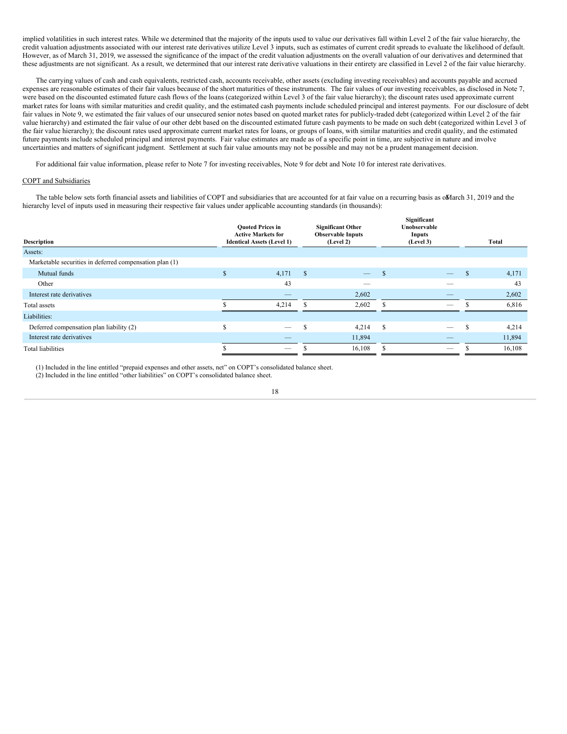implied volatilities in such interest rates. While we determined that the majority of the inputs used to value our derivatives fall within Level 2 of the fair value hierarchy, the credit valuation adjustments associated with our interest rate derivatives utilize Level 3 inputs, such as estimates of current credit spreads to evaluate the likelihood of default. However, as of March 31, 2019, we assessed the significance of the impact of the credit valuation adjustments on the overall valuation of our derivatives and determined that these adjustments are not significant. As a result, we determined that our interest rate derivative valuations in their entirety are classified in Level 2 of the fair value hierarchy.

The carrying values of cash and cash equivalents, restricted cash, accounts receivable, other assets (excluding investing receivables) and accounts payable and accrued expenses are reasonable estimates of their fair values because of the short maturities of these instruments. The fair values of our investing receivables, as disclosed in Note 7, were based on the discounted estimated future cash flows of the loans (categorized within Level 3 of the fair value hierarchy); the discount rates used approximate current market rates for loans with similar maturities and credit quality, and the estimated cash payments include scheduled principal and interest payments. For our disclosure of debt fair values in Note 9, we estimated the fair values of our unsecured senior notes based on quoted market rates for publicly-traded debt (categorized within Level 2 of the fair value hierarchy) and estimated the fair value of our other debt based on the discounted estimated future cash payments to be made on such debt (categorized within Level 3 of the fair value hierarchy); the discount rates used approximate current market rates for loans, or groups of loans, with similar maturities and credit quality, and the estimated future payments include scheduled principal and interest payments. Fair value estimates are made as of a specific point in time, are subjective in nature and involve uncertainties and matters of significant judgment. Settlement at such fair value amounts may not be possible and may not be a prudent management decision.

For additional fair value information, please refer to Note 7 for investing receivables, Note 9 for debt and Note 10 for interest rate derivatives.

COPT and Subsidiaries

The table below sets forth financial assets and liabilities of COPT and subsidiaries that are accounted for at fair value on a recurring basis as of March 31, 2019 and the hierarchy level of inputs used in measuring their respective fair values under applicable accounting standards (in thousands):

| Description | Quoted Prices in Active Markets for Identical Assets (Level 1) | Significant Other Observable Inputs (Level 2) | Significant Unobservable Inputs (Level 3) | Total |
|---|---|---|---|---|
| Assets: | | | | |
| Marketable securities in deferred compensation plan (1) | | | | |
| Mutual funds | $ 4,171 | $ — | $ — | $ 4,171 |
| Other | 43 | — | — | 43 |
| Interest rate derivatives | — | 2,602 | — | 2,602 |
| Total assets | $ 4,214 | $ 2,602 | $ — | $ 6,816 |
| Liabilities: | | | | |
| Deferred compensation plan liability (2) | $ — | $ 4,214 | $ — | $ 4,214 |
| Interest rate derivatives | — | 11,894 | — | 11,894 |
| Total liabilities | $ — | $ 16,108 | $ — | $ 16,108 |

(1) Included in the line entitled "prepaid expenses and other assets, net" on COPT's consolidated balance sheet.

(2) Included in the line entitled "other liabilities" on COPT's consolidated balance sheet.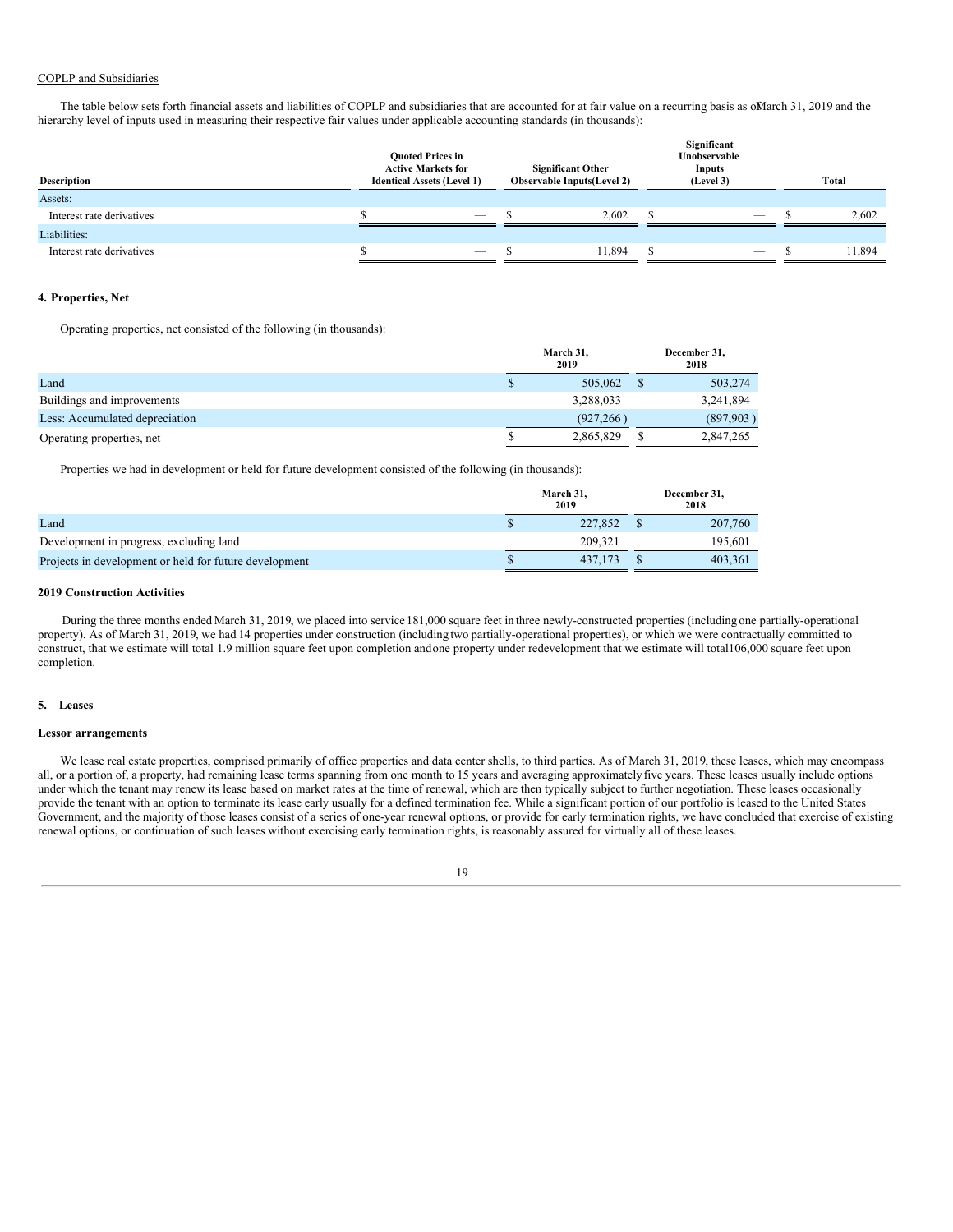COPLP and Subsidiaries

The table below sets forth financial assets and liabilities of COPLP and subsidiaries that are accounted for at fair value on a recurring basis as of March 31, 2019 and the hierarchy level of inputs used in measuring their respective fair values under applicable accounting standards (in thousands):

| Description | Quoted Prices in Active Markets for Identical Assets (Level 1) | Significant Other Observable Inputs (Level 2) | Significant Unobservable Inputs (Level 3) | Total |
|---|---|---|---|---|
| Assets: | | | | |
| Interest rate derivatives | $ — | $ 2,602 | $ — | $ 2,602 |
| Liabilities: | | | | |
| Interest rate derivatives | $ — | $ 11,894 | $ — | $ 11,894 |

**4. Properties, Net**

Operating properties, net consisted of the following (in thousands):

| | March 31, 2019 | December 31, 2018 |
|---|---|---|
| Land | $ 505,062 | $ 503,274 |
| Buildings and improvements | 3,288,033 | 3,241,894 |
| Less: Accumulated depreciation | (927,266) | (897,903) |
| Operating properties, net | $ 2,865,829 | $ 2,847,265 |

Properties we had in development or held for future development consisted of the following (in thousands):

| | March 31, 2019 | December 31, 2018 |
|---|---|---|
| Land | $ 227,852 | $ 207,760 |
| Development in progress, excluding land | 209,321 | 195,601 |
| Projects in development or held for future development | $ 437,173 | $ 403,361 |

**2019 Construction Activities**

During the three months ended March 31, 2019, we placed into service 181,000 square feet in three newly-constructed properties (including one partially-operational property). As of March 31, 2019, we had 14 properties under construction (including two partially-operational properties), or which we were contractually committed to construct, that we estimate will total 1.9 million square feet upon completion and one property under redevelopment that we estimate will total 106,000 square feet upon completion.

**5. Leases**

**Lessor arrangements**

We lease real estate properties, comprised primarily of office properties and data center shells, to third parties. As of March 31, 2019, these leases, which may encompass all, or a portion of, a property, had remaining lease terms spanning from one month to 15 years and averaging approximately five years. These leases usually include options under which the tenant may renew its lease based on market rates at the time of renewal, which are then typically subject to further negotiation. These leases occasionally provide the tenant with an option to terminate its lease early usually for a defined termination fee. While a significant portion of our portfolio is leased to the United States Government, and the majority of those leases consist of a series of one-year renewal options, or provide for early termination rights, we have concluded that exercise of existing renewal options, or continuation of such leases without exercising early termination rights, is reasonably assured for virtually all of these leases.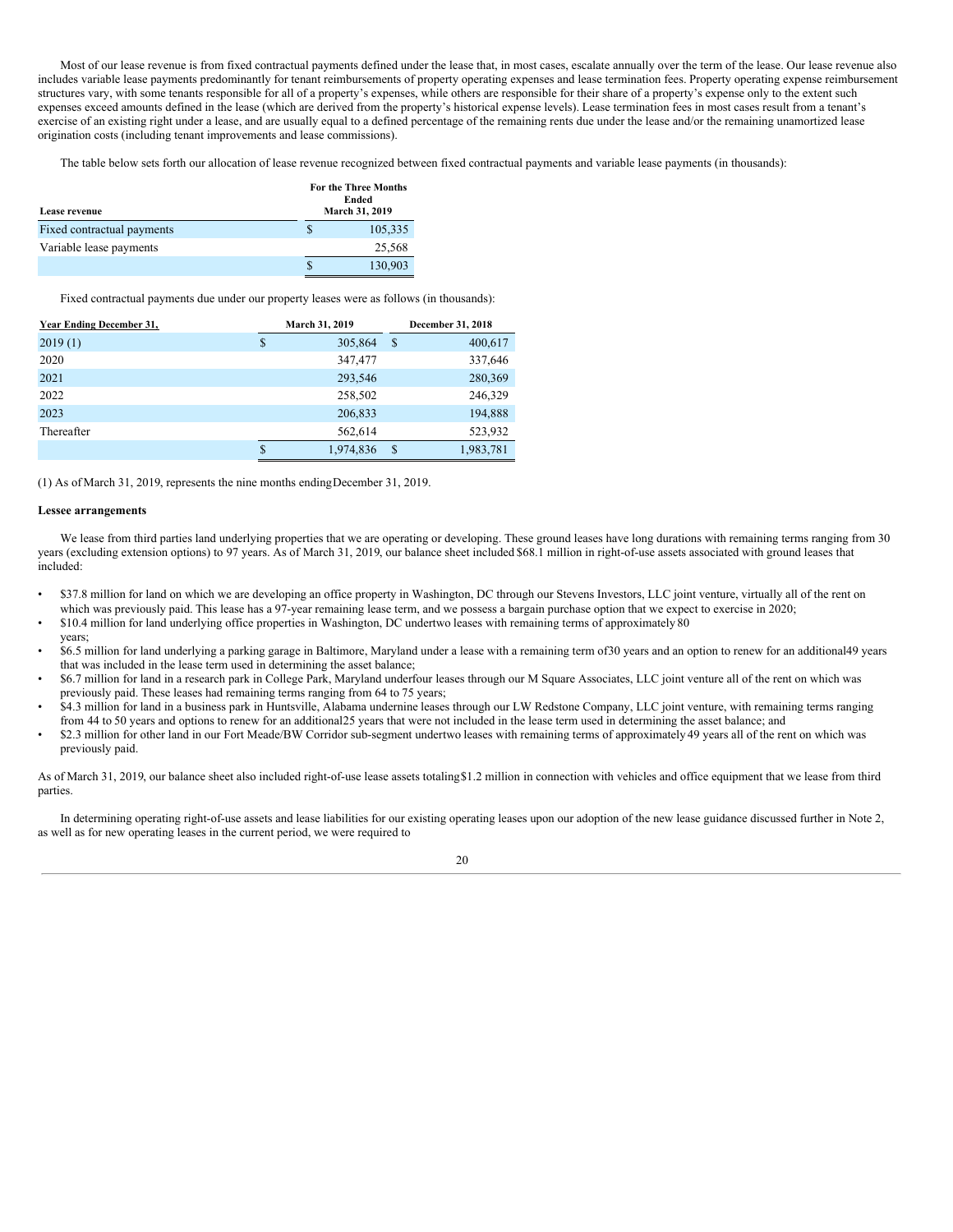Most of our lease revenue is from fixed contractual payments defined under the lease that, in most cases, escalate annually over the term of the lease. Our lease revenue also includes variable lease payments predominantly for tenant reimbursements of property operating expenses and lease termination fees. Property operating expense reimbursement structures vary, with some tenants responsible for all of a property's expenses, while others are responsible for their share of a property's expense only to the extent such expenses exceed amounts defined in the lease (which are derived from the property's historical expense levels). Lease termination fees in most cases result from a tenant's exercise of an existing right under a lease, and are usually equal to a defined percentage of the remaining rents due under the lease and/or the remaining unamortized lease origination costs (including tenant improvements and lease commissions).

The table below sets forth our allocation of lease revenue recognized between fixed contractual payments and variable lease payments (in thousands):

| Lease revenue | For the Three Months Ended March 31, 2019 |
|---|---|
| Fixed contractual payments | $ 105,335 |
| Variable lease payments | 25,568 |
| | $ 130,903 |

Fixed contractual payments due under our property leases were as follows (in thousands):

| Year Ending December 31, | March 31, 2019 | December 31, 2018 |
|---|---|---|
| 2019 (1) | $ 305,864 | $ 400,617 |
| 2020 | 347,477 | 337,646 |
| 2021 | 293,546 | 280,369 |
| 2022 | 258,502 | 246,329 |
| 2023 | 206,833 | 194,888 |
| Thereafter | 562,614 | 523,932 |
| | $ 1,974,836 | $ 1,983,781 |

(1) As of March 31, 2019, represents the nine months ending December 31, 2019.

**Lessee arrangements**

We lease from third parties land underlying properties that we are operating or developing. These ground leases have long durations with remaining terms ranging from 30 years (excluding extension options) to 97 years. As of March 31, 2019, our balance sheet included $68.1 million in right-of-use assets associated with ground leases that included:

- $37.8 million for land on which we are developing an office property in Washington, DC through our Stevens Investors, LLC joint venture, virtually all of the rent on which was previously paid. This lease has a 97-year remaining lease term, and we possess a bargain purchase option that we expect to exercise in 2020;
- $10.4 million for land underlying office properties in Washington, DC under two leases with remaining terms of approximately 80 years;
- $6.5 million for land underlying a parking garage in Baltimore, Maryland under a lease with a remaining term of 30 years and an option to renew for an additional 49 years that was included in the lease term used in determining the asset balance;
- $6.7 million for land in a research park in College Park, Maryland under four leases through our M Square Associates, LLC joint venture all of the rent on which was previously paid. These leases had remaining terms ranging from 64 to 75 years;
- $4.3 million for land in a business park in Huntsville, Alabama under nine leases through our LW Redstone Company, LLC joint venture, with remaining terms ranging from 44 to 50 years and options to renew for an additional 25 years that were not included in the lease term used in determining the asset balance; and
- $2.3 million for other land in our Fort Meade/BW Corridor sub-segment under two leases with remaining terms of approximately 49 years all of the rent on which was previously paid.

As of March 31, 2019, our balance sheet also included right-of-use lease assets totaling $1.2 million in connection with vehicles and office equipment that we lease from third parties.

In determining operating right-of-use assets and lease liabilities for our existing operating leases upon our adoption of the new lease guidance discussed further in Note 2, as well as for new operating leases in the current period, we were required to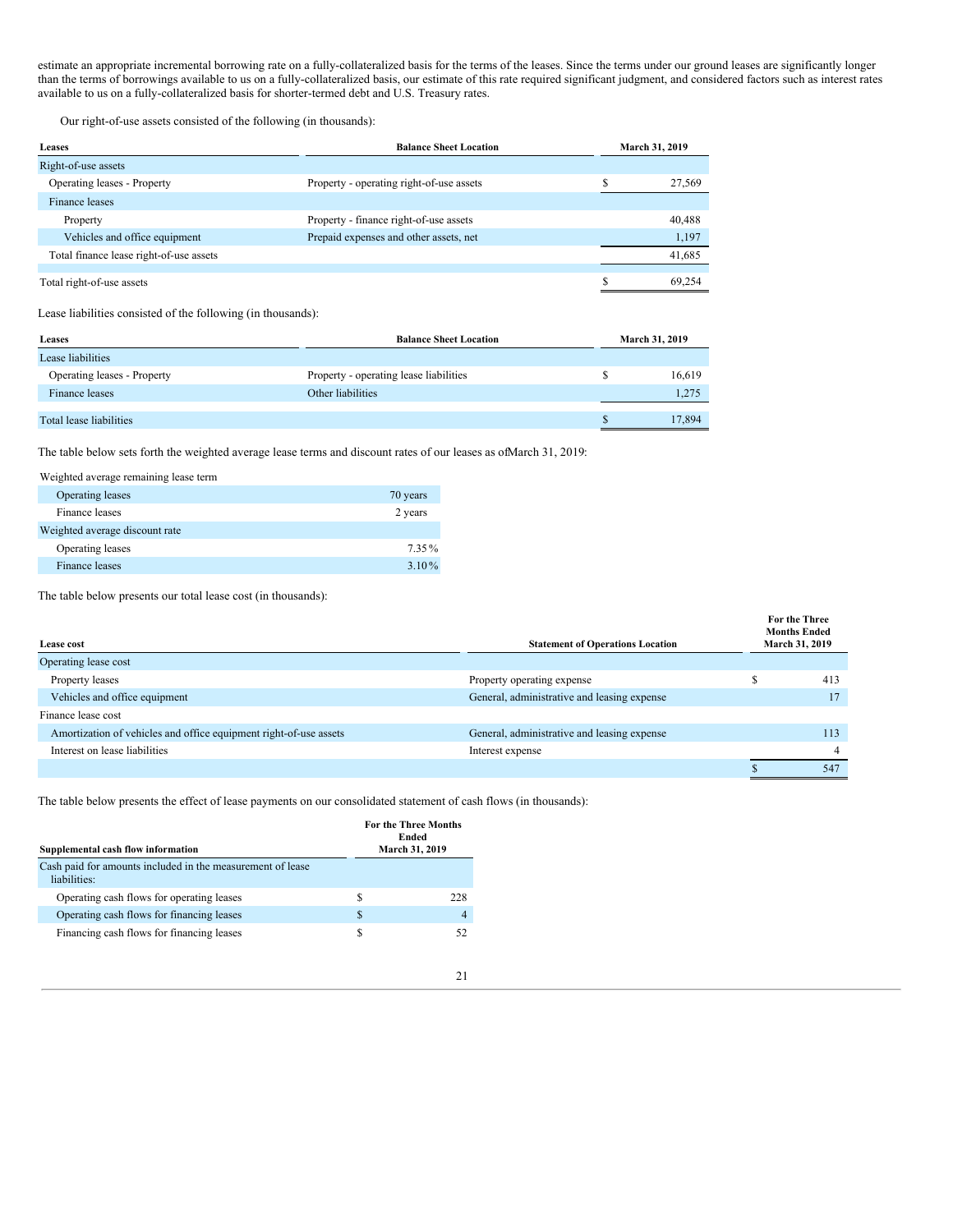estimate an appropriate incremental borrowing rate on a fully-collateralized basis for the terms of the leases. Since the terms under our ground leases are significantly longer than the terms of borrowings available to us on a fully-collateralized basis, our estimate of this rate required significant judgment, and considered factors such as interest rates available to us on a fully-collateralized basis for shorter-termed debt and U.S. Treasury rates.

Our right-of-use assets consisted of the following (in thousands):

| Leases | Balance Sheet Location | March 31, 2019 |
|---|---|---|
| Right-of-use assets | | |
| Operating leases - Property | Property - operating right-of-use assets | $ 27,569 |
| Finance leases | | |
| Property | Property - finance right-of-use assets | 40,488 |
| Vehicles and office equipment | Prepaid expenses and other assets, net | 1,197 |
| Total finance lease right-of-use assets | | 41,685 |
| Total right-of-use assets | | $ 69,254 |

Lease liabilities consisted of the following (in thousands):

| Leases | Balance Sheet Location | March 31, 2019 |
|---|---|---|
| Lease liabilities | | |
| Operating leases - Property | Property - operating lease liabilities | $ 16,619 |
| Finance leases | Other liabilities | 1,275 |
| Total lease liabilities | | $ 17,894 |

The table below sets forth the weighted average lease terms and discount rates of our leases as ofMarch 31, 2019:

| | |
|---|---|
| Weighted average remaining lease term | |
| Operating leases | 70 years |
| Finance leases | 2 years |
| Weighted average discount rate | |
| Operating leases | 7.35% |
| Finance leases | 3.10% |

The table below presents our total lease cost (in thousands):

| Lease cost | Statement of Operations Location | For the Three Months Ended March 31, 2019 |
|---|---|---|
| Operating lease cost | | |
| Property leases | Property operating expense | $ 413 |
| Vehicles and office equipment | General, administrative and leasing expense | 17 |
| Finance lease cost | | |
| Amortization of vehicles and office equipment right-of-use assets | General, administrative and leasing expense | 113 |
| Interest on lease liabilities | Interest expense | 4 |
| | | $ 547 |

The table below presents the effect of lease payments on our consolidated statement of cash flows (in thousands):

| Supplemental cash flow information | For the Three Months Ended March 31, 2019 |
|---|---|
| Cash paid for amounts included in the measurement of lease liabilities: | |
| Operating cash flows for operating leases | $ 228 |
| Operating cash flows for financing leases | $ 4 |
| Financing cash flows for financing leases | $ 52 |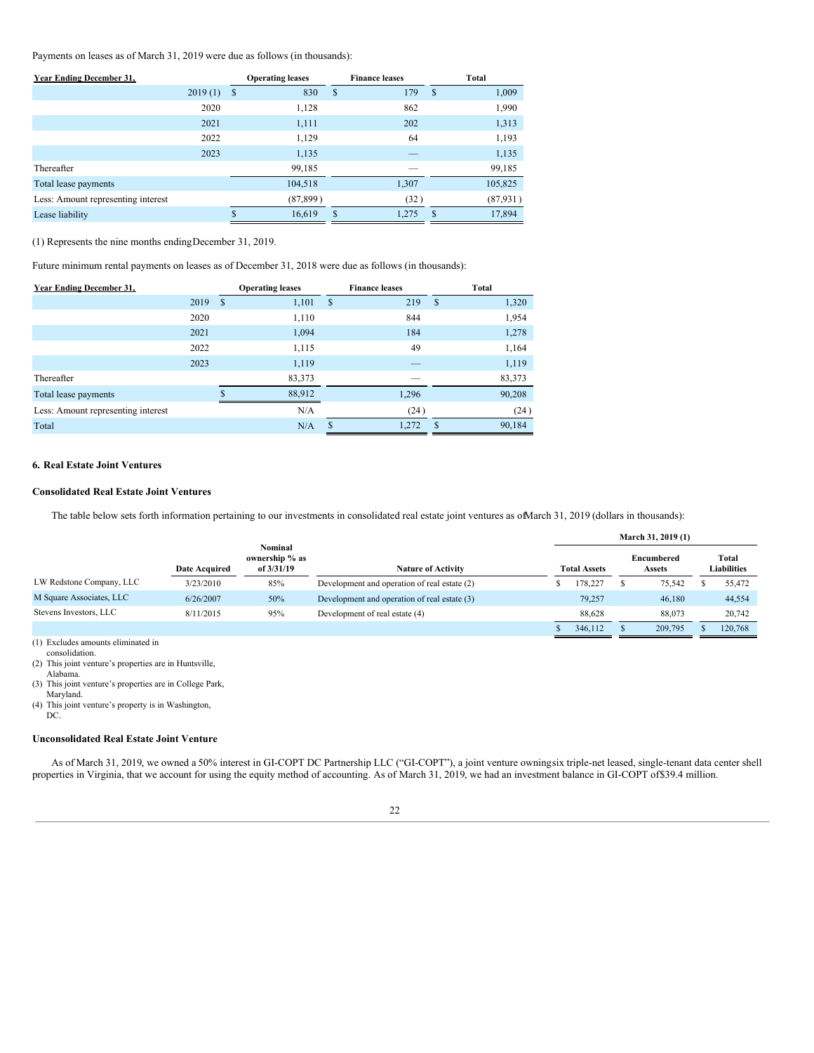Payments on leases as of March 31, 2019 were due as follows (in thousands):

| Year Ending December 31, | Operating leases | Finance leases | Total |
|---|---|---|---|
| 2019 (1) | $ 830 | $ 179 | $ 1,009 |
| 2020 | 1,128 | 862 | 1,990 |
| 2021 | 1,111 | 202 | 1,313 |
| 2022 | 1,129 | 64 | 1,193 |
| 2023 | 1,135 | — | 1,135 |
| Thereafter | 99,185 | — | 99,185 |
| Total lease payments | 104,518 | 1,307 | 105,825 |
| Less: Amount representing interest | (87,899 ) | (32 ) | (87,931 ) |
| Lease liability | $ 16,619 | $ 1,275 | $ 17,894 |

(1) Represents the nine months ending December 31, 2019.

Future minimum rental payments on leases as of December 31, 2018 were due as follows (in thousands):

| Year Ending December 31, | Operating leases | Finance leases | Total |
|---|---|---|---|
| 2019 | $ 1,101 | $ 219 | $ 1,320 |
| 2020 | 1,110 | 844 | 1,954 |
| 2021 | 1,094 | 184 | 1,278 |
| 2022 | 1,115 | 49 | 1,164 |
| 2023 | 1,119 | — | 1,119 |
| Thereafter | 83,373 | — | 83,373 |
| Total lease payments | $ 88,912 | 1,296 | 90,208 |
| Less: Amount representing interest | N/A | (24 ) | (24 ) |
| Total | N/A | $ 1,272 | $ 90,184 |

## 6. Real Estate Joint Ventures

### Consolidated Real Estate Joint Ventures

The table below sets forth information pertaining to our investments in consolidated real estate joint ventures as of March 31, 2019 (dollars in thousands):

| | | | | March 31, 2019 (1) | | |
|---|---|---|---|---|---|---|
| | Date Acquired | Nominal ownership % as of 3/31/19 | Nature of Activity | Total Assets | Encumbered Assets | Total Liabilities |
| LW Redstone Company, LLC | 3/23/2010 | 85% | Development and operation of real estate (2) | $ 178,227 | $ 75,542 | $ 55,472 |
| M Square Associates, LLC | 6/26/2007 | 50% | Development and operation of real estate (3) | 79,257 | 46,180 | 44,554 |
| Stevens Investors, LLC | 8/11/2015 | 95% | Development of real estate (4) | 88,628 | 88,073 | 20,742 |
| | | | | $ 346,112 | $ 209,795 | $ 120,768 |

(1) Excludes amounts eliminated in consolidation.
(2) This joint venture's properties are in Huntsville, Alabama.
(3) This joint venture's properties are in College Park, Maryland.
(4) This joint venture's property is in Washington, DC.

### Unconsolidated Real Estate Joint Venture

As of March 31, 2019, we owned a 50% interest in GI-COPT DC Partnership LLC ("GI-COPT"), a joint venture owning six triple-net leased, single-tenant data center shell properties in Virginia, that we account for using the equity method of accounting. As of March 31, 2019, we had an investment balance in GI-COPT of $39.4 million.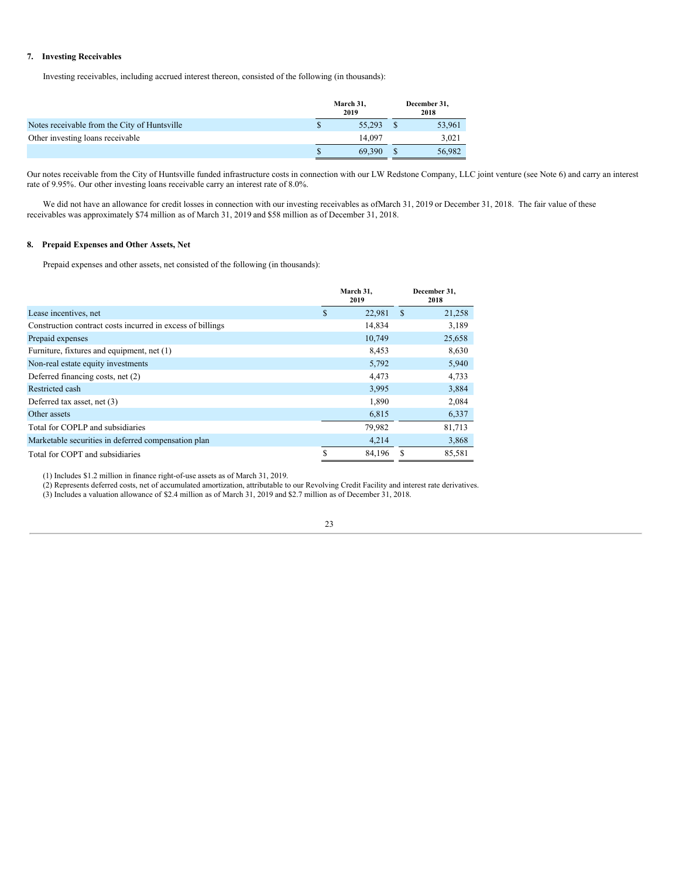## 7. Investing Receivables

Investing receivables, including accrued interest thereon, consisted of the following (in thousands):

| | March 31, 2019 | December 31, 2018 |
|---|---|---|
| Notes receivable from the City of Huntsville | $ 55,293 | $ 53,961 |
| Other investing loans receivable | 14,097 | 3,021 |
| | $ 69,390 | $ 56,982 |

Our notes receivable from the City of Huntsville funded infrastructure costs in connection with our LW Redstone Company, LLC joint venture (see Note 6) and carry an interest rate of 9.95%. Our other investing loans receivable carry an interest rate of 8.0%.

We did not have an allowance for credit losses in connection with our investing receivables as ofMarch 31, 2019 or December 31, 2018. The fair value of these receivables was approximately $74 million as of March 31, 2019 and $58 million as of December 31, 2018.

## 8. Prepaid Expenses and Other Assets, Net

Prepaid expenses and other assets, net consisted of the following (in thousands):

| | March 31, 2019 | December 31, 2018 |
|---|---|---|
| Lease incentives, net | $ 22,981 | $ 21,258 |
| Construction contract costs incurred in excess of billings | 14,834 | 3,189 |
| Prepaid expenses | 10,749 | 25,658 |
| Furniture, fixtures and equipment, net (1) | 8,453 | 8,630 |
| Non-real estate equity investments | 5,792 | 5,940 |
| Deferred financing costs, net (2) | 4,473 | 4,733 |
| Restricted cash | 3,995 | 3,884 |
| Deferred tax asset, net (3) | 1,890 | 2,084 |
| Other assets | 6,815 | 6,337 |
| Total for COPLP and subsidiaries | 79,982 | 81,713 |
| Marketable securities in deferred compensation plan | 4,214 | 3,868 |
| Total for COPT and subsidiaries | $ 84,196 | $ 85,581 |

(1) Includes $1.2 million in finance right-of-use assets as of March 31, 2019.
(2) Represents deferred costs, net of accumulated amortization, attributable to our Revolving Credit Facility and interest rate derivatives.
(3) Includes a valuation allowance of $2.4 million as of March 31, 2019 and $2.7 million as of December 31, 2018.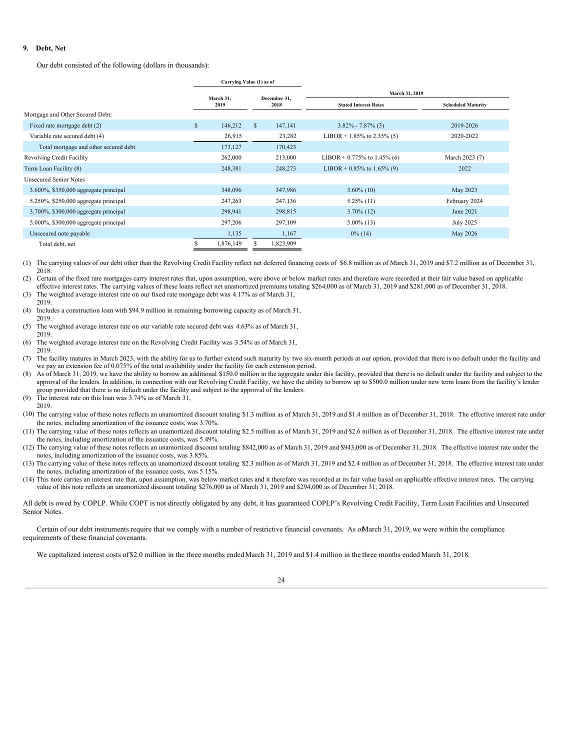## 9. Debt, Net

Our debt consisted of the following (dollars in thousands):

| | Carrying Value (1) as of | | March 31, 2019 | |
|---|---|---|---|---|
| | March 31, 2019 | December 31, 2018 | Stated Interest Rates | Scheduled Maturity |
| Mortgage and Other Secured Debt: | | | | |
| Fixed rate mortgage debt (2) | $ 146,212 | $ 147,141 | 3.82% - 7.87% (3) | 2019-2026 |
| Variable rate secured debt (4) | 26,915 | 23,282 | LIBOR + 1.85% to 2.35% (5) | 2020-2022 |
| Total mortgage and other secured debt | 173,127 | 170,423 | | |
| Revolving Credit Facility | 262,000 | 213,000 | LIBOR + 0.775% to 1.45% (6) | March 2023 (7) |
| Term Loan Facility (8) | 248,381 | 248,273 | LIBOR + 0.85% to 1.65% (9) | 2022 |
| Unsecured Senior Notes | | | | |
| 3.600%, $350,000 aggregate principal | 348,096 | 347,986 | 3.60% (10) | May 2023 |
| 5.250%, $250,000 aggregate principal | 247,263 | 247,136 | 5.25% (11) | February 2024 |
| 3.700%, $300,000 aggregate principal | 298,941 | 298,815 | 3.70% (12) | June 2021 |
| 5.000%, $300,000 aggregate principal | 297,206 | 297,109 | 5.00% (13) | July 2025 |
| Unsecured note payable | 1,135 | 1,167 | 0% (14) | May 2026 |
| Total debt, net | $ 1,876,149 | $ 1,823,909 | | |

(1) The carrying values of our debt other than the Revolving Credit Facility reflect net deferred financing costs of $6.8 million as of March 31, 2019 and $7.2 million as of December 31, 2018.

(2) Certain of the fixed rate mortgages carry interest rates that, upon assumption, were above or below market rates and therefore were recorded at their fair value based on applicable effective interest rates. The carrying values of these loans reflect net unamortized premiums totaling $264,000 as of March 31, 2019 and $281,000 as of December 31, 2018.

(3) The weighted average interest rate on our fixed rate mortgage debt was 4.17% as of March 31, 2019.

(4) Includes a construction loan with $94.9 million in remaining borrowing capacity as of March 31, 2019.

(5) The weighted average interest rate on our variable rate secured debt was 4.63% as of March 31, 2019.

(6) The weighted average interest rate on the Revolving Credit Facility was 3.54% as of March 31, 2019.

(7) The facility matures in March 2023, with the ability for us to further extend such maturity by two six-month periods at our option, provided that there is no default under the facility and we pay an extension fee of 0.075% of the total availability under the facility for each extension period.

(8) As of March 31, 2019, we have the ability to borrow an additional $150.0 million in the aggregate under this facility, provided that there is no default under the facility and subject to the approval of the lenders. In addition, in connection with our Revolving Credit Facility, we have the ability to borrow up to $500.0 million under new term loans from the facility's lender group provided that there is no default under the facility and subject to the approval of the lenders.

(9) The interest rate on this loan was 3.74% as of March 31, 2019.

(10) The carrying value of these notes reflects an unamortized discount totaling $1.3 million as of March 31, 2019 and $1.4 million as of December 31, 2018. The effective interest rate under the notes, including amortization of the issuance costs, was 3.70%.

(11) The carrying value of these notes reflects an unamortized discount totaling $2.5 million as of March 31, 2019 and $2.6 million as of December 31, 2018. The effective interest rate under the notes, including amortization of the issuance costs, was 5.49%.

(12) The carrying value of these notes reflects an unamortized discount totaling $842,000 as of March 31, 2019 and $943,000 as of December 31, 2018. The effective interest rate under the notes, including amortization of the issuance costs, was 3.85%.

(13) The carrying value of these notes reflects an unamortized discount totaling $2.3 million as of March 31, 2019 and $2.4 million as of December 31, 2018. The effective interest rate under the notes, including amortization of the issuance costs, was 5.15%.

(14) This note carries an interest rate that, upon assumption, was below market rates and it therefore was recorded at its fair value based on applicable effective interest rates. The carrying value of this note reflects an unamortized discount totaling $276,000 as of March 31, 2019 and $294,000 as of December 31, 2018.

All debt is owed by COPLP. While COPT is not directly obligated by any debt, it has guaranteed COPLP's Revolving Credit Facility, Term Loan Facilities and Unsecured Senior Notes.

Certain of our debt instruments require that we comply with a number of restrictive financial covenants. As of March 31, 2019, we were within the compliance requirements of these financial covenants.

We capitalized interest costs of $2.0 million in the three months ended March 31, 2019 and $1.4 million in the three months ended March 31, 2018.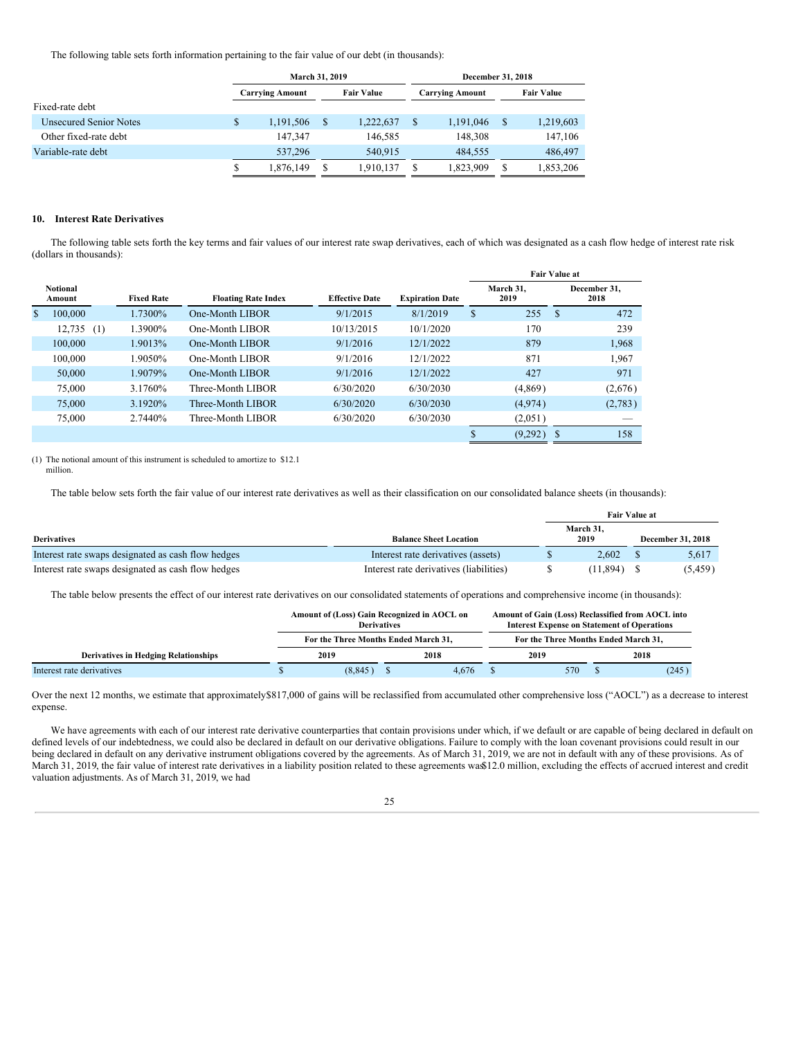The following table sets forth information pertaining to the fair value of our debt (in thousands):

| | March 31, 2019 | | December 31, 2018 | |
|---|---|---|---|---|
| | Carrying Amount | Fair Value | Carrying Amount | Fair Value |
| Fixed-rate debt | | | | |
| Unsecured Senior Notes | $ 1,191,506 | $ 1,222,637 | $ 1,191,046 | $ 1,219,603 |
| Other fixed-rate debt | 147,347 | 146,585 | 148,308 | 147,106 |
| Variable-rate debt | 537,296 | 540,915 | 484,555 | 486,497 |
| | $ 1,876,149 | $ 1,910,137 | $ 1,823,909 | $ 1,853,206 |

## 10. Interest Rate Derivatives

The following table sets forth the key terms and fair values of our interest rate swap derivatives, each of which was designated as a cash flow hedge of interest rate risk (dollars in thousands):

| | | | | | Fair Value at | |
|---|---|---|---|---|---|---|
| Notional Amount | Fixed Rate | Floating Rate Index | Effective Date | Expiration Date | March 31, 2019 | December 31, 2018 |
| $ 100,000 | 1.7300% | One-Month LIBOR | 9/1/2015 | 8/1/2019 | $ 255 | $ 472 |
| 12,735 (1) | 1.3900% | One-Month LIBOR | 10/13/2015 | 10/1/2020 | 170 | 239 |
| 100,000 | 1.9013% | One-Month LIBOR | 9/1/2016 | 12/1/2022 | 879 | 1,968 |
| 100,000 | 1.9050% | One-Month LIBOR | 9/1/2016 | 12/1/2022 | 871 | 1,967 |
| 50,000 | 1.9079% | One-Month LIBOR | 9/1/2016 | 12/1/2022 | 427 | 971 |
| 75,000 | 3.1760% | Three-Month LIBOR | 6/30/2020 | 6/30/2030 | (4,869) | (2,676) |
| 75,000 | 3.1920% | Three-Month LIBOR | 6/30/2020 | 6/30/2030 | (4,974) | (2,783) |
| 75,000 | 2.7440% | Three-Month LIBOR | 6/30/2020 | 6/30/2030 | (2,051) | — |
| | | | | | $ (9,292) | $ 158 |

(1) The notional amount of this instrument is scheduled to amortize to $12.1 million.

The table below sets forth the fair value of our interest rate derivatives as well as their classification on our consolidated balance sheets (in thousands):

| | | Fair Value at | |
|---|---|---|---|
| Derivatives | Balance Sheet Location | March 31, 2019 | December 31, 2018 |
| Interest rate swaps designated as cash flow hedges | Interest rate derivatives (assets) | $ 2,602 | $ 5,617 |
| Interest rate swaps designated as cash flow hedges | Interest rate derivatives (liabilities) | $ (11,894) | $ (5,459) |

The table below presents the effect of our interest rate derivatives on our consolidated statements of operations and comprehensive income (in thousands):

| | Amount of (Loss) Gain Recognized in AOCL on Derivatives | | Amount of Gain (Loss) Reclassified from AOCL into Interest Expense on Statement of Operations | |
|---|---|---|---|---|
| | For the Three Months Ended March 31, | | For the Three Months Ended March 31, | |
| Derivatives in Hedging Relationships | 2019 | 2018 | 2019 | 2018 |
| Interest rate derivatives | $ (8,845) | $ 4,676 | $ 570 | $ (245) |

Over the next 12 months, we estimate that approximately $817,000 of gains will be reclassified from accumulated other comprehensive loss ("AOCL") as a decrease to interest expense.

We have agreements with each of our interest rate derivative counterparties that contain provisions under which, if we default or are capable of being declared in default on defined levels of our indebtedness, we could also be declared in default on our derivative obligations. Failure to comply with the loan covenant provisions could result in our being declared in default on any derivative instrument obligations covered by the agreements. As of March 31, 2019, we are not in default with any of these provisions. As of March 31, 2019, the fair value of interest rate derivatives in a liability position related to these agreements was $12.0 million, excluding the effects of accrued interest and credit valuation adjustments. As of March 31, 2019, we had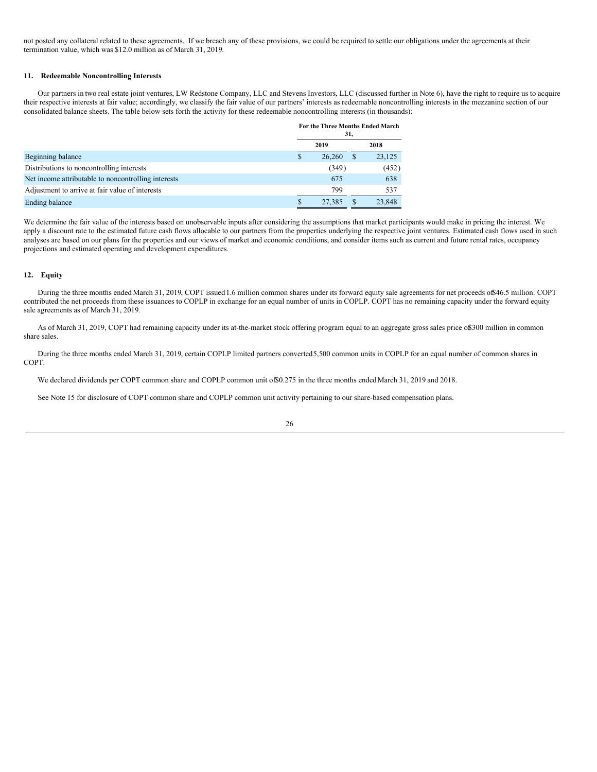not posted any collateral related to these agreements. If we breach any of these provisions, we could be required to settle our obligations under the agreements at their termination value, which was $12.0 million as of March 31, 2019.

## 11. Redeemable Noncontrolling Interests

Our partners in two real estate joint ventures, LW Redstone Company, LLC and Stevens Investors, LLC (discussed further in Note 6), have the right to require us to acquire their respective interests at fair value; accordingly, we classify the fair value of our partners' interests as redeemable noncontrolling interests in the mezzanine section of our consolidated balance sheets. The table below sets forth the activity for these redeemable noncontrolling interests (in thousands):

| | For the Three Months Ended March 31, | |
|---|---|---|
| | 2019 | 2018 |
| Beginning balance | $ 26,260 | $ 23,125 |
| Distributions to noncontrolling interests | (349) | (452) |
| Net income attributable to noncontrolling interests | 675 | 638 |
| Adjustment to arrive at fair value of interests | 799 | 537 |
| Ending balance | $ 27,385 | $ 23,848 |

We determine the fair value of the interests based on unobservable inputs after considering the assumptions that market participants would make in pricing the interest. We apply a discount rate to the estimated future cash flows allocable to our partners from the properties underlying the respective joint ventures. Estimated cash flows used in such analyses are based on our plans for the properties and our views of market and economic conditions, and consider items such as current and future rental rates, occupancy projections and estimated operating and development expenditures.

## 12. Equity

During the three months ended March 31, 2019, COPT issued 1.6 million common shares under its forward equity sale agreements for net proceeds of $46.5 million. COPT contributed the net proceeds from these issuances to COPLP in exchange for an equal number of units in COPLP. COPT has no remaining capacity under the forward equity sale agreements as of March 31, 2019.

As of March 31, 2019, COPT had remaining capacity under its at-the-market stock offering program equal to an aggregate gross sales price of $300 million in common share sales.

During the three months ended March 31, 2019, certain COPLP limited partners converted 5,500 common units in COPLP for an equal number of common shares in COPT.

We declared dividends per COPT common share and COPLP common unit of $0.275 in the three months ended March 31, 2019 and 2018.

See Note 15 for disclosure of COPT common share and COPLP common unit activity pertaining to our share-based compensation plans.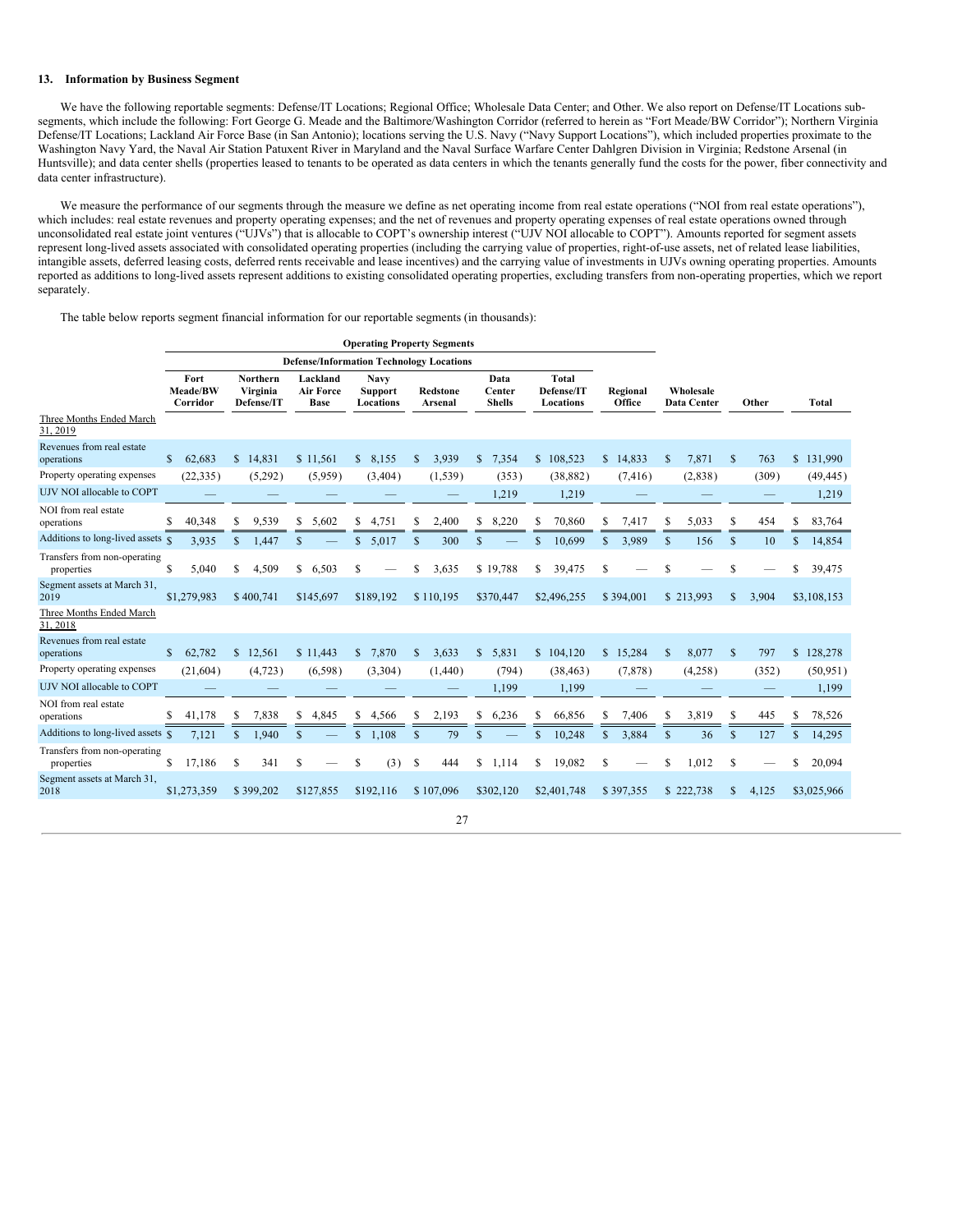### 13. Information by Business Segment

We have the following reportable segments: Defense/IT Locations; Regional Office; Wholesale Data Center; and Other. We also report on Defense/IT Locations sub-segments, which include the following: Fort George G. Meade and the Baltimore/Washington Corridor (referred to herein as "Fort Meade/BW Corridor"); Northern Virginia Defense/IT Locations; Lackland Air Force Base (in San Antonio); locations serving the U.S. Navy ("Navy Support Locations"), which included properties proximate to the Washington Navy Yard, the Naval Air Station Patuxent River in Maryland and the Naval Surface Warfare Center Dahlgren Division in Virginia; Redstone Arsenal (in Huntsville); and data center shells (properties leased to tenants to be operated as data centers in which the tenants generally fund the costs for the power, fiber connectivity and data center infrastructure).

We measure the performance of our segments through the measure we define as net operating income from real estate operations ("NOI from real estate operations"), which includes: real estate revenues and property operating expenses; and the net of revenues and property operating expenses of real estate operations owned through unconsolidated real estate joint ventures ("UJVs") that is allocable to COPT's ownership interest ("UJV NOI allocable to COPT"). Amounts reported for segment assets represent long-lived assets associated with consolidated operating properties (including the carrying value of properties, right-of-use assets, net of related lease liabilities, intangible assets, deferred leasing costs, deferred rents receivable and lease incentives) and the carrying value of investments in UJVs owning operating properties. Amounts reported as additions to long-lived assets represent additions to existing consolidated operating properties, excluding transfers from non-operating properties, which we report separately.

The table below reports segment financial information for our reportable segments (in thousands):

| | Operating Property Segments | | | | | | | | | | |
|---|---|---|---|---|---|---|---|---|---|---|---|
| | Defense/Information Technology Locations | | | | | | | | | | |
| | Fort Meade/BW Corridor | Northern Virginia Defense/IT | Lackland Air Force Base | Navy Support Locations | Redstone Arsenal | Data Center Shells | Total Defense/IT Locations | Regional Office | Wholesale Data Center | Other | Total |
| Three Months Ended March 31, 2019 | | | | | | | | | | | |
| Revenues from real estate operations | $ 62,683 | $ 14,831 | $ 11,561 | $ 8,155 | $ 3,939 | $ 7,354 | $ 108,523 | $ 14,833 | $ 7,871 | $ 763 | $ 131,990 |
| Property operating expenses | (22,335) | (5,292) | (5,959) | (3,404) | (1,539) | (353) | (38,882) | (7,416) | (2,838) | (309) | (49,445) |
| UJV NOI allocable to COPT | — | — | — | — | — | 1,219 | 1,219 | — | — | — | 1,219 |
| NOI from real estate operations | $ 40,348 | $ 9,539 | $ 5,602 | $ 4,751 | $ 2,400 | $ 8,220 | $ 70,860 | $ 7,417 | $ 5,033 | $ 454 | $ 83,764 |
| Additions to long-lived assets | $ 3,935 | $ 1,447 | $ — | $ 5,017 | $ 300 | $ — | $ 10,699 | $ 3,989 | $ 156 | $ 10 | $ 14,854 |
| Transfers from non-operating properties | $ 5,040 | $ 4,509 | $ 6,503 | $ — | $ 3,635 | $ 19,788 | $ 39,475 | $ — | $ — | $ — | $ 39,475 |
| Segment assets at March 31, 2019 | $1,279,983 | $ 400,741 | $145,697 | $189,192 | $ 110,195 | $370,447 | $2,496,255 | $ 394,001 | $ 213,993 | $ 3,904 | $3,108,153 |
| Three Months Ended March 31, 2018 | | | | | | | | | | | |
| Revenues from real estate operations | $ 62,782 | $ 12,561 | $ 11,443 | $ 7,870 | $ 3,633 | $ 5,831 | $ 104,120 | $ 15,284 | $ 8,077 | $ 797 | $ 128,278 |
| Property operating expenses | (21,604) | (4,723) | (6,598) | (3,304) | (1,440) | (794) | (38,463) | (7,878) | (4,258) | (352) | (50,951) |
| UJV NOI allocable to COPT | — | — | — | — | — | 1,199 | 1,199 | — | — | — | 1,199 |
| NOI from real estate operations | $ 41,178 | $ 7,838 | $ 4,845 | $ 4,566 | $ 2,193 | $ 6,236 | $ 66,856 | $ 7,406 | $ 3,819 | $ 445 | $ 78,526 |
| Additions to long-lived assets | $ 7,121 | $ 1,940 | $ — | $ 1,108 | $ 79 | $ — | $ 10,248 | $ 3,884 | $ 36 | $ 127 | $ 14,295 |
| Transfers from non-operating properties | $ 17,186 | $ 341 | $ — | $ (3) | $ 444 | $ 1,114 | $ 19,082 | $ — | $ 1,012 | $ — | $ 20,094 |
| Segment assets at March 31, 2018 | $1,273,359 | $ 399,202 | $127,855 | $192,116 | $ 107,096 | $302,120 | $2,401,748 | $ 397,355 | $ 222,738 | $ 4,125 | $3,025,966 |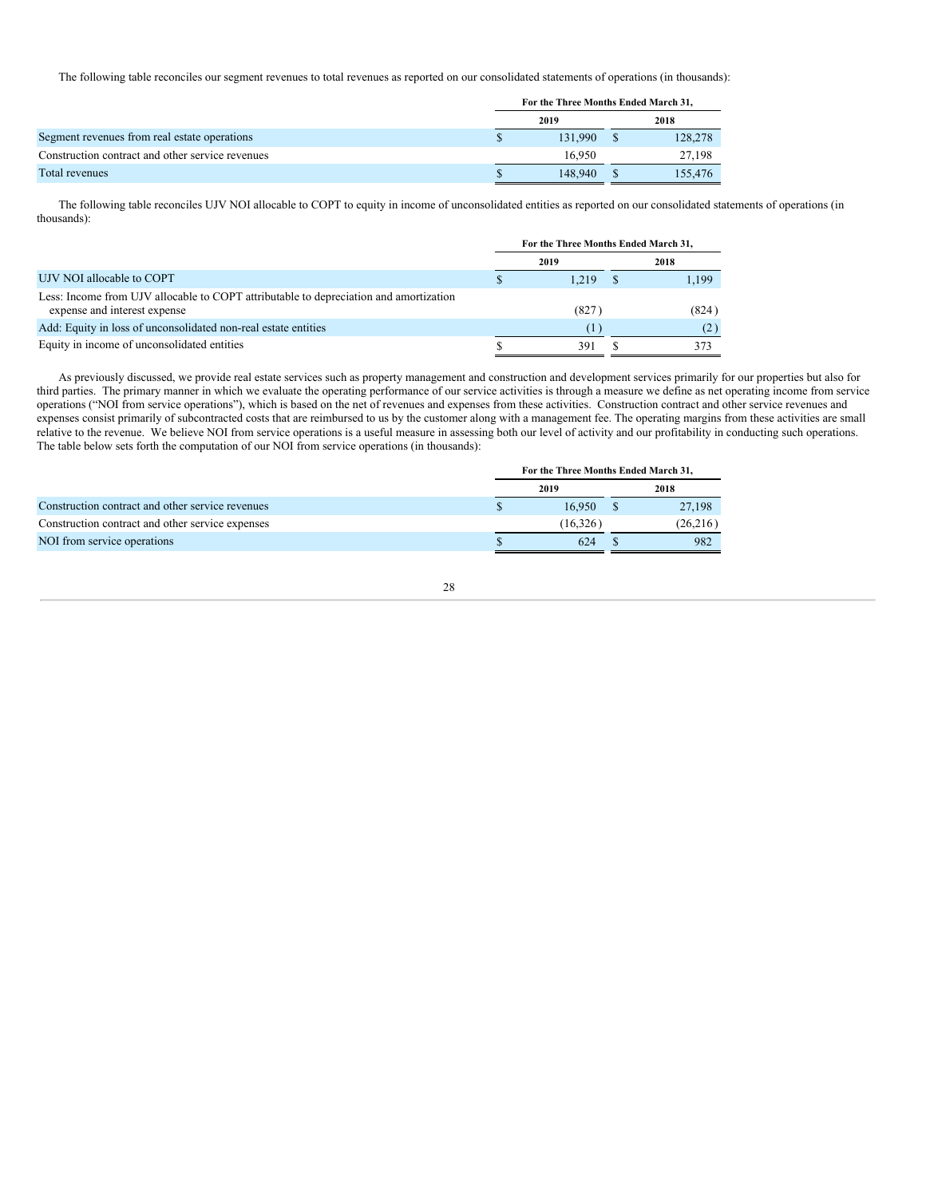The following table reconciles our segment revenues to total revenues as reported on our consolidated statements of operations (in thousands):

| | For the Three Months Ended March 31, | |
|---|---|---|
| | 2019 | 2018 |
| Segment revenues from real estate operations | $ 131,990 | $ 128,278 |
| Construction contract and other service revenues | 16,950 | 27,198 |
| Total revenues | $ 148,940 | $ 155,476 |

The following table reconciles UJV NOI allocable to COPT to equity in income of unconsolidated entities as reported on our consolidated statements of operations (in thousands):

| | For the Three Months Ended March 31, | |
|---|---|---|
| | 2019 | 2018 |
| UJV NOI allocable to COPT | $ 1,219 | $ 1,199 |
| Less: Income from UJV allocable to COPT attributable to depreciation and amortization expense and interest expense | (827) | (824) |
| Add: Equity in loss of unconsolidated non-real estate entities | (1) | (2) |
| Equity in income of unconsolidated entities | $ 391 | $ 373 |

As previously discussed, we provide real estate services such as property management and construction and development services primarily for our properties but also for third parties. The primary manner in which we evaluate the operating performance of our service activities is through a measure we define as net operating income from service operations ("NOI from service operations"), which is based on the net of revenues and expenses from these activities. Construction contract and other service revenues and expenses consist primarily of subcontracted costs that are reimbursed to us by the customer along with a management fee. The operating margins from these activities are small relative to the revenue. We believe NOI from service operations is a useful measure in assessing both our level of activity and our profitability in conducting such operations. The table below sets forth the computation of our NOI from service operations (in thousands):

| | For the Three Months Ended March 31, | |
|---|---|---|
| | 2019 | 2018 |
| Construction contract and other service revenues | $ 16,950 | $ 27,198 |
| Construction contract and other service expenses | (16,326) | (26,216) |
| NOI from service operations | $ 624 | $ 982 |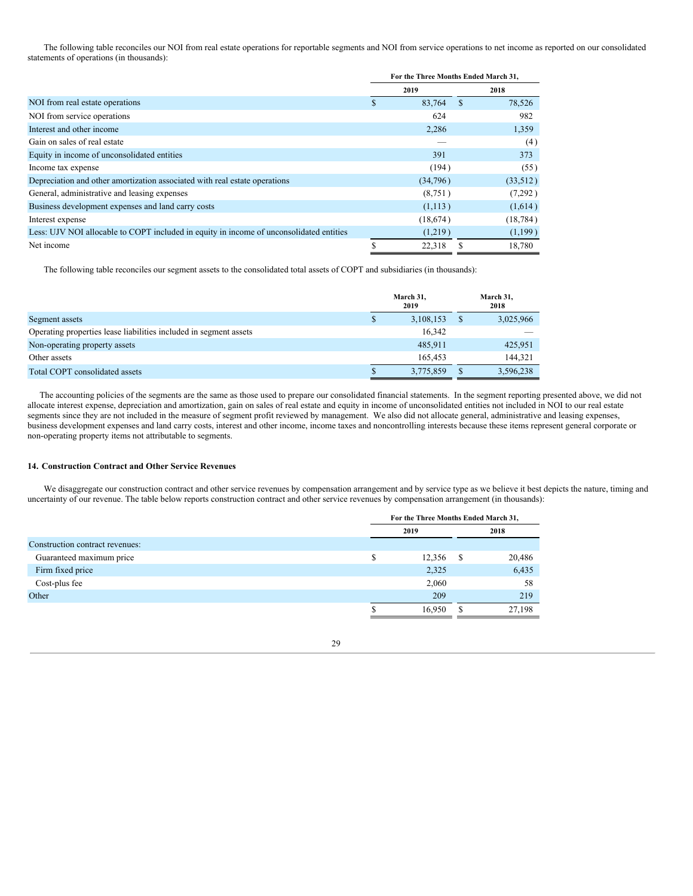The following table reconciles our NOI from real estate operations for reportable segments and NOI from service operations to net income as reported on our consolidated statements of operations (in thousands):

| | For the Three Months Ended March 31, | |
|---|---|---|
| | 2019 | 2018 |
| NOI from real estate operations | $ 83,764 | $ 78,526 |
| NOI from service operations | 624 | 982 |
| Interest and other income | 2,286 | 1,359 |
| Gain on sales of real estate | — | (4) |
| Equity in income of unconsolidated entities | 391 | 373 |
| Income tax expense | (194) | (55) |
| Depreciation and other amortization associated with real estate operations | (34,796) | (33,512) |
| General, administrative and leasing expenses | (8,751) | (7,292) |
| Business development expenses and land carry costs | (1,113) | (1,614) |
| Interest expense | (18,674) | (18,784) |
| Less: UJV NOI allocable to COPT included in equity in income of unconsolidated entities | (1,219) | (1,199) |
| Net income | $ 22,318 | $ 18,780 |

The following table reconciles our segment assets to the consolidated total assets of COPT and subsidiaries (in thousands):

| | March 31, 2019 | March 31, 2018 |
|---|---|---|
| Segment assets | $ 3,108,153 | $ 3,025,966 |
| Operating properties lease liabilities included in segment assets | 16,342 | — |
| Non-operating property assets | 485,911 | 425,951 |
| Other assets | 165,453 | 144,321 |
| Total COPT consolidated assets | $ 3,775,859 | $ 3,596,238 |

The accounting policies of the segments are the same as those used to prepare our consolidated financial statements. In the segment reporting presented above, we did not allocate interest expense, depreciation and amortization, gain on sales of real estate and equity in income of unconsolidated entities not included in NOI to our real estate segments since they are not included in the measure of segment profit reviewed by management. We also did not allocate general, administrative and leasing expenses, business development expenses and land carry costs, interest and other income, income taxes and noncontrolling interests because these items represent general corporate or non-operating property items not attributable to segments.

## 14. Construction Contract and Other Service Revenues

We disaggregate our construction contract and other service revenues by compensation arrangement and by service type as we believe it best depicts the nature, timing and uncertainty of our revenue. The table below reports construction contract and other service revenues by compensation arrangement (in thousands):

| | For the Three Months Ended March 31, | |
|---|---|---|
| | 2019 | 2018 |
| Construction contract revenues: | | |
| Guaranteed maximum price | $ 12,356 | $ 20,486 |
| Firm fixed price | 2,325 | 6,435 |
| Cost-plus fee | 2,060 | 58 |
| Other | 209 | 219 |
| | $ 16,950 | $ 27,198 |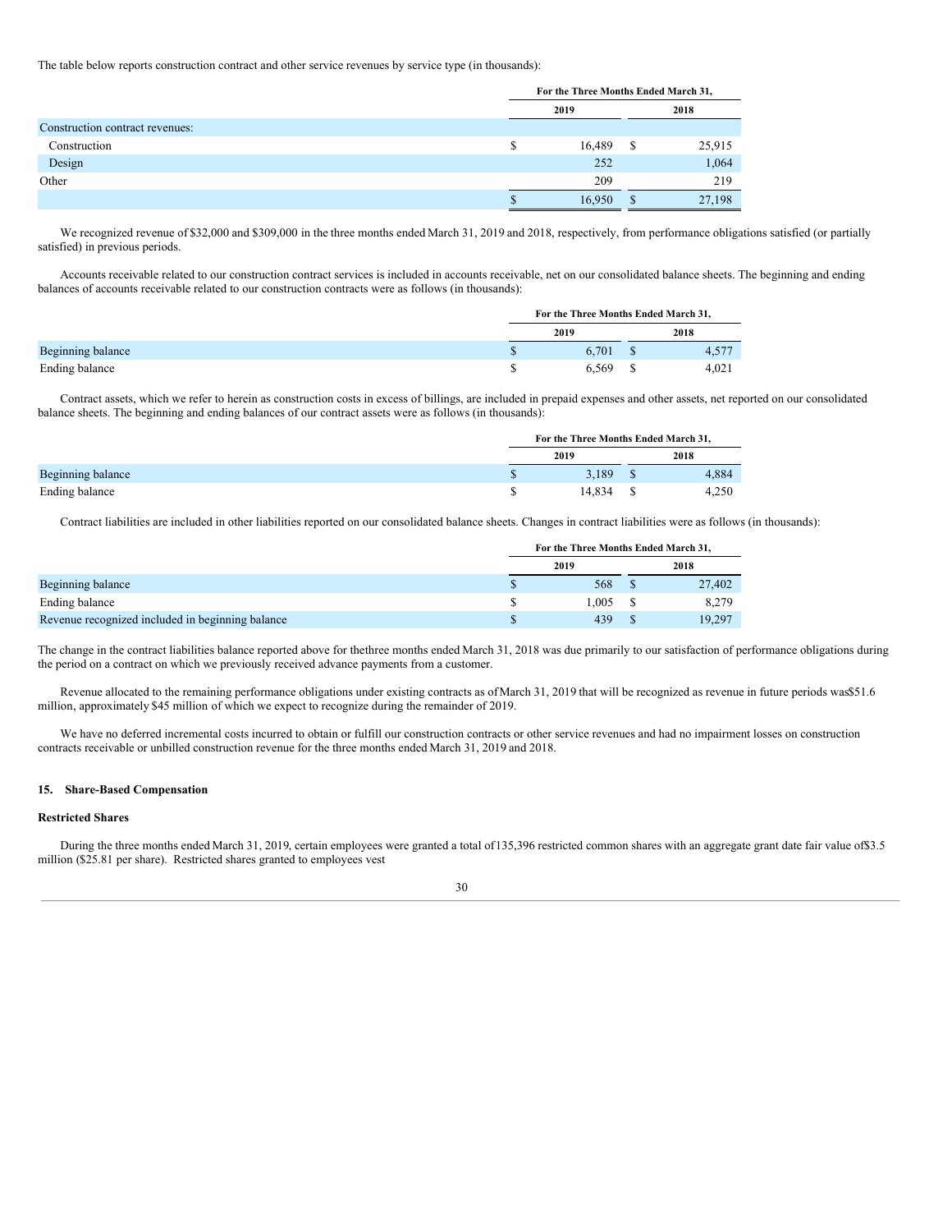The table below reports construction contract and other service revenues by service type (in thousands):

| | For the Three Months Ended March 31, | |
|---|---|---|
| | 2019 | 2018 |
| Construction contract revenues: | | |
| Construction | $ 16,489 | $ 25,915 |
| Design | 252 | 1,064 |
| Other | 209 | 219 |
| | $ 16,950 | $ 27,198 |

We recognized revenue of $32,000 and $309,000 in the three months ended March 31, 2019 and 2018, respectively, from performance obligations satisfied (or partially satisfied) in previous periods.

Accounts receivable related to our construction contract services is included in accounts receivable, net on our consolidated balance sheets. The beginning and ending balances of accounts receivable related to our construction contracts were as follows (in thousands):

| | For the Three Months Ended March 31, | |
|---|---|---|
| | 2019 | 2018 |
| Beginning balance | $ 6,701 | $ 4,577 |
| Ending balance | $ 6,569 | $ 4,021 |

Contract assets, which we refer to herein as construction costs in excess of billings, are included in prepaid expenses and other assets, net reported on our consolidated balance sheets. The beginning and ending balances of our contract assets were as follows (in thousands):

| | For the Three Months Ended March 31, | |
|---|---|---|
| | 2019 | 2018 |
| Beginning balance | $ 3,189 | $ 4,884 |
| Ending balance | $ 14,834 | $ 4,250 |

Contract liabilities are included in other liabilities reported on our consolidated balance sheets. Changes in contract liabilities were as follows (in thousands):

| | For the Three Months Ended March 31, | |
|---|---|---|
| | 2019 | 2018 |
| Beginning balance | $ 568 | $ 27,402 |
| Ending balance | $ 1,005 | $ 8,279 |
| Revenue recognized included in beginning balance | $ 439 | $ 19,297 |

The change in the contract liabilities balance reported above for the three months ended March 31, 2018 was due primarily to our satisfaction of performance obligations during the period on a contract on which we previously received advance payments from a customer.

Revenue allocated to the remaining performance obligations under existing contracts as of March 31, 2019 that will be recognized as revenue in future periods was $51.6 million, approximately $45 million of which we expect to recognize during the remainder of 2019.

We have no deferred incremental costs incurred to obtain or fulfill our construction contracts or other service revenues and had no impairment losses on construction contracts receivable or unbilled construction revenue for the three months ended March 31, 2019 and 2018.

## 15. Share-Based Compensation

### Restricted Shares

During the three months ended March 31, 2019, certain employees were granted a total of 135,396 restricted common shares with an aggregate grant date fair value of $3.5 million ($25.81 per share). Restricted shares granted to employees vest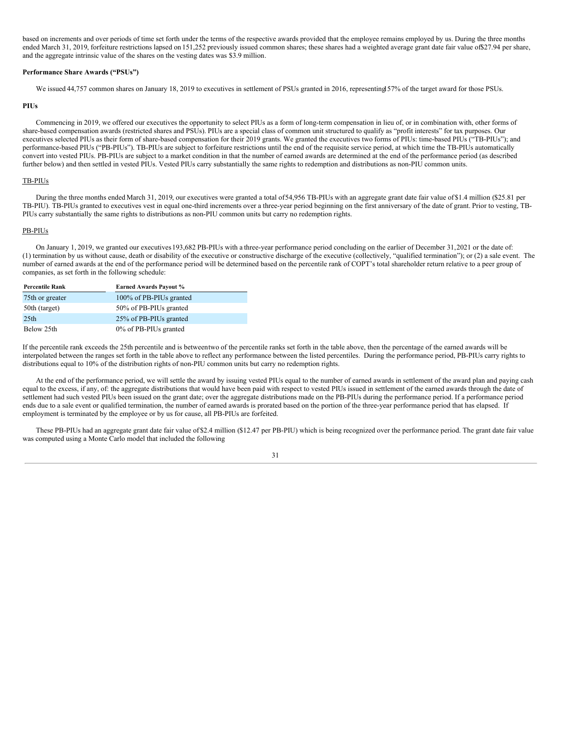based on increments and over periods of time set forth under the terms of the respective awards provided that the employee remains employed by us. During the three months ended March 31, 2019, forfeiture restrictions lapsed on 151,252 previously issued common shares; these shares had a weighted average grant date fair value of $27.94 per share, and the aggregate intrinsic value of the shares on the vesting dates was $3.9 million.

**Performance Share Awards ("PSUs")**

We issued 44,757 common shares on January 18, 2019 to executives in settlement of PSUs granted in 2016, representing 157% of the target award for those PSUs.

**PIUs**

Commencing in 2019, we offered our executives the opportunity to select PIUs as a form of long-term compensation in lieu of, or in combination with, other forms of share-based compensation awards (restricted shares and PSUs). PIUs are a special class of common unit structured to qualify as "profit interests" for tax purposes. Our executives selected PIUs as their form of share-based compensation for their 2019 grants. We granted the executives two forms of PIUs: time-based PIUs ("TB-PIUs"); and performance-based PIUs ("PB-PIUs"). TB-PIUs are subject to forfeiture restrictions until the end of the requisite service period, at which time the TB-PIUs automatically convert into vested PIUs. PB-PIUs are subject to a market condition in that the number of earned awards are determined at the end of the performance period (as described further below) and then settled in vested PIUs. Vested PIUs carry substantially the same rights to redemption and distributions as non-PIU common units.

TB-PIUs

During the three months ended March 31, 2019, our executives were granted a total of 54,956 TB-PIUs with an aggregate grant date fair value of $1.4 million ($25.81 per TB-PIU). TB-PIUs granted to executives vest in equal one-third increments over a three-year period beginning on the first anniversary of the date of grant. Prior to vesting, TB-PIUs carry substantially the same rights to distributions as non-PIU common units but carry no redemption rights.

PB-PIUs

On January 1, 2019, we granted our executives 193,682 PB-PIUs with a three-year performance period concluding on the earlier of December 31, 2021 or the date of: (1) termination by us without cause, death or disability of the executive or constructive discharge of the executive (collectively, "qualified termination"); or (2) a sale event. The number of earned awards at the end of the performance period will be determined based on the percentile rank of COPT's total shareholder return relative to a peer group of companies, as set forth in the following schedule:

| Percentile Rank | Earned Awards Payout % |
|---|---|
| 75th or greater | 100% of PB-PIUs granted |
| 50th (target) | 50% of PB-PIUs granted |
| 25th | 25% of PB-PIUs granted |
| Below 25th | 0% of PB-PIUs granted |

If the percentile rank exceeds the 25th percentile and is between two of the percentile ranks set forth in the table above, then the percentage of the earned awards will be interpolated between the ranges set forth in the table above to reflect any performance between the listed percentiles. During the performance period, PB-PIUs carry rights to distributions equal to 10% of the distribution rights of non-PIU common units but carry no redemption rights.

At the end of the performance period, we will settle the award by issuing vested PIUs equal to the number of earned awards in settlement of the award plan and paying cash equal to the excess, if any, of: the aggregate distributions that would have been paid with respect to vested PIUs issued in settlement of the earned awards through the date of settlement had such vested PIUs been issued on the grant date; over the aggregate distributions made on the PB-PIUs during the performance period. If a performance period ends due to a sale event or qualified termination, the number of earned awards is prorated based on the portion of the three-year performance period that has elapsed. If employment is terminated by the employee or by us for cause, all PB-PIUs are forfeited.

These PB-PIUs had an aggregate grant date fair value of $2.4 million ($12.47 per PB-PIU) which is being recognized over the performance period. The grant date fair value was computed using a Monte Carlo model that included the following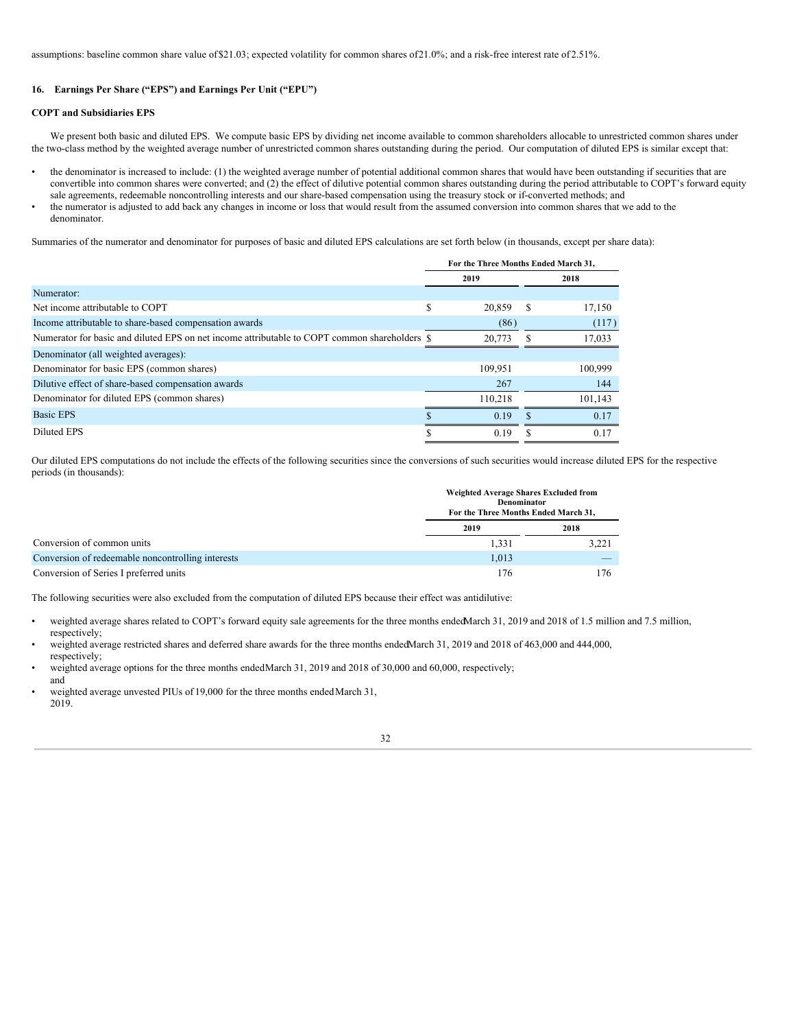assumptions: baseline common share value of $21.03; expected volatility for common shares of 21.0%; and a risk-free interest rate of 2.51%.

## 16. Earnings Per Share ("EPS") and Earnings Per Unit ("EPU")

### COPT and Subsidiaries EPS

We present both basic and diluted EPS. We compute basic EPS by dividing net income available to common shareholders allocable to unrestricted common shares under the two-class method by the weighted average number of unrestricted common shares outstanding during the period. Our computation of diluted EPS is similar except that:

- the denominator is increased to include: (1) the weighted average number of potential additional common shares that would have been outstanding if securities that are convertible into common shares were converted; and (2) the effect of dilutive potential common shares outstanding during the period attributable to COPT's forward equity sale agreements, redeemable noncontrolling interests and our share-based compensation using the treasury stock or if-converted methods; and
- the numerator is adjusted to add back any changes in income or loss that would result from the assumed conversion into common shares that we add to the denominator.

Summaries of the numerator and denominator for purposes of basic and diluted EPS calculations are set forth below (in thousands, except per share data):

| | For the Three Months Ended March 31, | |
|---|---|---|
| | 2019 | 2018 |
| Numerator: | | |
| Net income attributable to COPT | $ 20,859 | $ 17,150 |
| Income attributable to share-based compensation awards | (86) | (117) |
| Numerator for basic and diluted EPS on net income attributable to COPT common shareholders | $ 20,773 | $ 17,033 |
| Denominator (all weighted averages): | | |
| Denominator for basic EPS (common shares) | 109,951 | 100,999 |
| Dilutive effect of share-based compensation awards | 267 | 144 |
| Denominator for diluted EPS (common shares) | 110,218 | 101,143 |
| Basic EPS | $ 0.19 | $ 0.17 |
| Diluted EPS | $ 0.19 | $ 0.17 |

Our diluted EPS computations do not include the effects of the following securities since the conversions of such securities would increase diluted EPS for the respective periods (in thousands):

| | Weighted Average Shares Excluded from Denominator For the Three Months Ended March 31, | |
|---|---|---|
| | 2019 | 2018 |
| Conversion of common units | 1,331 | 3,221 |
| Conversion of redeemable noncontrolling interests | 1,013 | — |
| Conversion of Series I preferred units | 176 | 176 |

The following securities were also excluded from the computation of diluted EPS because their effect was antidilutive:

- weighted average shares related to COPT's forward equity sale agreements for the three months ended March 31, 2019 and 2018 of 1.5 million and 7.5 million, respectively;
- weighted average restricted shares and deferred share awards for the three months ended March 31, 2019 and 2018 of 463,000 and 444,000, respectively;
- weighted average options for the three months ended March 31, 2019 and 2018 of 30,000 and 60,000, respectively; and
- weighted average unvested PIUs of 19,000 for the three months ended March 31, 2019.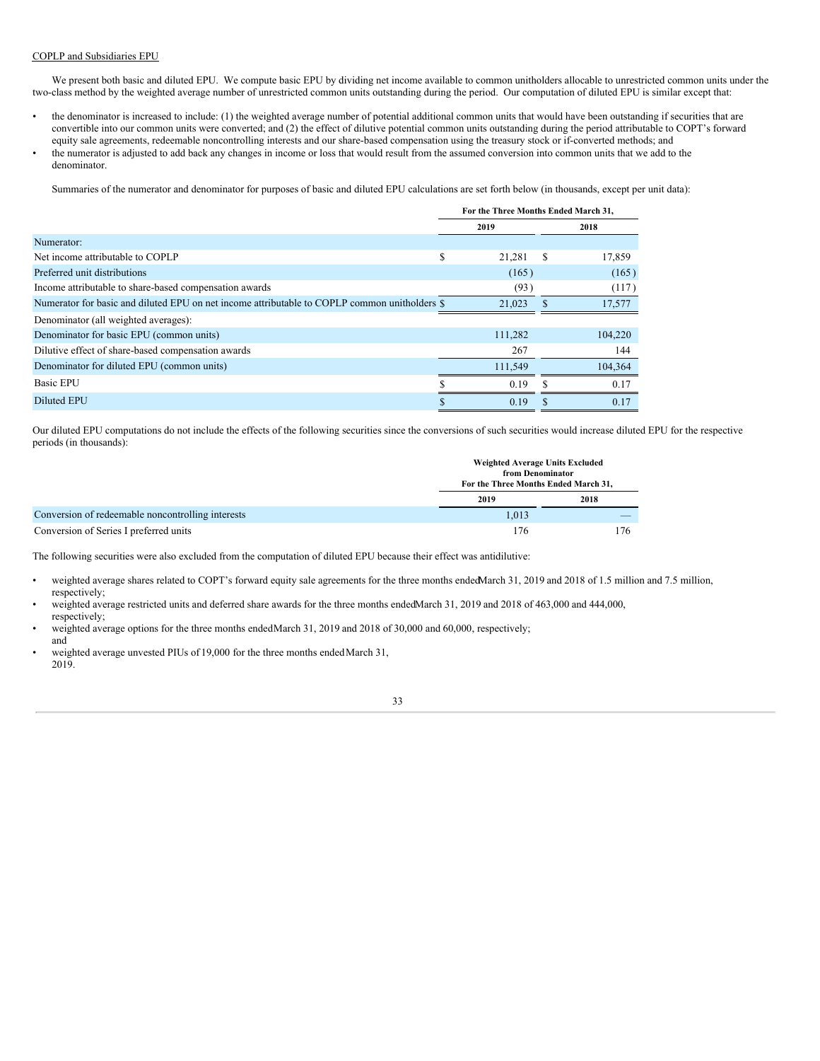COPLP and Subsidiaries EPU

We present both basic and diluted EPU. We compute basic EPU by dividing net income available to common unitholders allocable to unrestricted common units under the two-class method by the weighted average number of unrestricted common units outstanding during the period. Our computation of diluted EPU is similar except that:

- the denominator is increased to include: (1) the weighted average number of potential additional common units that would have been outstanding if securities that are convertible into our common units were converted; and (2) the effect of dilutive potential common units outstanding during the period attributable to COPT's forward equity sale agreements, redeemable noncontrolling interests and our share-based compensation using the treasury stock or if-converted methods; and
- the numerator is adjusted to add back any changes in income or loss that would result from the assumed conversion into common units that we add to the denominator.

Summaries of the numerator and denominator for purposes of basic and diluted EPU calculations are set forth below (in thousands, except per unit data):

| | For the Three Months Ended March 31, | |
|---|---|---|
| | 2019 | 2018 |
| Numerator: | | |
| Net income attributable to COPLP | $ 21,281 | $ 17,859 |
| Preferred unit distributions | (165) | (165) |
| Income attributable to share-based compensation awards | (93) | (117) |
| Numerator for basic and diluted EPU on net income attributable to COPLP common unitholders | $ 21,023 | $ 17,577 |
| Denominator (all weighted averages): | | |
| Denominator for basic EPU (common units) | 111,282 | 104,220 |
| Dilutive effect of share-based compensation awards | 267 | 144 |
| Denominator for diluted EPU (common units) | 111,549 | 104,364 |
| Basic EPU | $ 0.19 | $ 0.17 |
| Diluted EPU | $ 0.19 | $ 0.17 |

Our diluted EPU computations do not include the effects of the following securities since the conversions of such securities would increase diluted EPU for the respective periods (in thousands):

| | Weighted Average Units Excluded from Denominator For the Three Months Ended March 31, | |
|---|---|---|
| | 2019 | 2018 |
| Conversion of redeemable noncontrolling interests | 1,013 | — |
| Conversion of Series I preferred units | 176 | 176 |

The following securities were also excluded from the computation of diluted EPU because their effect was antidilutive:

- weighted average shares related to COPT's forward equity sale agreements for the three months ended March 31, 2019 and 2018 of 1.5 million and 7.5 million, respectively;
- weighted average restricted units and deferred share awards for the three months ended March 31, 2019 and 2018 of 463,000 and 444,000, respectively;
- weighted average options for the three months ended March 31, 2019 and 2018 of 30,000 and 60,000, respectively; and
- weighted average unvested PIUs of 19,000 for the three months ended March 31, 2019.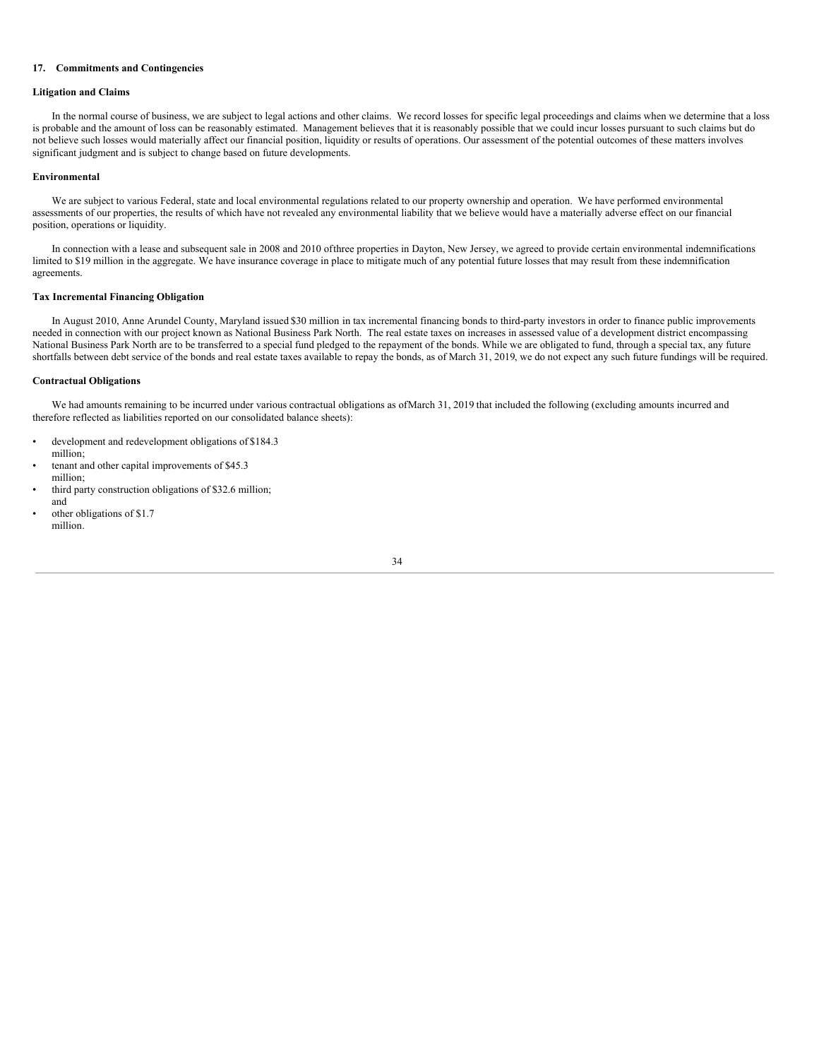## 17. Commitments and Contingencies

### Litigation and Claims

In the normal course of business, we are subject to legal actions and other claims. We record losses for specific legal proceedings and claims when we determine that a loss is probable and the amount of loss can be reasonably estimated. Management believes that it is reasonably possible that we could incur losses pursuant to such claims but do not believe such losses would materially affect our financial position, liquidity or results of operations. Our assessment of the potential outcomes of these matters involves significant judgment and is subject to change based on future developments.

### Environmental

We are subject to various Federal, state and local environmental regulations related to our property ownership and operation. We have performed environmental assessments of our properties, the results of which have not revealed any environmental liability that we believe would have a materially adverse effect on our financial position, operations or liquidity.

In connection with a lease and subsequent sale in 2008 and 2010 ofthree properties in Dayton, New Jersey, we agreed to provide certain environmental indemnifications limited to $19 million in the aggregate. We have insurance coverage in place to mitigate much of any potential future losses that may result from these indemnification agreements.

### Tax Incremental Financing Obligation

In August 2010, Anne Arundel County, Maryland issued $30 million in tax incremental financing bonds to third-party investors in order to finance public improvements needed in connection with our project known as National Business Park North. The real estate taxes on increases in assessed value of a development district encompassing National Business Park North are to be transferred to a special fund pledged to the repayment of the bonds. While we are obligated to fund, through a special tax, any future shortfalls between debt service of the bonds and real estate taxes available to repay the bonds, as of March 31, 2019, we do not expect any such future fundings will be required.

### Contractual Obligations

We had amounts remaining to be incurred under various contractual obligations as ofMarch 31, 2019 that included the following (excluding amounts incurred and therefore reflected as liabilities reported on our consolidated balance sheets):

- development and redevelopment obligations of $184.3 million;
- tenant and other capital improvements of $45.3 million;
- third party construction obligations of $32.6 million; and
- other obligations of $1.7 million.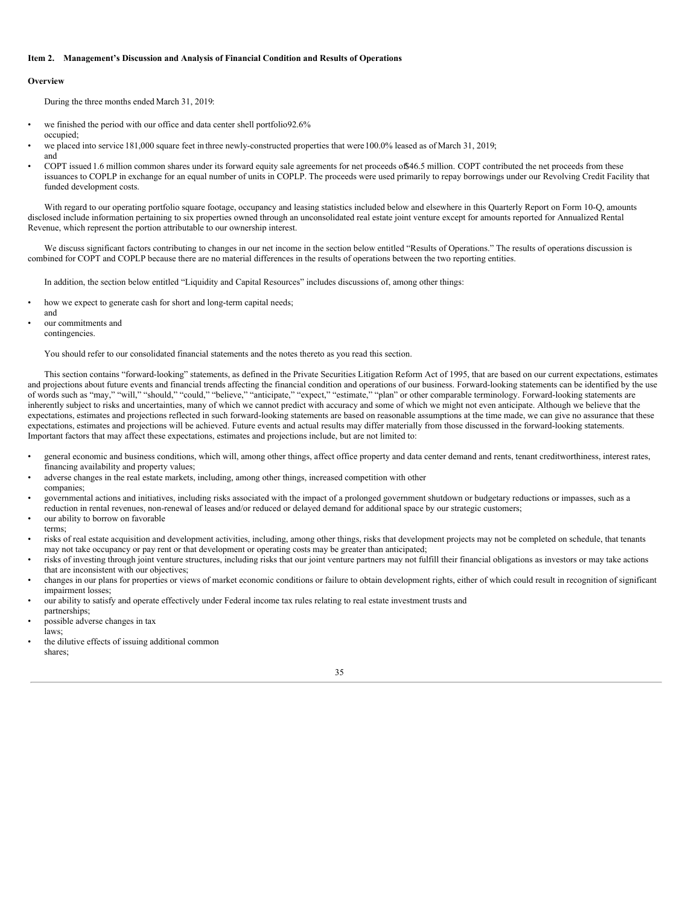**Item 2. Management's Discussion and Analysis of Financial Condition and Results of Operations**

**Overview**

During the three months ended March 31, 2019:

- we finished the period with our office and data center shell portfolio 92.6% occupied;
- we placed into service 181,000 square feet in three newly-constructed properties that were 100.0% leased as of March 31, 2019; and
- COPT issued 1.6 million common shares under its forward equity sale agreements for net proceeds of $46.5 million. COPT contributed the net proceeds from these issuances to COPLP in exchange for an equal number of units in COPLP. The proceeds were used primarily to repay borrowings under our Revolving Credit Facility that funded development costs.

With regard to our operating portfolio square footage, occupancy and leasing statistics included below and elsewhere in this Quarterly Report on Form 10-Q, amounts disclosed include information pertaining to six properties owned through an unconsolidated real estate joint venture except for amounts reported for Annualized Rental Revenue, which represent the portion attributable to our ownership interest.

We discuss significant factors contributing to changes in our net income in the section below entitled "Results of Operations." The results of operations discussion is combined for COPT and COPLP because there are no material differences in the results of operations between the two reporting entities.

In addition, the section below entitled "Liquidity and Capital Resources" includes discussions of, among other things:

- how we expect to generate cash for short and long-term capital needs; and
- our commitments and contingencies.

You should refer to our consolidated financial statements and the notes thereto as you read this section.

This section contains "forward-looking" statements, as defined in the Private Securities Litigation Reform Act of 1995, that are based on our current expectations, estimates and projections about future events and financial trends affecting the financial condition and operations of our business. Forward-looking statements can be identified by the use of words such as "may," "will," "should," "could," "believe," "anticipate," "expect," "estimate," "plan" or other comparable terminology. Forward-looking statements are inherently subject to risks and uncertainties, many of which we cannot predict with accuracy and some of which we might not even anticipate. Although we believe that the expectations, estimates and projections reflected in such forward-looking statements are based on reasonable assumptions at the time made, we can give no assurance that these expectations, estimates and projections will be achieved. Future events and actual results may differ materially from those discussed in the forward-looking statements. Important factors that may affect these expectations, estimates and projections include, but are not limited to:

- general economic and business conditions, which will, among other things, affect office property and data center demand and rents, tenant creditworthiness, interest rates, financing availability and property values;
- adverse changes in the real estate markets, including, among other things, increased competition with other companies;
- governmental actions and initiatives, including risks associated with the impact of a prolonged government shutdown or budgetary reductions or impasses, such as a reduction in rental revenues, non-renewal of leases and/or reduced or delayed demand for additional space by our strategic customers;
- our ability to borrow on favorable terms;
- risks of real estate acquisition and development activities, including, among other things, risks that development projects may not be completed on schedule, that tenants may not take occupancy or pay rent or that development or operating costs may be greater than anticipated;
- risks of investing through joint venture structures, including risks that our joint venture partners may not fulfill their financial obligations as investors or may take actions that are inconsistent with our objectives;
- changes in our plans for properties or views of market economic conditions or failure to obtain development rights, either of which could result in recognition of significant impairment losses;
- our ability to satisfy and operate effectively under Federal income tax rules relating to real estate investment trusts and partnerships;
- possible adverse changes in tax laws;
- the dilutive effects of issuing additional common shares;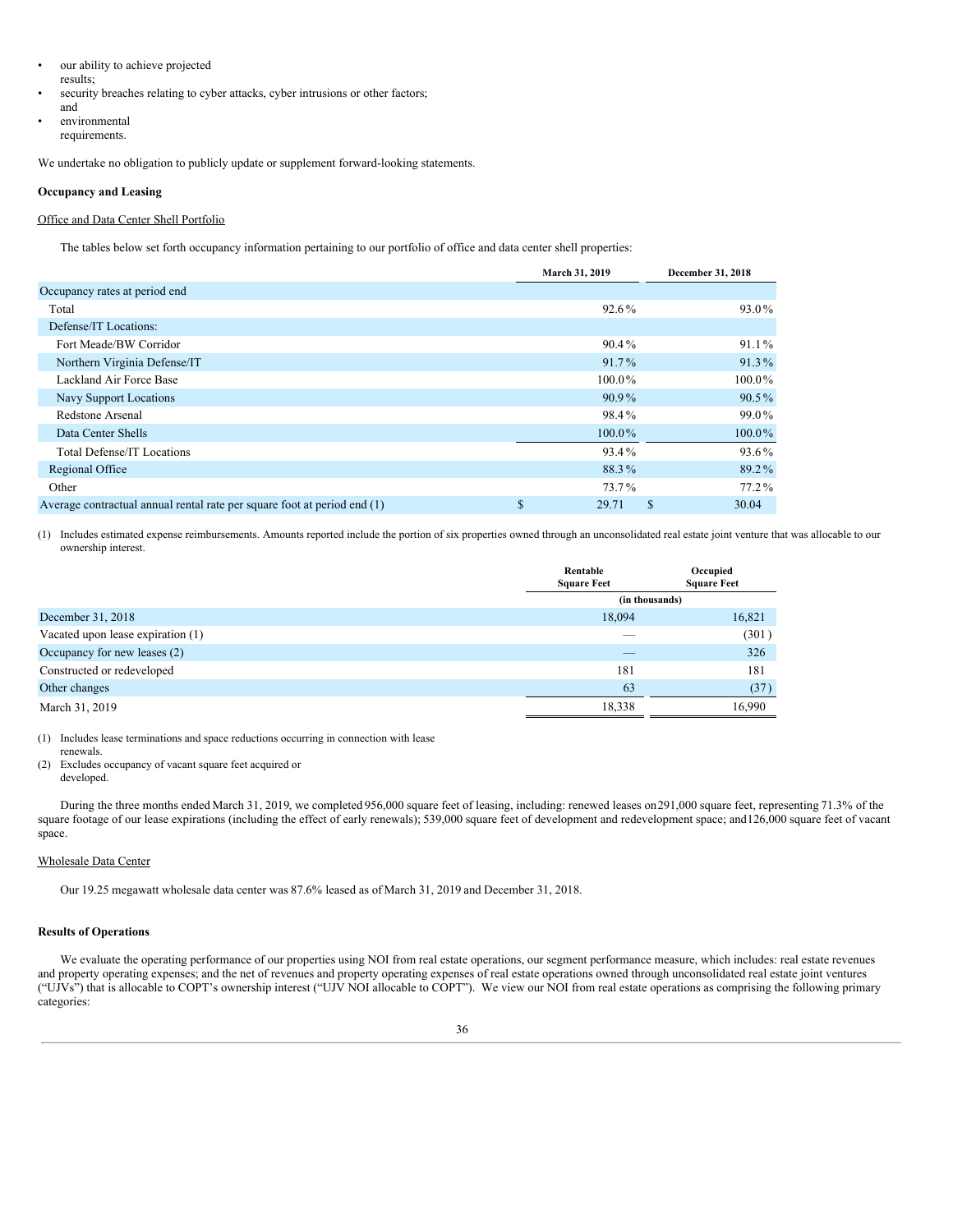- our ability to achieve projected results;
- security breaches relating to cyber attacks, cyber intrusions or other factors; and
- environmental requirements.

We undertake no obligation to publicly update or supplement forward-looking statements.

**Occupancy and Leasing**

Office and Data Center Shell Portfolio

The tables below set forth occupancy information pertaining to our portfolio of office and data center shell properties:

| | March 31, 2019 | December 31, 2018 |
|---|---|---|
| Occupancy rates at period end | | |
| Total | 92.6% | 93.0% |
| Defense/IT Locations: | | |
| Fort Meade/BW Corridor | 90.4% | 91.1% |
| Northern Virginia Defense/IT | 91.7% | 91.3% |
| Lackland Air Force Base | 100.0% | 100.0% |
| Navy Support Locations | 90.9% | 90.5% |
| Redstone Arsenal | 98.4% | 99.0% |
| Data Center Shells | 100.0% | 100.0% |
| Total Defense/IT Locations | 93.4% | 93.6% |
| Regional Office | 88.3% | 89.2% |
| Other | 73.7% | 77.2% |
| Average contractual annual rental rate per square foot at period end (1) | $ 29.71 | $ 30.04 |

(1) Includes estimated expense reimbursements. Amounts reported include the portion of six properties owned through an unconsolidated real estate joint venture that was allocable to our ownership interest.

| | Rentable Square Feet | Occupied Square Feet |
|---|---|---|
| | (in thousands) | |
| December 31, 2018 | 18,094 | 16,821 |
| Vacated upon lease expiration (1) | — | (301) |
| Occupancy for new leases (2) | — | 326 |
| Constructed or redeveloped | 181 | 181 |
| Other changes | 63 | (37) |
| March 31, 2019 | 18,338 | 16,990 |

(1) Includes lease terminations and space reductions occurring in connection with lease renewals.
(2) Excludes occupancy of vacant square feet acquired or developed.

During the three months ended March 31, 2019, we completed 956,000 square feet of leasing, including: renewed leases on 291,000 square feet, representing 71.3% of the square footage of our lease expirations (including the effect of early renewals); 539,000 square feet of development and redevelopment space; and 126,000 square feet of vacant space.

Wholesale Data Center

Our 19.25 megawatt wholesale data center was 87.6% leased as of March 31, 2019 and December 31, 2018.

**Results of Operations**

We evaluate the operating performance of our properties using NOI from real estate operations, our segment performance measure, which includes: real estate revenues and property operating expenses; and the net of revenues and property operating expenses of real estate operations owned through unconsolidated real estate joint ventures ("UJVs") that is allocable to COPT's ownership interest ("UJV NOI allocable to COPT"). We view our NOI from real estate operations as comprising the following primary categories: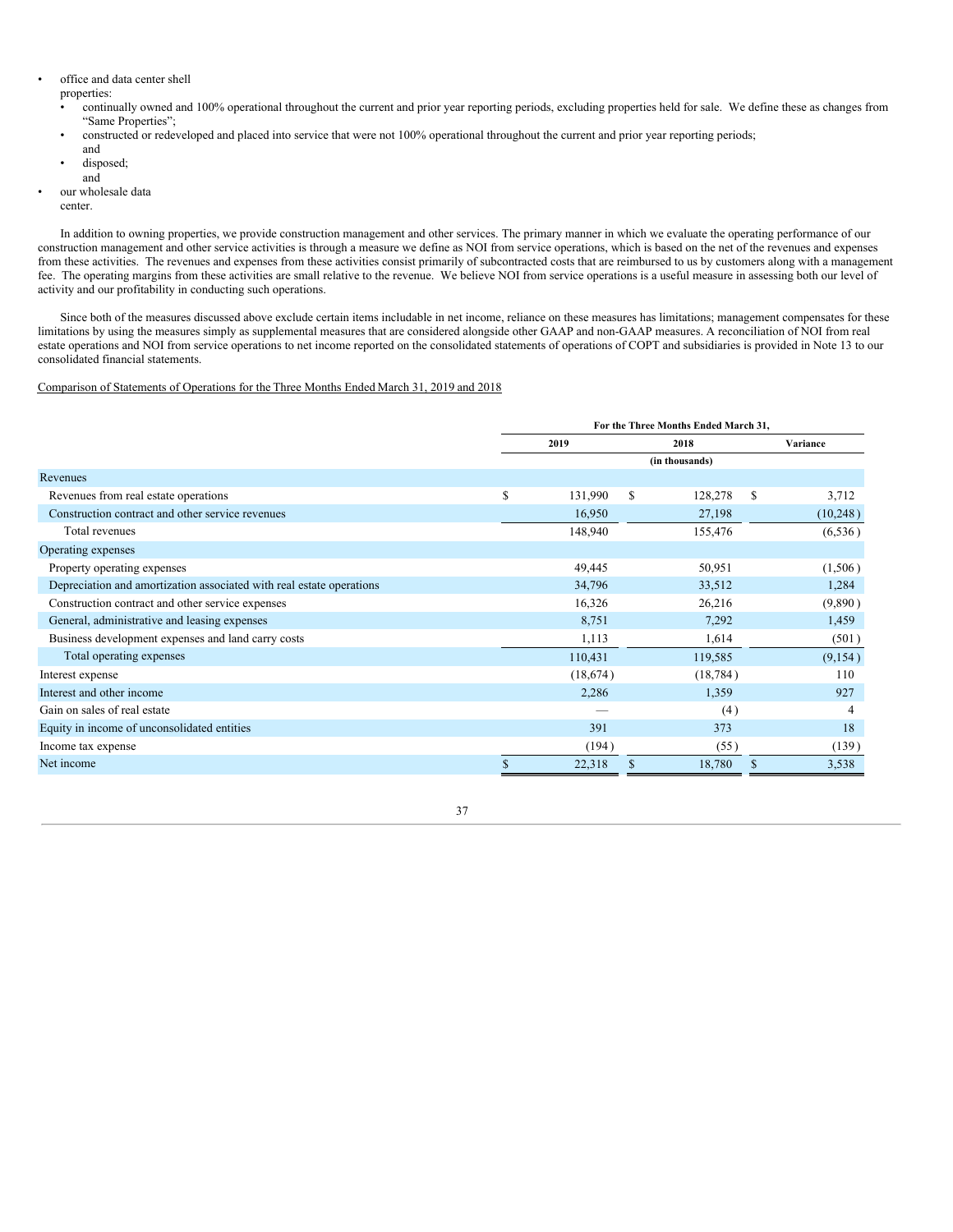- office and data center shell properties:
  - continually owned and 100% operational throughout the current and prior year reporting periods, excluding properties held for sale. We define these as changes from "Same Properties";
  - constructed or redeveloped and placed into service that were not 100% operational throughout the current and prior year reporting periods; and
  - disposed; and
- our wholesale data center.

In addition to owning properties, we provide construction management and other services. The primary manner in which we evaluate the operating performance of our construction management and other service activities is through a measure we define as NOI from service operations, which is based on the net of the revenues and expenses from these activities. The revenues and expenses from these activities consist primarily of subcontracted costs that are reimbursed to us by customers along with a management fee. The operating margins from these activities are small relative to the revenue. We believe NOI from service operations is a useful measure in assessing both our level of activity and our profitability in conducting such operations.

Since both of the measures discussed above exclude certain items includable in net income, reliance on these measures has limitations; management compensates for these limitations by using the measures simply as supplemental measures that are considered alongside other GAAP and non-GAAP measures. A reconciliation of NOI from real estate operations and NOI from service operations to net income reported on the consolidated statements of operations of COPT and subsidiaries is provided in Note 13 to our consolidated financial statements.

Comparison of Statements of Operations for the Three Months Ended March 31, 2019 and 2018

| | For the Three Months Ended March 31, | | |
|---|---|---|---|
| | 2019 | 2018 | Variance |
| | | (in thousands) | |
| Revenues | | | |
| Revenues from real estate operations | $ 131,990 | $ 128,278 | $ 3,712 |
| Construction contract and other service revenues | 16,950 | 27,198 | (10,248) |
| Total revenues | 148,940 | 155,476 | (6,536) |
| Operating expenses | | | |
| Property operating expenses | 49,445 | 50,951 | (1,506) |
| Depreciation and amortization associated with real estate operations | 34,796 | 33,512 | 1,284 |
| Construction contract and other service expenses | 16,326 | 26,216 | (9,890) |
| General, administrative and leasing expenses | 8,751 | 7,292 | 1,459 |
| Business development expenses and land carry costs | 1,113 | 1,614 | (501) |
| Total operating expenses | 110,431 | 119,585 | (9,154) |
| Interest expense | (18,674) | (18,784) | 110 |
| Interest and other income | 2,286 | 1,359 | 927 |
| Gain on sales of real estate | — | (4) | 4 |
| Equity in income of unconsolidated entities | 391 | 373 | 18 |
| Income tax expense | (194) | (55) | (139) |
| Net income | $ 22,318 | $ 18,780 | $ 3,538 |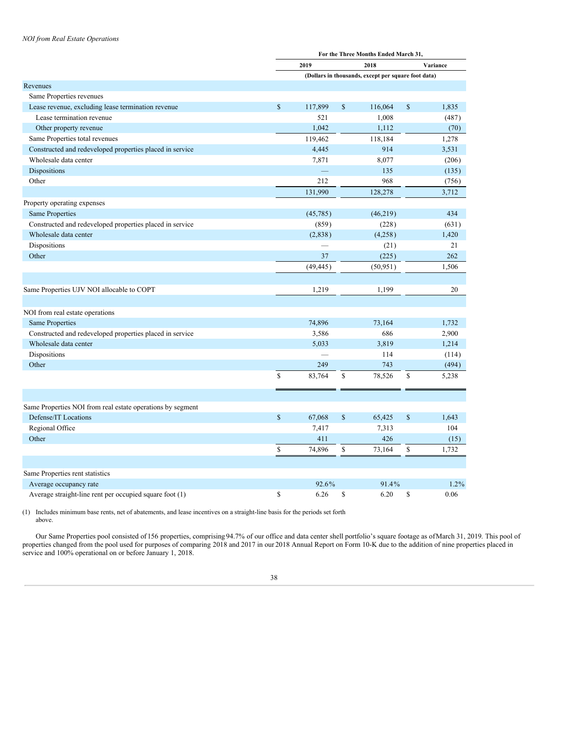*NOI from Real Estate Operations*

| | For the Three Months Ended March 31, | | |
|---|---|---|---|
| | 2019 | 2018 | Variance |
| | (Dollars in thousands, except per square foot data) | | |
| Revenues | | | |
| Same Properties revenues | | | |
| Lease revenue, excluding lease termination revenue | $ 117,899 | $ 116,064 | $ 1,835 |
| Lease termination revenue | 521 | 1,008 | (487) |
| Other property revenue | 1,042 | 1,112 | (70) |
| Same Properties total revenues | 119,462 | 118,184 | 1,278 |
| Constructed and redeveloped properties placed in service | 4,445 | 914 | 3,531 |
| Wholesale data center | 7,871 | 8,077 | (206) |
| Dispositions | — | 135 | (135) |
| Other | 212 | 968 | (756) |
| | 131,990 | 128,278 | 3,712 |
| Property operating expenses | | | |
| Same Properties | (45,785) | (46,219) | 434 |
| Constructed and redeveloped properties placed in service | (859) | (228) | (631) |
| Wholesale data center | (2,838) | (4,258) | 1,420 |
| Dispositions | — | (21) | 21 |
| Other | 37 | (225) | 262 |
| | (49,445) | (50,951) | 1,506 |
| | | | |
| Same Properties UJV NOI allocable to COPT | 1,219 | 1,199 | 20 |
| | | | |
| NOI from real estate operations | | | |
| Same Properties | 74,896 | 73,164 | 1,732 |
| Constructed and redeveloped properties placed in service | 3,586 | 686 | 2,900 |
| Wholesale data center | 5,033 | 3,819 | 1,214 |
| Dispositions | — | 114 | (114) |
| Other | 249 | 743 | (494) |
| | $ 83,764 | $ 78,526 | $ 5,238 |
| | | | |
| Same Properties NOI from real estate operations by segment | | | |
| Defense/IT Locations | $ 67,068 | $ 65,425 | $ 1,643 |
| Regional Office | 7,417 | 7,313 | 104 |
| Other | 411 | 426 | (15) |
| | $ 74,896 | $ 73,164 | $ 1,732 |
| | | | |
| Same Properties rent statistics | | | |
| Average occupancy rate | 92.6% | 91.4% | 1.2% |
| Average straight-line rent per occupied square foot (1) | $ 6.26 | $ 6.20 | $ 0.06 |

(1) Includes minimum base rents, net of abatements, and lease incentives on a straight-line basis for the periods set forth above.

Our Same Properties pool consisted of 156 properties, comprising 94.7% of our office and data center shell portfolio's square footage as of March 31, 2019. This pool of properties changed from the pool used for purposes of comparing 2018 and 2017 in our 2018 Annual Report on Form 10-K due to the addition of nine properties placed in service and 100% operational on or before January 1, 2018.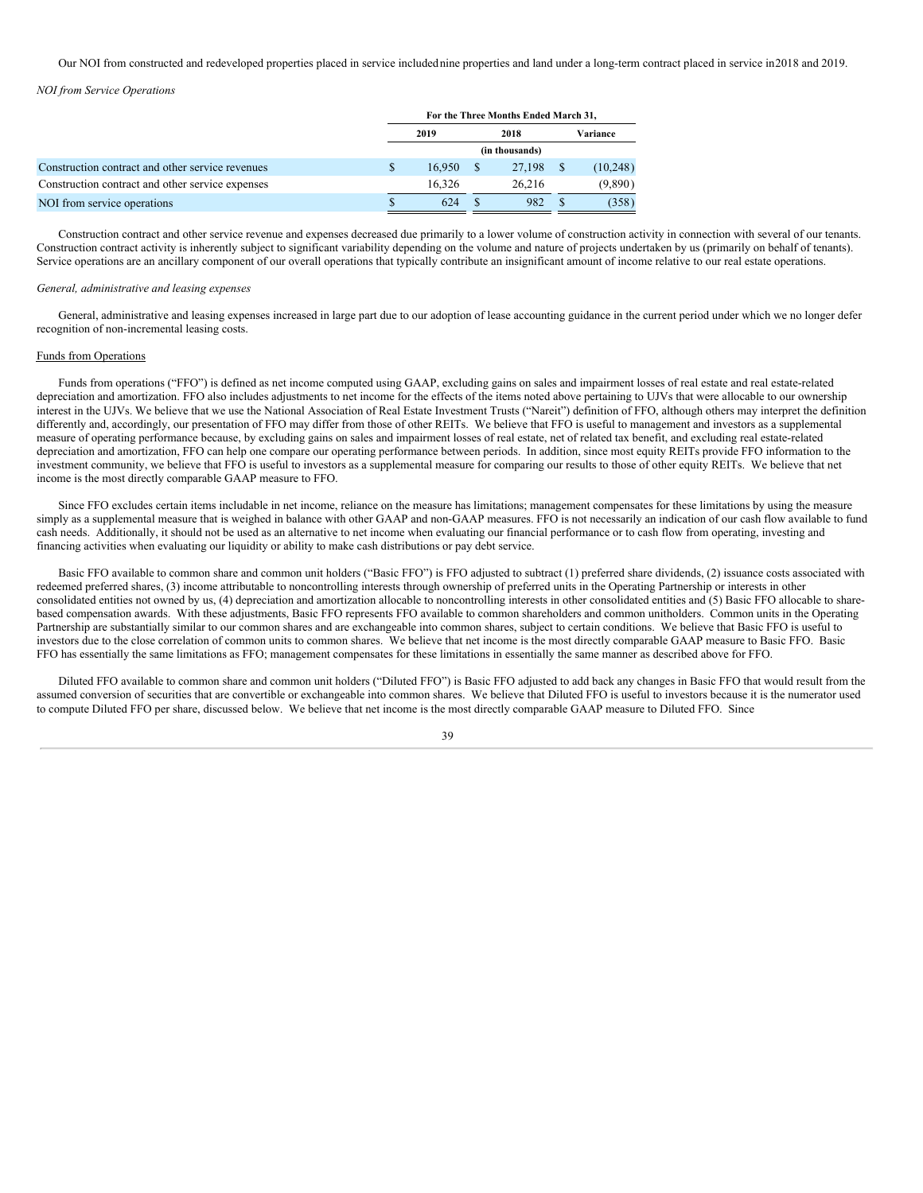Our NOI from constructed and redeveloped properties placed in service includednine properties and land under a long-term contract placed in service in2018 and 2019.

*NOI from Service Operations*

| | For the Three Months Ended March 31, | | |
|---|---|---|---|
| | 2019 | 2018 | Variance |
| | (in thousands) | | |
| Construction contract and other service revenues | $ 16,950 | $ 27,198 | $ (10,248) |
| Construction contract and other service expenses | 16,326 | 26,216 | (9,890) |
| NOI from service operations | $ 624 | $ 982 | $ (358) |

Construction contract and other service revenue and expenses decreased due primarily to a lower volume of construction activity in connection with several of our tenants. Construction contract activity is inherently subject to significant variability depending on the volume and nature of projects undertaken by us (primarily on behalf of tenants). Service operations are an ancillary component of our overall operations that typically contribute an insignificant amount of income relative to our real estate operations.

*General, administrative and leasing expenses*

General, administrative and leasing expenses increased in large part due to our adoption of lease accounting guidance in the current period under which we no longer defer recognition of non-incremental leasing costs.

Funds from Operations

Funds from operations ("FFO") is defined as net income computed using GAAP, excluding gains on sales and impairment losses of real estate and real estate-related depreciation and amortization. FFO also includes adjustments to net income for the effects of the items noted above pertaining to UJVs that were allocable to our ownership interest in the UJVs. We believe that we use the National Association of Real Estate Investment Trusts ("Nareit") definition of FFO, although others may interpret the definition differently and, accordingly, our presentation of FFO may differ from those of other REITs. We believe that FFO is useful to management and investors as a supplemental measure of operating performance because, by excluding gains on sales and impairment losses of real estate, net of related tax benefit, and excluding real estate-related depreciation and amortization, FFO can help one compare our operating performance between periods. In addition, since most equity REITs provide FFO information to the investment community, we believe that FFO is useful to investors as a supplemental measure for comparing our results to those of other equity REITs. We believe that net income is the most directly comparable GAAP measure to FFO.

Since FFO excludes certain items includable in net income, reliance on the measure has limitations; management compensates for these limitations by using the measure simply as a supplemental measure that is weighed in balance with other GAAP and non-GAAP measures. FFO is not necessarily an indication of our cash flow available to fund cash needs. Additionally, it should not be used as an alternative to net income when evaluating our financial performance or to cash flow from operating, investing and financing activities when evaluating our liquidity or ability to make cash distributions or pay debt service.

Basic FFO available to common share and common unit holders ("Basic FFO") is FFO adjusted to subtract (1) preferred share dividends, (2) issuance costs associated with redeemed preferred shares, (3) income attributable to noncontrolling interests through ownership of preferred units in the Operating Partnership or interests in other consolidated entities not owned by us, (4) depreciation and amortization allocable to noncontrolling interests in other consolidated entities and (5) Basic FFO allocable to share-based compensation awards. With these adjustments, Basic FFO represents FFO available to common shareholders and common unitholders. Common units in the Operating Partnership are substantially similar to our common shares and are exchangeable into common shares, subject to certain conditions. We believe that Basic FFO is useful to investors due to the close correlation of common units to common shares. We believe that net income is the most directly comparable GAAP measure to Basic FFO. Basic FFO has essentially the same limitations as FFO; management compensates for these limitations in essentially the same manner as described above for FFO.

Diluted FFO available to common share and common unit holders ("Diluted FFO") is Basic FFO adjusted to add back any changes in Basic FFO that would result from the assumed conversion of securities that are convertible or exchangeable into common shares. We believe that Diluted FFO is useful to investors because it is the numerator used to compute Diluted FFO per share, discussed below. We believe that net income is the most directly comparable GAAP measure to Diluted FFO. Since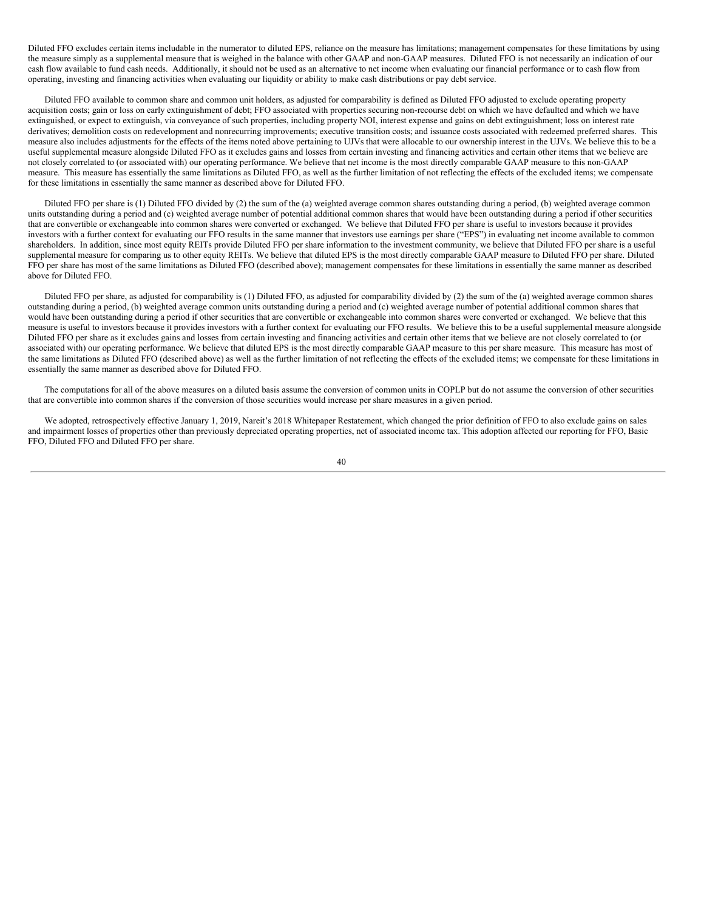Diluted FFO excludes certain items includable in the numerator to diluted EPS, reliance on the measure has limitations; management compensates for these limitations by using the measure simply as a supplemental measure that is weighed in the balance with other GAAP and non-GAAP measures. Diluted FFO is not necessarily an indication of our cash flow available to fund cash needs. Additionally, it should not be used as an alternative to net income when evaluating our financial performance or to cash flow from operating, investing and financing activities when evaluating our liquidity or ability to make cash distributions or pay debt service.

Diluted FFO available to common share and common unit holders, as adjusted for comparability is defined as Diluted FFO adjusted to exclude operating property acquisition costs; gain or loss on early extinguishment of debt; FFO associated with properties securing non-recourse debt on which we have defaulted and which we have extinguished, or expect to extinguish, via conveyance of such properties, including property NOI, interest expense and gains on debt extinguishment; loss on interest rate derivatives; demolition costs on redevelopment and nonrecurring improvements; executive transition costs; and issuance costs associated with redeemed preferred shares. This measure also includes adjustments for the effects of the items noted above pertaining to UJVs that were allocable to our ownership interest in the UJVs. We believe this to be a useful supplemental measure alongside Diluted FFO as it excludes gains and losses from certain investing and financing activities and certain other items that we believe are not closely correlated to (or associated with) our operating performance. We believe that net income is the most directly comparable GAAP measure to this non-GAAP measure. This measure has essentially the same limitations as Diluted FFO, as well as the further limitation of not reflecting the effects of the excluded items; we compensate for these limitations in essentially the same manner as described above for Diluted FFO.

Diluted FFO per share is (1) Diluted FFO divided by (2) the sum of the (a) weighted average common shares outstanding during a period, (b) weighted average common units outstanding during a period and (c) weighted average number of potential additional common shares that would have been outstanding during a period if other securities that are convertible or exchangeable into common shares were converted or exchanged. We believe that Diluted FFO per share is useful to investors because it provides investors with a further context for evaluating our FFO results in the same manner that investors use earnings per share ("EPS") in evaluating net income available to common shareholders. In addition, since most equity REITs provide Diluted FFO per share information to the investment community, we believe that Diluted FFO per share is a useful supplemental measure for comparing us to other equity REITs. We believe that diluted EPS is the most directly comparable GAAP measure to Diluted FFO per share. Diluted FFO per share has most of the same limitations as Diluted FFO (described above); management compensates for these limitations in essentially the same manner as described above for Diluted FFO.

Diluted FFO per share, as adjusted for comparability is (1) Diluted FFO, as adjusted for comparability divided by (2) the sum of the (a) weighted average common shares outstanding during a period, (b) weighted average common units outstanding during a period and (c) weighted average number of potential additional common shares that would have been outstanding during a period if other securities that are convertible or exchangeable into common shares were converted or exchanged. We believe that this measure is useful to investors because it provides investors with a further context for evaluating our FFO results. We believe this to be a useful supplemental measure alongside Diluted FFO per share as it excludes gains and losses from certain investing and financing activities and certain other items that we believe are not closely correlated to (or associated with) our operating performance. We believe that diluted EPS is the most directly comparable GAAP measure to this per share measure. This measure has most of the same limitations as Diluted FFO (described above) as well as the further limitation of not reflecting the effects of the excluded items; we compensate for these limitations in essentially the same manner as described above for Diluted FFO.

The computations for all of the above measures on a diluted basis assume the conversion of common units in COPLP but do not assume the conversion of other securities that are convertible into common shares if the conversion of those securities would increase per share measures in a given period.

We adopted, retrospectively effective January 1, 2019, Nareit's 2018 Whitepaper Restatement, which changed the prior definition of FFO to also exclude gains on sales and impairment losses of properties other than previously depreciated operating properties, net of associated income tax. This adoption affected our reporting for FFO, Basic FFO, Diluted FFO and Diluted FFO per share.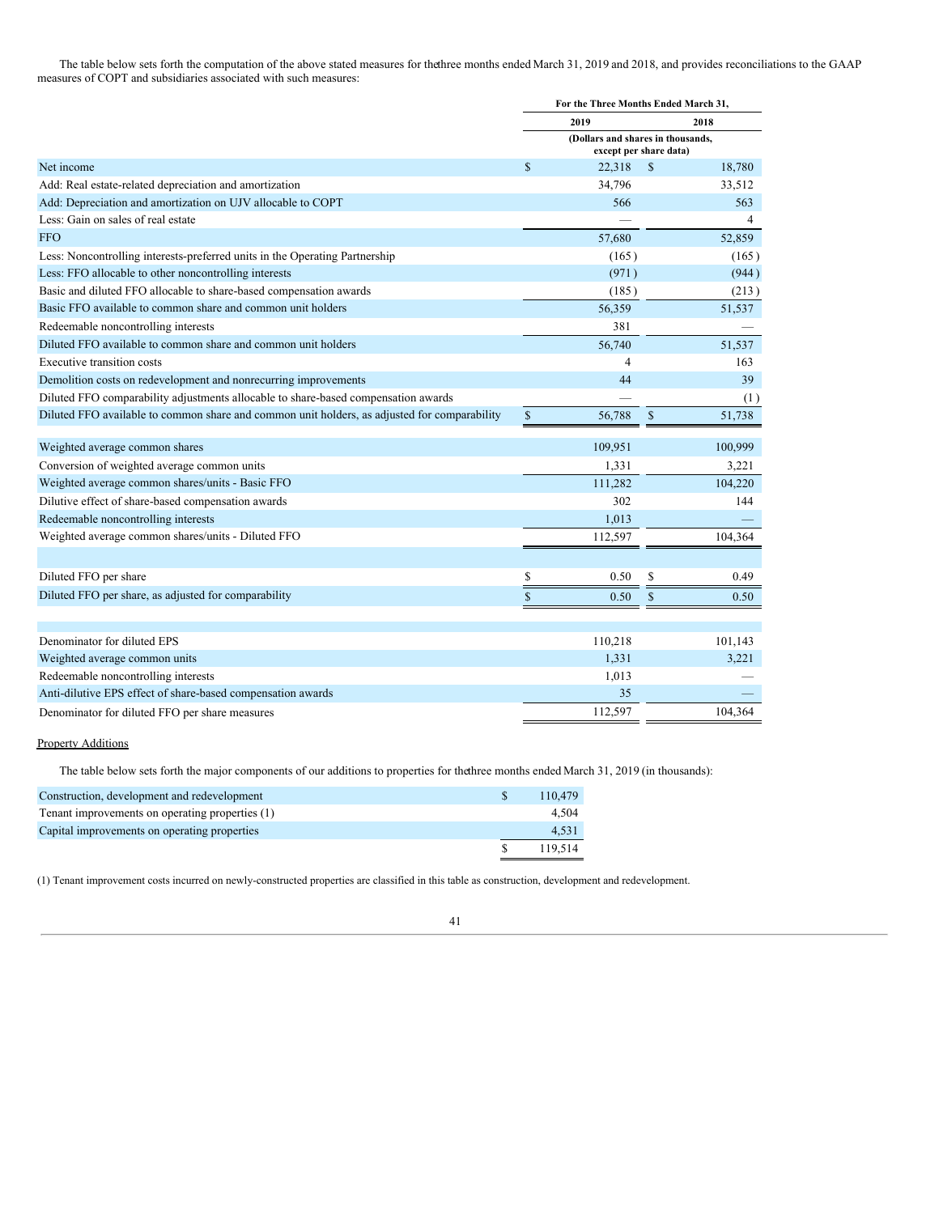The table below sets forth the computation of the above stated measures for the three months ended March 31, 2019 and 2018, and provides reconciliations to the GAAP measures of COPT and subsidiaries associated with such measures:

| | For the Three Months Ended March 31, | |
|---|---|---|
| | 2019 | 2018 |
| | (Dollars and shares in thousands, except per share data) | |
| Net income | $ 22,318 | $ 18,780 |
| Add: Real estate-related depreciation and amortization | 34,796 | 33,512 |
| Add: Depreciation and amortization on UJV allocable to COPT | 566 | 563 |
| Less: Gain on sales of real estate | — | 4 |
| FFO | 57,680 | 52,859 |
| Less: Noncontrolling interests-preferred units in the Operating Partnership | (165) | (165) |
| Less: FFO allocable to other noncontrolling interests | (971) | (944) |
| Basic and diluted FFO allocable to share-based compensation awards | (185) | (213) |
| Basic FFO available to common share and common unit holders | 56,359 | 51,537 |
| Redeemable noncontrolling interests | 381 | — |
| Diluted FFO available to common share and common unit holders | 56,740 | 51,537 |
| Executive transition costs | 4 | 163 |
| Demolition costs on redevelopment and nonrecurring improvements | 44 | 39 |
| Diluted FFO comparability adjustments allocable to share-based compensation awards | — | (1) |
| Diluted FFO available to common share and common unit holders, as adjusted for comparability | $ 56,788 | $ 51,738 |
| | | |
| Weighted average common shares | 109,951 | 100,999 |
| Conversion of weighted average common units | 1,331 | 3,221 |
| Weighted average common shares/units - Basic FFO | 111,282 | 104,220 |
| Dilutive effect of share-based compensation awards | 302 | 144 |
| Redeemable noncontrolling interests | 1,013 | — |
| Weighted average common shares/units - Diluted FFO | 112,597 | 104,364 |
| | | |
| Diluted FFO per share | $ 0.50 | $ 0.49 |
| Diluted FFO per share, as adjusted for comparability | $ 0.50 | $ 0.50 |
| | | |
| Denominator for diluted EPS | 110,218 | 101,143 |
| Weighted average common units | 1,331 | 3,221 |
| Redeemable noncontrolling interests | 1,013 | — |
| Anti-dilutive EPS effect of share-based compensation awards | 35 | — |
| Denominator for diluted FFO per share measures | 112,597 | 104,364 |

Property Additions

The table below sets forth the major components of our additions to properties for the three months ended March 31, 2019 (in thousands):

| | |
|---|---|
| Construction, development and redevelopment | $ 110,479 |
| Tenant improvements on operating properties (1) | 4,504 |
| Capital improvements on operating properties | 4,531 |
| | $ 119,514 |

(1) Tenant improvement costs incurred on newly-constructed properties are classified in this table as construction, development and redevelopment.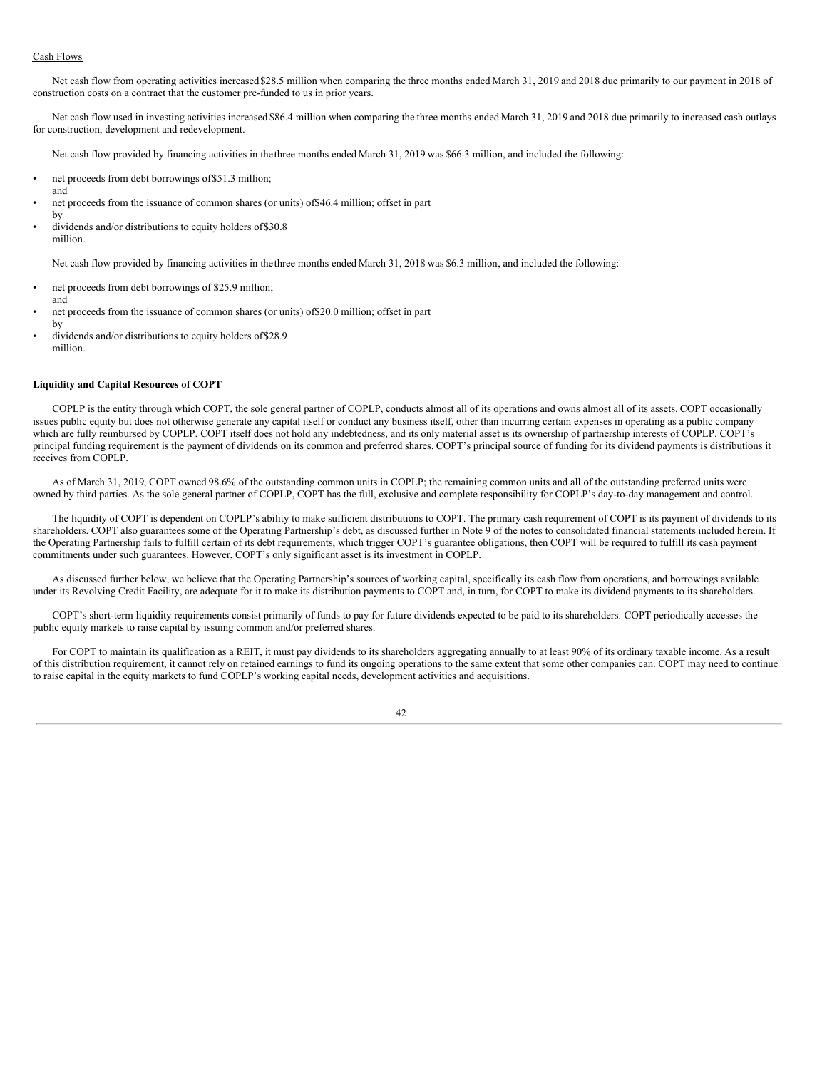Cash Flows

Net cash flow from operating activities increased $28.5 million when comparing the three months ended March 31, 2019 and 2018 due primarily to our payment in 2018 of construction costs on a contract that the customer pre-funded to us in prior years.

Net cash flow used in investing activities increased $86.4 million when comparing the three months ended March 31, 2019 and 2018 due primarily to increased cash outlays for construction, development and redevelopment.

Net cash flow provided by financing activities in the three months ended March 31, 2019 was $66.3 million, and included the following:

- net proceeds from debt borrowings of $51.3 million; and
- net proceeds from the issuance of common shares (or units) of $46.4 million; offset in part by
- dividends and/or distributions to equity holders of $30.8 million.

Net cash flow provided by financing activities in the three months ended March 31, 2018 was $6.3 million, and included the following:

- net proceeds from debt borrowings of $25.9 million; and
- net proceeds from the issuance of common shares (or units) of $20.0 million; offset in part by
- dividends and/or distributions to equity holders of $28.9 million.

**Liquidity and Capital Resources of COPT**

COPLP is the entity through which COPT, the sole general partner of COPLP, conducts almost all of its operations and owns almost all of its assets. COPT occasionally issues public equity but does not otherwise generate any capital itself or conduct any business itself, other than incurring certain expenses in operating as a public company which are fully reimbursed by COPLP. COPT itself does not hold any indebtedness, and its only material asset is its ownership of partnership interests of COPLP. COPT's principal funding requirement is the payment of dividends on its common and preferred shares. COPT's principal source of funding for its dividend payments is distributions it receives from COPLP.

As of March 31, 2019, COPT owned 98.6% of the outstanding common units in COPLP; the remaining common units and all of the outstanding preferred units were owned by third parties. As the sole general partner of COPLP, COPT has the full, exclusive and complete responsibility for COPLP's day-to-day management and control.

The liquidity of COPT is dependent on COPLP's ability to make sufficient distributions to COPT. The primary cash requirement of COPT is its payment of dividends to its shareholders. COPT also guarantees some of the Operating Partnership's debt, as discussed further in Note 9 of the notes to consolidated financial statements included herein. If the Operating Partnership fails to fulfill certain of its debt requirements, which trigger COPT's guarantee obligations, then COPT will be required to fulfill its cash payment commitments under such guarantees. However, COPT's only significant asset is its investment in COPLP.

As discussed further below, we believe that the Operating Partnership's sources of working capital, specifically its cash flow from operations, and borrowings available under its Revolving Credit Facility, are adequate for it to make its distribution payments to COPT and, in turn, for COPT to make its dividend payments to its shareholders.

COPT's short-term liquidity requirements consist primarily of funds to pay for future dividends expected to be paid to its shareholders. COPT periodically accesses the public equity markets to raise capital by issuing common and/or preferred shares.

For COPT to maintain its qualification as a REIT, it must pay dividends to its shareholders aggregating annually to at least 90% of its ordinary taxable income. As a result of this distribution requirement, it cannot rely on retained earnings to fund its ongoing operations to the same extent that some other companies can. COPT may need to continue to raise capital in the equity markets to fund COPLP's working capital needs, development activities and acquisitions.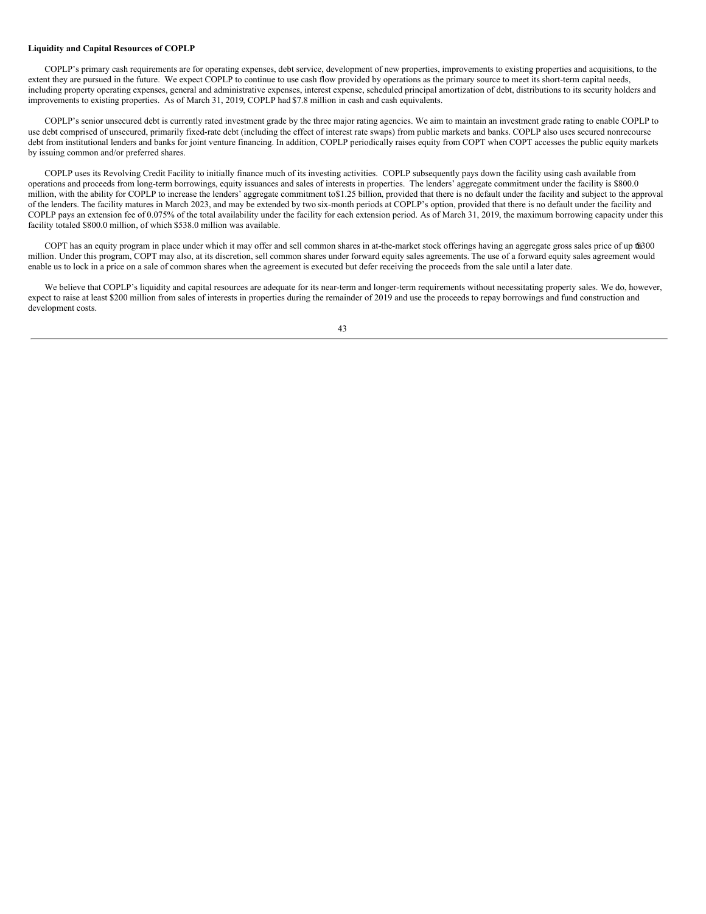**Liquidity and Capital Resources of COPLP**

COPLP's primary cash requirements are for operating expenses, debt service, development of new properties, improvements to existing properties and acquisitions, to the extent they are pursued in the future. We expect COPLP to continue to use cash flow provided by operations as the primary source to meet its short-term capital needs, including property operating expenses, general and administrative expenses, interest expense, scheduled principal amortization of debt, distributions to its security holders and improvements to existing properties. As of March 31, 2019, COPLP had $7.8 million in cash and cash equivalents.

COPLP's senior unsecured debt is currently rated investment grade by the three major rating agencies. We aim to maintain an investment grade rating to enable COPLP to use debt comprised of unsecured, primarily fixed-rate debt (including the effect of interest rate swaps) from public markets and banks. COPLP also uses secured nonrecourse debt from institutional lenders and banks for joint venture financing. In addition, COPLP periodically raises equity from COPT when COPT accesses the public equity markets by issuing common and/or preferred shares.

COPLP uses its Revolving Credit Facility to initially finance much of its investing activities. COPLP subsequently pays down the facility using cash available from operations and proceeds from long-term borrowings, equity issuances and sales of interests in properties. The lenders' aggregate commitment under the facility is $800.0 million, with the ability for COPLP to increase the lenders' aggregate commitment to $1.25 billion, provided that there is no default under the facility and subject to the approval of the lenders. The facility matures in March 2023, and may be extended by two six-month periods at COPLP's option, provided that there is no default under the facility and COPLP pays an extension fee of 0.075% of the total availability under the facility for each extension period. As of March 31, 2019, the maximum borrowing capacity under this facility totaled $800.0 million, of which $538.0 million was available.

COPT has an equity program in place under which it may offer and sell common shares in at-the-market stock offerings having an aggregate gross sales price of up to $300 million. Under this program, COPT may also, at its discretion, sell common shares under forward equity sales agreements. The use of a forward equity sales agreement would enable us to lock in a price on a sale of common shares when the agreement is executed but defer receiving the proceeds from the sale until a later date.

We believe that COPLP's liquidity and capital resources are adequate for its near-term and longer-term requirements without necessitating property sales. We do, however, expect to raise at least $200 million from sales of interests in properties during the remainder of 2019 and use the proceeds to repay borrowings and fund construction and development costs.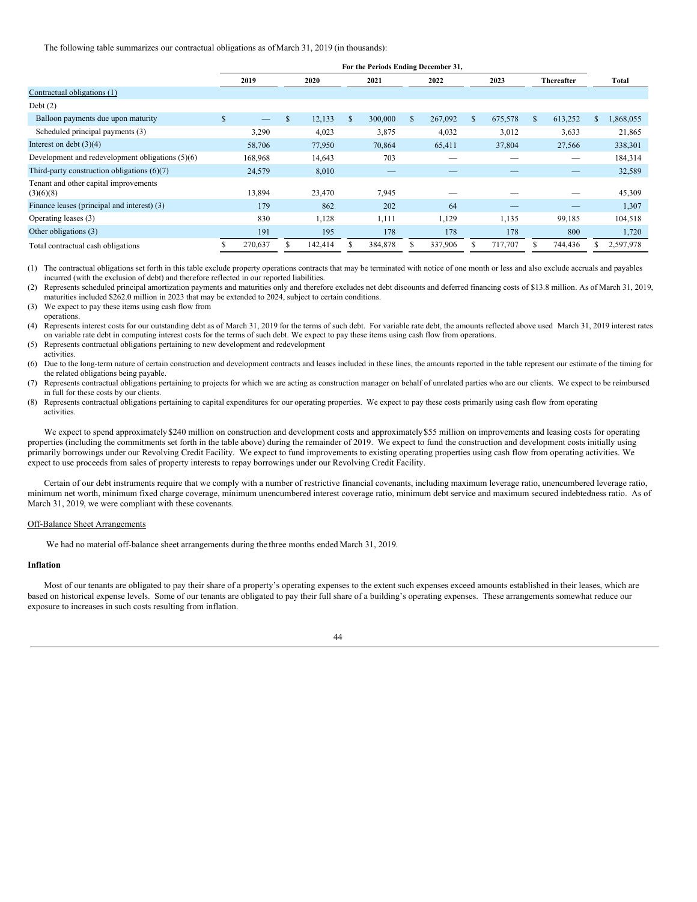The following table summarizes our contractual obligations as of March 31, 2019 (in thousands):

| | For the Periods Ending December 31, | | | | | | |
|---|---|---|---|---|---|---|---|
| | 2019 | 2020 | 2021 | 2022 | 2023 | Thereafter | Total |
| Contractual obligations (1) | | | | | | | |
| Debt (2) | | | | | | | |
| Balloon payments due upon maturity | $ — | $ 12,133 | $ 300,000 | $ 267,092 | $ 675,578 | $ 613,252 | $ 1,868,055 |
| Scheduled principal payments (3) | 3,290 | 4,023 | 3,875 | 4,032 | 3,012 | 3,633 | 21,865 |
| Interest on debt (3)(4) | 58,706 | 77,950 | 70,864 | 65,411 | 37,804 | 27,566 | 338,301 |
| Development and redevelopment obligations (5)(6) | 168,968 | 14,643 | 703 | — | — | — | 184,314 |
| Third-party construction obligations (6)(7) | 24,579 | 8,010 | — | — | — | — | 32,589 |
| Tenant and other capital improvements (3)(6)(8) | 13,894 | 23,470 | 7,945 | — | — | — | 45,309 |
| Finance leases (principal and interest) (3) | 179 | 862 | 202 | 64 | — | — | 1,307 |
| Operating leases (3) | 830 | 1,128 | 1,111 | 1,129 | 1,135 | 99,185 | 104,518 |
| Other obligations (3) | 191 | 195 | 178 | 178 | 178 | 800 | 1,720 |
| Total contractual cash obligations | $ 270,637 | $ 142,414 | $ 384,878 | $ 337,906 | $ 717,707 | $ 744,436 | $ 2,597,978 |

(1) The contractual obligations set forth in this table exclude property operations contracts that may be terminated with notice of one month or less and also exclude accruals and payables incurred (with the exclusion of debt) and therefore reflected in our reported liabilities.

(2) Represents scheduled principal amortization payments and maturities only and therefore excludes net debt discounts and deferred financing costs of $13.8 million. As of March 31, 2019, maturities included $262.0 million in 2023 that may be extended to 2024, subject to certain conditions.

(3) We expect to pay these items using cash flow from operations.

(4) Represents interest costs for our outstanding debt as of March 31, 2019 for the terms of such debt. For variable rate debt, the amounts reflected above used March 31, 2019 interest rates on variable rate debt in computing interest costs for the terms of such debt. We expect to pay these items using cash flow from operations.

(5) Represents contractual obligations pertaining to new development and redevelopment activities.

(6) Due to the long-term nature of certain construction and development contracts and leases included in these lines, the amounts reported in the table represent our estimate of the timing for the related obligations being payable.

(7) Represents contractual obligations pertaining to projects for which we are acting as construction manager on behalf of unrelated parties who are our clients. We expect to be reimbursed in full for these costs by our clients.

(8) Represents contractual obligations pertaining to capital expenditures for our operating properties. We expect to pay these costs primarily using cash flow from operating activities.

We expect to spend approximately $240 million on construction and development costs and approximately $55 million on improvements and leasing costs for operating properties (including the commitments set forth in the table above) during the remainder of 2019. We expect to fund the construction and development costs initially using primarily borrowings under our Revolving Credit Facility. We expect to fund improvements to existing operating properties using cash flow from operating activities. We expect to use proceeds from sales of property interests to repay borrowings under our Revolving Credit Facility.

Certain of our debt instruments require that we comply with a number of restrictive financial covenants, including maximum leverage ratio, unencumbered leverage ratio, minimum net worth, minimum fixed charge coverage, minimum unencumbered interest coverage ratio, minimum debt service and maximum secured indebtedness ratio. As of March 31, 2019, we were compliant with these covenants.

Off-Balance Sheet Arrangements

We had no material off-balance sheet arrangements during the three months ended March 31, 2019.

**Inflation**

Most of our tenants are obligated to pay their share of a property's operating expenses to the extent such expenses exceed amounts established in their leases, which are based on historical expense levels. Some of our tenants are obligated to pay their full share of a building's operating expenses. These arrangements somewhat reduce our exposure to increases in such costs resulting from inflation.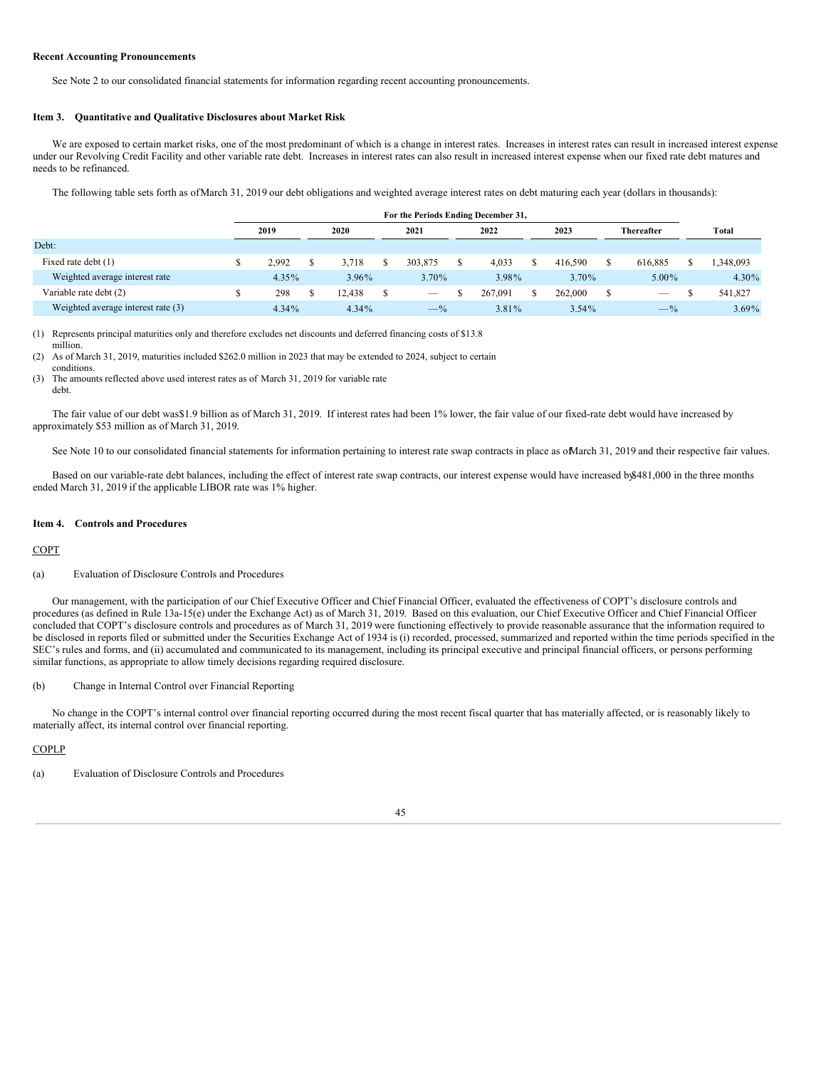**Recent Accounting Pronouncements**

See Note 2 to our consolidated financial statements for information regarding recent accounting pronouncements.

**Item 3. Quantitative and Qualitative Disclosures about Market Risk**

We are exposed to certain market risks, one of the most predominant of which is a change in interest rates. Increases in interest rates can result in increased interest expense under our Revolving Credit Facility and other variable rate debt. Increases in interest rates can also result in increased interest expense when our fixed rate debt matures and needs to be refinanced.

The following table sets forth as of March 31, 2019 our debt obligations and weighted average interest rates on debt maturing each year (dollars in thousands):

| | For the Periods Ending December 31, | | | | | | |
|---|---|---|---|---|---|---|---|
| | 2019 | 2020 | 2021 | 2022 | 2023 | Thereafter | Total |
| Debt: | | | | | | | |
| Fixed rate debt (1) | $ 2,992 | $ 3,718 | $ 303,875 | $ 4,033 | $ 416,590 | $ 616,885 | $ 1,348,093 |
| Weighted average interest rate | 4.35% | 3.96% | 3.70% | 3.98% | 3.70% | 5.00% | 4.30% |
| Variable rate debt (2) | $ 298 | $ 12,438 | $ — | $ 267,091 | $ 262,000 | $ — | $ 541,827 |
| Weighted average interest rate (3) | 4.34% | 4.34% | —% | 3.81% | 3.54% | —% | 3.69% |

(1) Represents principal maturities only and therefore excludes net discounts and deferred financing costs of $13.8 million.
(2) As of March 31, 2019, maturities included $262.0 million in 2023 that may be extended to 2024, subject to certain conditions.
(3) The amounts reflected above used interest rates as of March 31, 2019 for variable rate debt.

The fair value of our debt was $1.9 billion as of March 31, 2019. If interest rates had been 1% lower, the fair value of our fixed-rate debt would have increased by approximately $53 million as of March 31, 2019.

See Note 10 to our consolidated financial statements for information pertaining to interest rate swap contracts in place as of March 31, 2019 and their respective fair values.

Based on our variable-rate debt balances, including the effect of interest rate swap contracts, our interest expense would have increased by $481,000 in the three months ended March 31, 2019 if the applicable LIBOR rate was 1% higher.

**Item 4. Controls and Procedures**

COPT

(a) Evaluation of Disclosure Controls and Procedures

Our management, with the participation of our Chief Executive Officer and Chief Financial Officer, evaluated the effectiveness of COPT's disclosure controls and procedures (as defined in Rule 13a-15(e) under the Exchange Act) as of March 31, 2019. Based on this evaluation, our Chief Executive Officer and Chief Financial Officer concluded that COPT's disclosure controls and procedures as of March 31, 2019 were functioning effectively to provide reasonable assurance that the information required to be disclosed in reports filed or submitted under the Securities Exchange Act of 1934 is (i) recorded, processed, summarized and reported within the time periods specified in the SEC's rules and forms, and (ii) accumulated and communicated to its management, including its principal executive and principal financial officers, or persons performing similar functions, as appropriate to allow timely decisions regarding required disclosure.

(b) Change in Internal Control over Financial Reporting

No change in the COPT's internal control over financial reporting occurred during the most recent fiscal quarter that has materially affected, or is reasonably likely to materially affect, its internal control over financial reporting.

COPLP

(a) Evaluation of Disclosure Controls and Procedures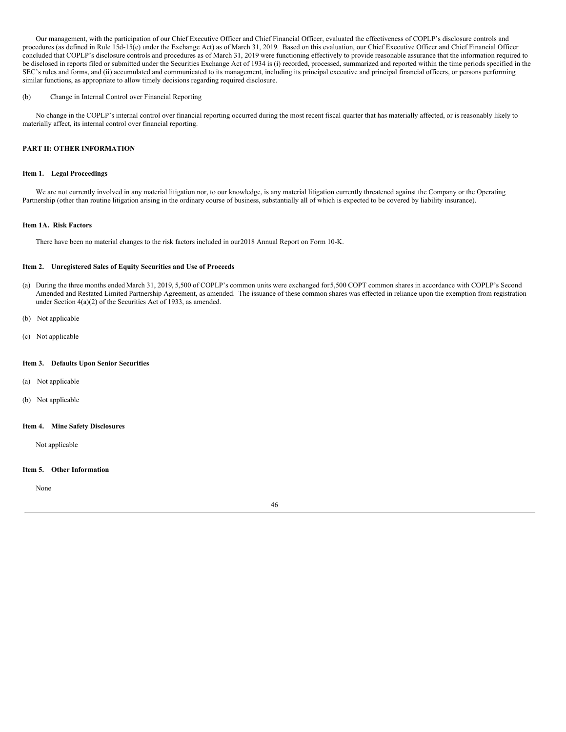Our management, with the participation of our Chief Executive Officer and Chief Financial Officer, evaluated the effectiveness of COPLP's disclosure controls and procedures (as defined in Rule 15d-15(e) under the Exchange Act) as of March 31, 2019. Based on this evaluation, our Chief Executive Officer and Chief Financial Officer concluded that COPLP's disclosure controls and procedures as of March 31, 2019 were functioning effectively to provide reasonable assurance that the information required to be disclosed in reports filed or submitted under the Securities Exchange Act of 1934 is (i) recorded, processed, summarized and reported within the time periods specified in the SEC's rules and forms, and (ii) accumulated and communicated to its management, including its principal executive and principal financial officers, or persons performing similar functions, as appropriate to allow timely decisions regarding required disclosure.

(b) Change in Internal Control over Financial Reporting

No change in the COPLP's internal control over financial reporting occurred during the most recent fiscal quarter that has materially affected, or is reasonably likely to materially affect, its internal control over financial reporting.

## PART II: OTHER INFORMATION

### Item 1. Legal Proceedings

We are not currently involved in any material litigation nor, to our knowledge, is any material litigation currently threatened against the Company or the Operating Partnership (other than routine litigation arising in the ordinary course of business, substantially all of which is expected to be covered by liability insurance).

### Item 1A. Risk Factors

There have been no material changes to the risk factors included in our2018 Annual Report on Form 10-K.

### Item 2. Unregistered Sales of Equity Securities and Use of Proceeds

(a) During the three months ended March 31, 2019, 5,500 of COPLP's common units were exchanged for5,500 COPT common shares in accordance with COPLP's Second Amended and Restated Limited Partnership Agreement, as amended. The issuance of these common shares was effected in reliance upon the exemption from registration under Section 4(a)(2) of the Securities Act of 1933, as amended.

(b) Not applicable

(c) Not applicable

### Item 3. Defaults Upon Senior Securities

(a) Not applicable

(b) Not applicable

### Item 4. Mine Safety Disclosures

Not applicable

### Item 5. Other Information

None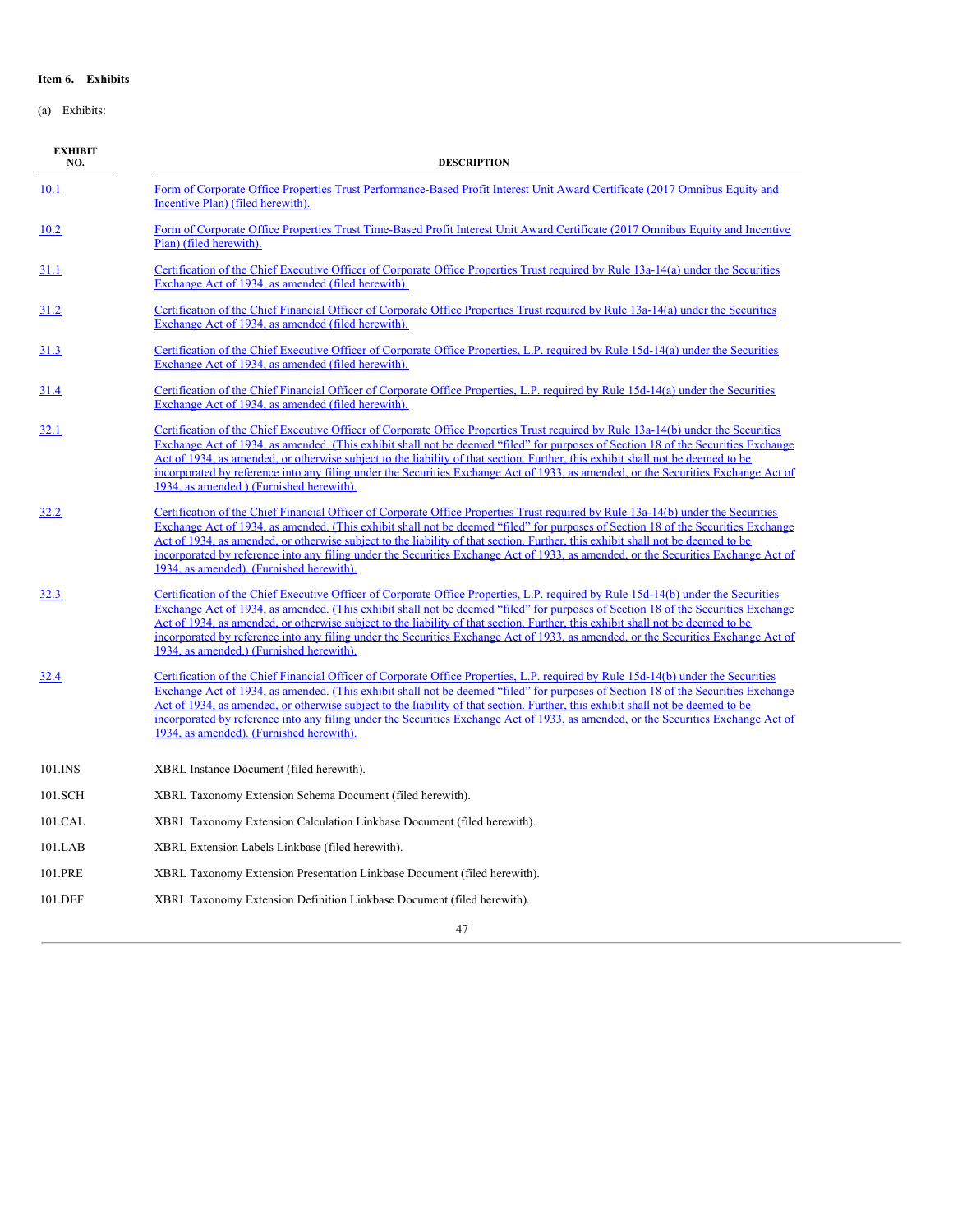**Item 6. Exhibits**

(a) Exhibits:

| EXHIBIT NO. | DESCRIPTION |
|---|---|
| 10.1 | Form of Corporate Office Properties Trust Performance-Based Profit Interest Unit Award Certificate (2017 Omnibus Equity and Incentive Plan) (filed herewith). |
| 10.2 | Form of Corporate Office Properties Trust Time-Based Profit Interest Unit Award Certificate (2017 Omnibus Equity and Incentive Plan) (filed herewith). |
| 31.1 | Certification of the Chief Executive Officer of Corporate Office Properties Trust required by Rule 13a-14(a) under the Securities Exchange Act of 1934, as amended (filed herewith). |
| 31.2 | Certification of the Chief Financial Officer of Corporate Office Properties Trust required by Rule 13a-14(a) under the Securities Exchange Act of 1934, as amended (filed herewith). |
| 31.3 | Certification of the Chief Executive Officer of Corporate Office Properties, L.P. required by Rule 15d-14(a) under the Securities Exchange Act of 1934, as amended (filed herewith). |
| 31.4 | Certification of the Chief Financial Officer of Corporate Office Properties, L.P. required by Rule 15d-14(a) under the Securities Exchange Act of 1934, as amended (filed herewith). |
| 32.1 | Certification of the Chief Executive Officer of Corporate Office Properties Trust required by Rule 13a-14(b) under the Securities Exchange Act of 1934, as amended. (This exhibit shall not be deemed "filed" for purposes of Section 18 of the Securities Exchange Act of 1934, as amended, or otherwise subject to the liability of that section. Further, this exhibit shall not be deemed to be incorporated by reference into any filing under the Securities Exchange Act of 1933, as amended, or the Securities Exchange Act of 1934, as amended.) (Furnished herewith). |
| 32.2 | Certification of the Chief Financial Officer of Corporate Office Properties Trust required by Rule 13a-14(b) under the Securities Exchange Act of 1934, as amended. (This exhibit shall not be deemed "filed" for purposes of Section 18 of the Securities Exchange Act of 1934, as amended, or otherwise subject to the liability of that section. Further, this exhibit shall not be deemed to be incorporated by reference into any filing under the Securities Exchange Act of 1933, as amended, or the Securities Exchange Act of 1934, as amended). (Furnished herewith). |
| 32.3 | Certification of the Chief Executive Officer of Corporate Office Properties, L.P. required by Rule 15d-14(b) under the Securities Exchange Act of 1934, as amended. (This exhibit shall not be deemed "filed" for purposes of Section 18 of the Securities Exchange Act of 1934, as amended, or otherwise subject to the liability of that section. Further, this exhibit shall not be deemed to be incorporated by reference into any filing under the Securities Exchange Act of 1933, as amended, or the Securities Exchange Act of 1934, as amended.) (Furnished herewith). |
| 32.4 | Certification of the Chief Financial Officer of Corporate Office Properties, L.P. required by Rule 15d-14(b) under the Securities Exchange Act of 1934, as amended. (This exhibit shall not be deemed "filed" for purposes of Section 18 of the Securities Exchange Act of 1934, as amended, or otherwise subject to the liability of that section. Further, this exhibit shall not be deemed to be incorporated by reference into any filing under the Securities Exchange Act of 1933, as amended, or the Securities Exchange Act of 1934, as amended). (Furnished herewith). |
| 101.INS | XBRL Instance Document (filed herewith). |
| 101.SCH | XBRL Taxonomy Extension Schema Document (filed herewith). |
| 101.CAL | XBRL Taxonomy Extension Calculation Linkbase Document (filed herewith). |
| 101.LAB | XBRL Extension Labels Linkbase (filed herewith). |
| 101.PRE | XBRL Taxonomy Extension Presentation Linkbase Document (filed herewith). |
| 101.DEF | XBRL Taxonomy Extension Definition Linkbase Document (filed herewith). |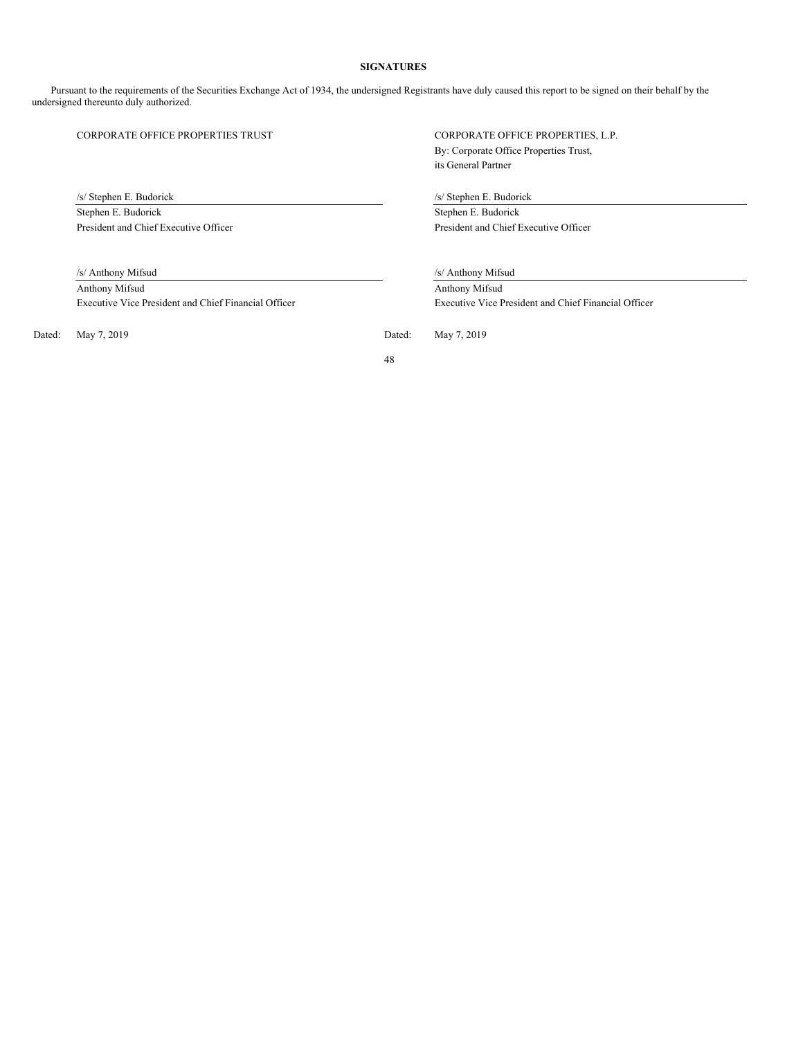## SIGNATURES

Pursuant to the requirements of the Securities Exchange Act of 1934, the undersigned Registrants have duly caused this report to be signed on their behalf by the undersigned thereunto duly authorized.

| CORPORATE OFFICE PROPERTIES TRUST | CORPORATE OFFICE PROPERTIES, L.P.<br>By: Corporate Office Properties Trust,<br>its General Partner |
| --- | --- |
| /s/ Stephen E. Budorick | /s/ Stephen E. Budorick |
| Stephen E. Budorick<br>President and Chief Executive Officer | Stephen E. Budorick<br>President and Chief Executive Officer |
| /s/ Anthony Mifsud | /s/ Anthony Mifsud |
| Anthony Mifsud<br>Executive Vice President and Chief Financial Officer | Anthony Mifsud<br>Executive Vice President and Chief Financial Officer |
| Dated: May 7, 2019 | Dated: May 7, 2019 |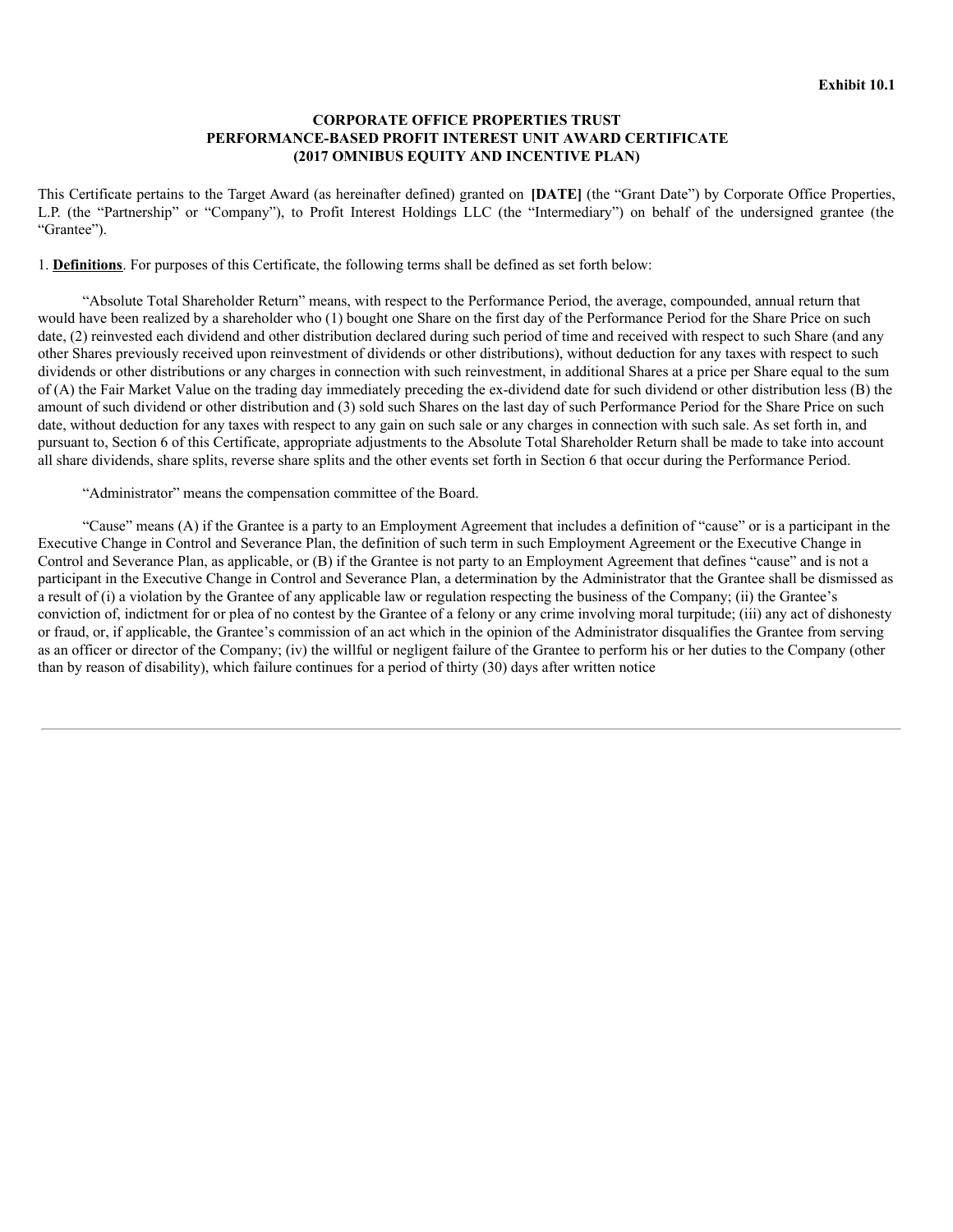**Exhibit 10.1**

**CORPORATE OFFICE PROPERTIES TRUST**
**PERFORMANCE-BASED PROFIT INTEREST UNIT AWARD CERTIFICATE**
**(2017 OMNIBUS EQUITY AND INCENTIVE PLAN)**

This Certificate pertains to the Target Award (as hereinafter defined) granted on **[DATE]** (the "Grant Date") by Corporate Office Properties, L.P. (the "Partnership" or "Company"), to Profit Interest Holdings LLC (the "Intermediary") on behalf of the undersigned grantee (the "Grantee").

1. **Definitions**. For purposes of this Certificate, the following terms shall be defined as set forth below:

"Absolute Total Shareholder Return" means, with respect to the Performance Period, the average, compounded, annual return that would have been realized by a shareholder who (1) bought one Share on the first day of the Performance Period for the Share Price on such date, (2) reinvested each dividend and other distribution declared during such period of time and received with respect to such Share (and any other Shares previously received upon reinvestment of dividends or other distributions), without deduction for any taxes with respect to such dividends or other distributions or any charges in connection with such reinvestment, in additional Shares at a price per Share equal to the sum of (A) the Fair Market Value on the trading day immediately preceding the ex-dividend date for such dividend or other distribution less (B) the amount of such dividend or other distribution and (3) sold such Shares on the last day of such Performance Period for the Share Price on such date, without deduction for any taxes with respect to any gain on such sale or any charges in connection with such sale. As set forth in, and pursuant to, Section 6 of this Certificate, appropriate adjustments to the Absolute Total Shareholder Return shall be made to take into account all share dividends, share splits, reverse share splits and the other events set forth in Section 6 that occur during the Performance Period.

"Administrator" means the compensation committee of the Board.

"Cause" means (A) if the Grantee is a party to an Employment Agreement that includes a definition of "cause" or is a participant in the Executive Change in Control and Severance Plan, the definition of such term in such Employment Agreement or the Executive Change in Control and Severance Plan, as applicable, or (B) if the Grantee is not party to an Employment Agreement that defines "cause" and is not a participant in the Executive Change in Control and Severance Plan, a determination by the Administrator that the Grantee shall be dismissed as a result of (i) a violation by the Grantee of any applicable law or regulation respecting the business of the Company; (ii) the Grantee's conviction of, indictment for or plea of no contest by the Grantee of a felony or any crime involving moral turpitude; (iii) any act of dishonesty or fraud, or, if applicable, the Grantee's commission of an act which in the opinion of the Administrator disqualifies the Grantee from serving as an officer or director of the Company; (iv) the willful or negligent failure of the Grantee to perform his or her duties to the Company (other than by reason of disability), which failure continues for a period of thirty (30) days after written notice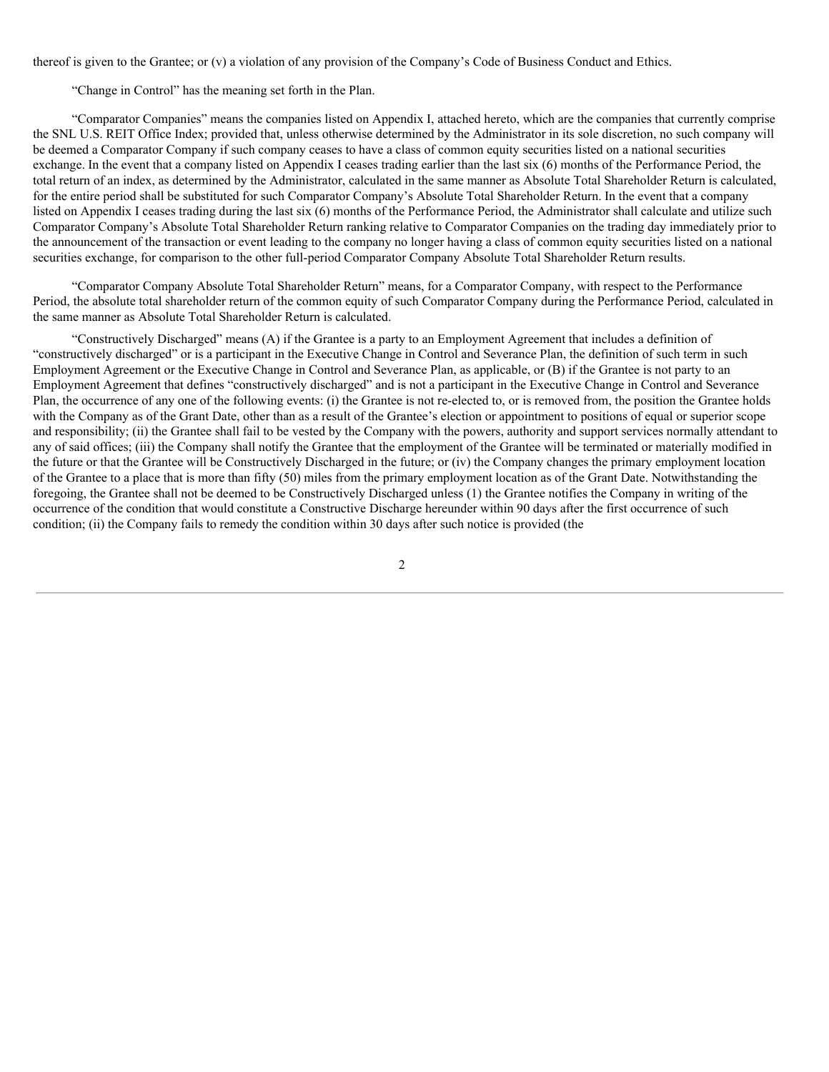thereof is given to the Grantee; or (v) a violation of any provision of the Company's Code of Business Conduct and Ethics.

"Change in Control" has the meaning set forth in the Plan.

"Comparator Companies" means the companies listed on Appendix I, attached hereto, which are the companies that currently comprise the SNL U.S. REIT Office Index; provided that, unless otherwise determined by the Administrator in its sole discretion, no such company will be deemed a Comparator Company if such company ceases to have a class of common equity securities listed on a national securities exchange. In the event that a company listed on Appendix I ceases trading earlier than the last six (6) months of the Performance Period, the total return of an index, as determined by the Administrator, calculated in the same manner as Absolute Total Shareholder Return is calculated, for the entire period shall be substituted for such Comparator Company's Absolute Total Shareholder Return. In the event that a company listed on Appendix I ceases trading during the last six (6) months of the Performance Period, the Administrator shall calculate and utilize such Comparator Company's Absolute Total Shareholder Return ranking relative to Comparator Companies on the trading day immediately prior to the announcement of the transaction or event leading to the company no longer having a class of common equity securities listed on a national securities exchange, for comparison to the other full-period Comparator Company Absolute Total Shareholder Return results.

"Comparator Company Absolute Total Shareholder Return" means, for a Comparator Company, with respect to the Performance Period, the absolute total shareholder return of the common equity of such Comparator Company during the Performance Period, calculated in the same manner as Absolute Total Shareholder Return is calculated.

"Constructively Discharged" means (A) if the Grantee is a party to an Employment Agreement that includes a definition of "constructively discharged" or is a participant in the Executive Change in Control and Severance Plan, the definition of such term in such Employment Agreement or the Executive Change in Control and Severance Plan, as applicable, or (B) if the Grantee is not party to an Employment Agreement that defines "constructively discharged" and is not a participant in the Executive Change in Control and Severance Plan, the occurrence of any one of the following events: (i) the Grantee is not re-elected to, or is removed from, the position the Grantee holds with the Company as of the Grant Date, other than as a result of the Grantee's election or appointment to positions of equal or superior scope and responsibility; (ii) the Grantee shall fail to be vested by the Company with the powers, authority and support services normally attendant to any of said offices; (iii) the Company shall notify the Grantee that the employment of the Grantee will be terminated or materially modified in the future or that the Grantee will be Constructively Discharged in the future; or (iv) the Company changes the primary employment location of the Grantee to a place that is more than fifty (50) miles from the primary employment location as of the Grant Date. Notwithstanding the foregoing, the Grantee shall not be deemed to be Constructively Discharged unless (1) the Grantee notifies the Company in writing of the occurrence of the condition that would constitute a Constructive Discharge hereunder within 90 days after the first occurrence of such condition; (ii) the Company fails to remedy the condition within 30 days after such notice is provided (the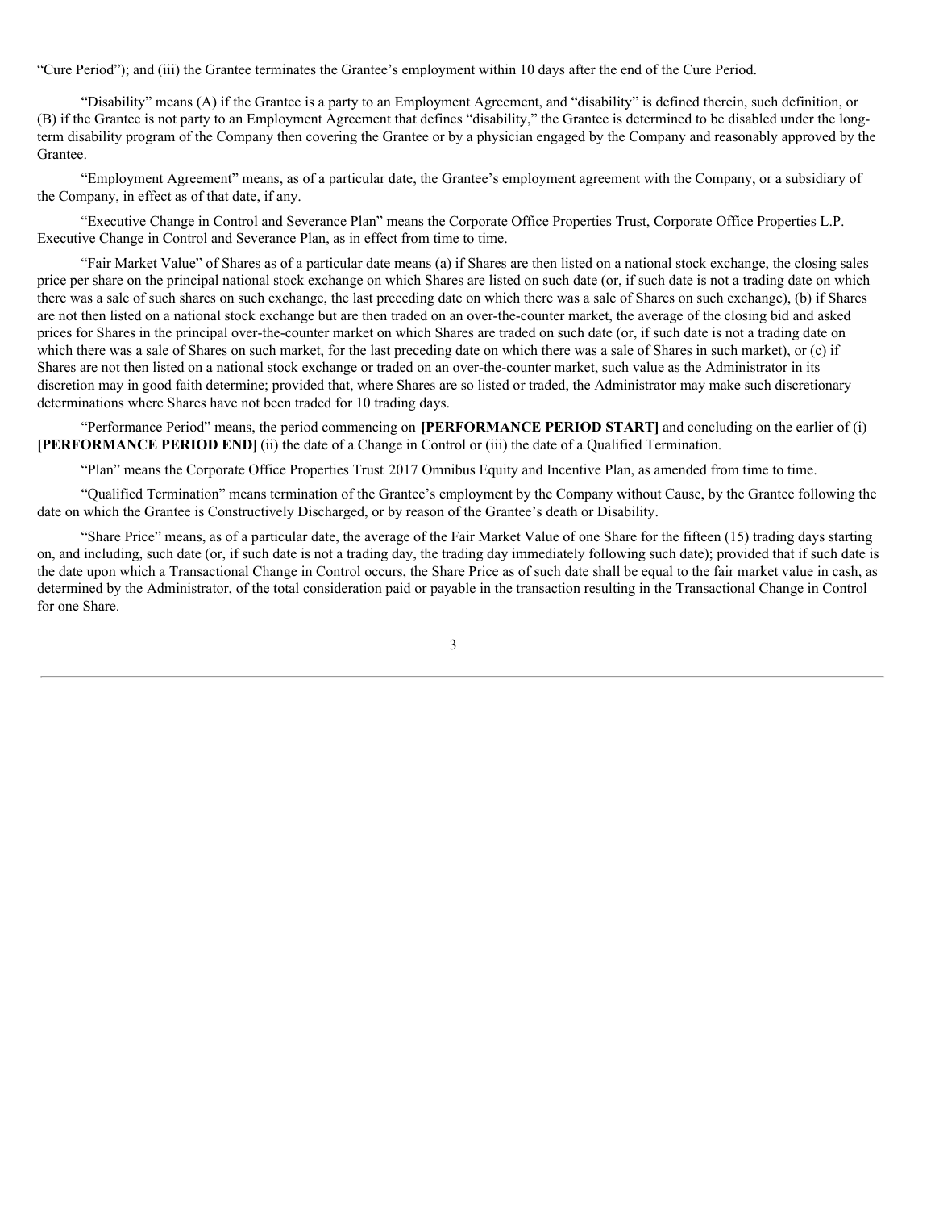"Cure Period"); and (iii) the Grantee terminates the Grantee's employment within 10 days after the end of the Cure Period.

"Disability" means (A) if the Grantee is a party to an Employment Agreement, and "disability" is defined therein, such definition, or (B) if the Grantee is not party to an Employment Agreement that defines "disability," the Grantee is determined to be disabled under the long-term disability program of the Company then covering the Grantee or by a physician engaged by the Company and reasonably approved by the Grantee.

"Employment Agreement" means, as of a particular date, the Grantee's employment agreement with the Company, or a subsidiary of the Company, in effect as of that date, if any.

"Executive Change in Control and Severance Plan" means the Corporate Office Properties Trust, Corporate Office Properties L.P. Executive Change in Control and Severance Plan, as in effect from time to time.

"Fair Market Value" of Shares as of a particular date means (a) if Shares are then listed on a national stock exchange, the closing sales price per share on the principal national stock exchange on which Shares are listed on such date (or, if such date is not a trading date on which there was a sale of such shares on such exchange, the last preceding date on which there was a sale of Shares on such exchange), (b) if Shares are not then listed on a national stock exchange but are then traded on an over-the-counter market, the average of the closing bid and asked prices for Shares in the principal over-the-counter market on which Shares are traded on such date (or, if such date is not a trading date on which there was a sale of Shares on such market, for the last preceding date on which there was a sale of Shares in such market), or (c) if Shares are not then listed on a national stock exchange or traded on an over-the-counter market, such value as the Administrator in its discretion may in good faith determine; provided that, where Shares are so listed or traded, the Administrator may make such discretionary determinations where Shares have not been traded for 10 trading days.

"Performance Period" means, the period commencing on **[PERFORMANCE PERIOD START]** and concluding on the earlier of (i) **[PERFORMANCE PERIOD END]** (ii) the date of a Change in Control or (iii) the date of a Qualified Termination.

"Plan" means the Corporate Office Properties Trust 2017 Omnibus Equity and Incentive Plan, as amended from time to time.

"Qualified Termination" means termination of the Grantee's employment by the Company without Cause, by the Grantee following the date on which the Grantee is Constructively Discharged, or by reason of the Grantee's death or Disability.

"Share Price" means, as of a particular date, the average of the Fair Market Value of one Share for the fifteen (15) trading days starting on, and including, such date (or, if such date is not a trading day, the trading day immediately following such date); provided that if such date is the date upon which a Transactional Change in Control occurs, the Share Price as of such date shall be equal to the fair market value in cash, as determined by the Administrator, of the total consideration paid or payable in the transaction resulting in the Transactional Change in Control for one Share.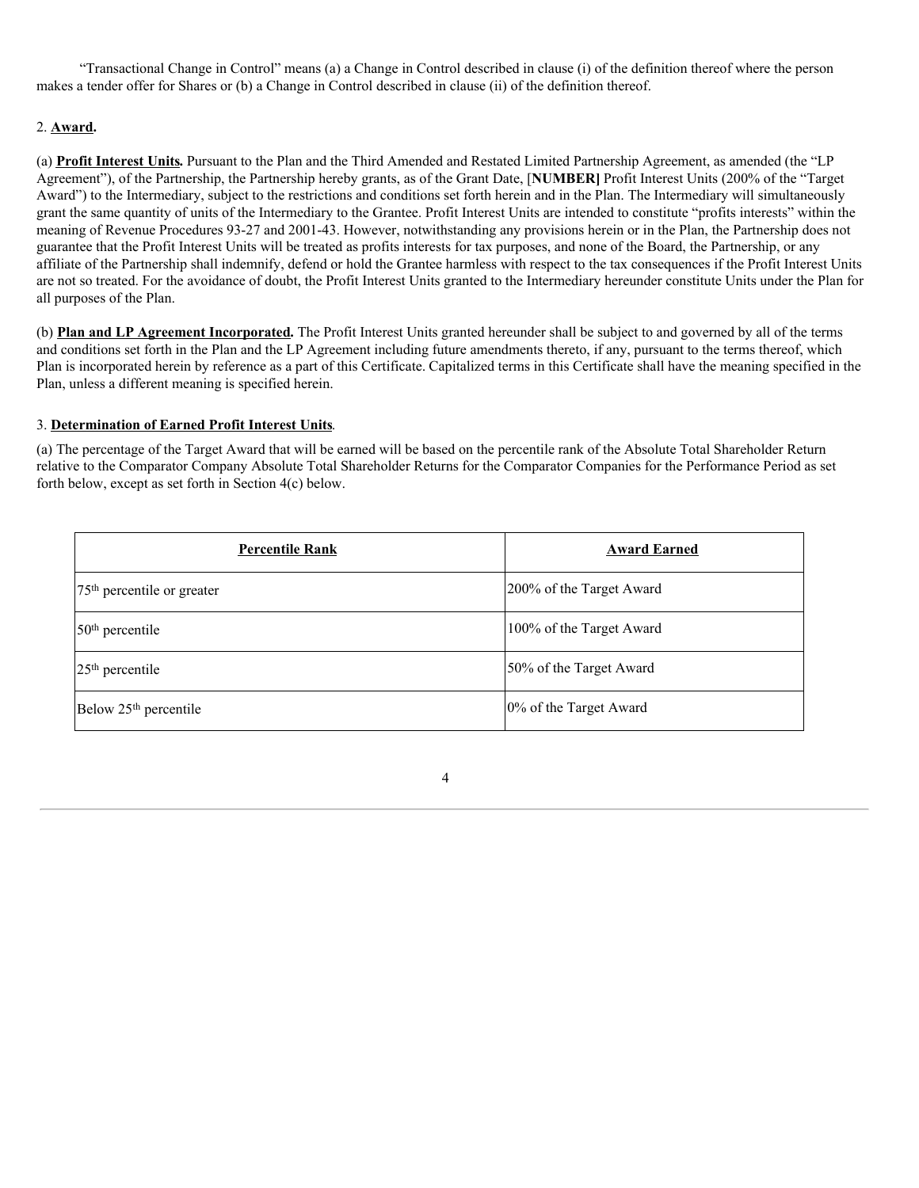"Transactional Change in Control" means (a) a Change in Control described in clause (i) of the definition thereof where the person makes a tender offer for Shares or (b) a Change in Control described in clause (ii) of the definition thereof.

2. **Award.**

(a) **Profit Interest Units.** Pursuant to the Plan and the Third Amended and Restated Limited Partnership Agreement, as amended (the "LP Agreement"), of the Partnership, the Partnership hereby grants, as of the Grant Date, [**NUMBER]** Profit Interest Units (200% of the "Target Award") to the Intermediary, subject to the restrictions and conditions set forth herein and in the Plan. The Intermediary will simultaneously grant the same quantity of units of the Intermediary to the Grantee. Profit Interest Units are intended to constitute "profits interests" within the meaning of Revenue Procedures 93-27 and 2001-43. However, notwithstanding any provisions herein or in the Plan, the Partnership does not guarantee that the Profit Interest Units will be treated as profits interests for tax purposes, and none of the Board, the Partnership, or any affiliate of the Partnership shall indemnify, defend or hold the Grantee harmless with respect to the tax consequences if the Profit Interest Units are not so treated. For the avoidance of doubt, the Profit Interest Units granted to the Intermediary hereunder constitute Units under the Plan for all purposes of the Plan.

(b) **Plan and LP Agreement Incorporated.** The Profit Interest Units granted hereunder shall be subject to and governed by all of the terms and conditions set forth in the Plan and the LP Agreement including future amendments thereto, if any, pursuant to the terms thereof, which Plan is incorporated herein by reference as a part of this Certificate. Capitalized terms in this Certificate shall have the meaning specified in the Plan, unless a different meaning is specified herein.

3. **Determination of Earned Profit Interest Units**.

(a) The percentage of the Target Award that will be earned will be based on the percentile rank of the Absolute Total Shareholder Return relative to the Comparator Company Absolute Total Shareholder Returns for the Comparator Companies for the Performance Period as set forth below, except as set forth in Section 4(c) below.

| Percentile Rank | Award Earned |
| --- | --- |
| 75th percentile or greater | 200% of the Target Award |
| 50th percentile | 100% of the Target Award |
| 25th percentile | 50% of the Target Award |
| Below 25th percentile | 0% of the Target Award |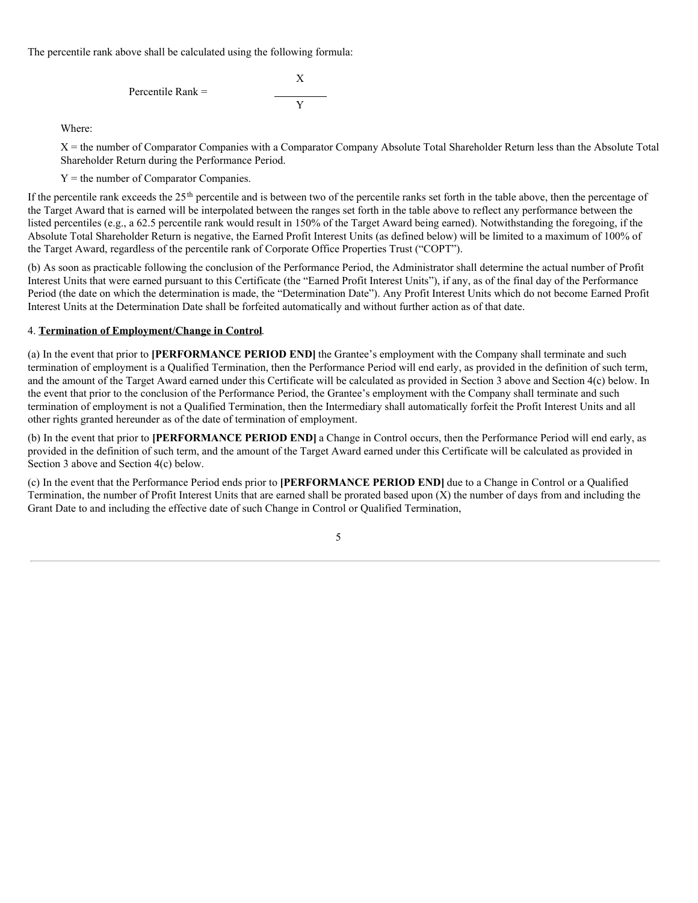The percentile rank above shall be calculated using the following formula:

$$\text{Percentile Rank} = \frac{X}{Y}$$

Where:

X = the number of Comparator Companies with a Comparator Company Absolute Total Shareholder Return less than the Absolute Total Shareholder Return during the Performance Period.

Y = the number of Comparator Companies.

If the percentile rank exceeds the 25th percentile and is between two of the percentile ranks set forth in the table above, then the percentage of the Target Award that is earned will be interpolated between the ranges set forth in the table above to reflect any performance between the listed percentiles (e.g., a 62.5 percentile rank would result in 150% of the Target Award being earned). Notwithstanding the foregoing, if the Absolute Total Shareholder Return is negative, the Earned Profit Interest Units (as defined below) will be limited to a maximum of 100% of the Target Award, regardless of the percentile rank of Corporate Office Properties Trust ("COPT").

(b) As soon as practicable following the conclusion of the Performance Period, the Administrator shall determine the actual number of Profit Interest Units that were earned pursuant to this Certificate (the "Earned Profit Interest Units"), if any, as of the final day of the Performance Period (the date on which the determination is made, the "Determination Date"). Any Profit Interest Units which do not become Earned Profit Interest Units at the Determination Date shall be forfeited automatically and without further action as of that date.

4. **Termination of Employment/Change in Control**.

(a) In the event that prior to **[PERFORMANCE PERIOD END]** the Grantee's employment with the Company shall terminate and such termination of employment is a Qualified Termination, then the Performance Period will end early, as provided in the definition of such term, and the amount of the Target Award earned under this Certificate will be calculated as provided in Section 3 above and Section 4(c) below. In the event that prior to the conclusion of the Performance Period, the Grantee's employment with the Company shall terminate and such termination of employment is not a Qualified Termination, then the Intermediary shall automatically forfeit the Profit Interest Units and all other rights granted hereunder as of the date of termination of employment.

(b) In the event that prior to **[PERFORMANCE PERIOD END]** a Change in Control occurs, then the Performance Period will end early, as provided in the definition of such term, and the amount of the Target Award earned under this Certificate will be calculated as provided in Section 3 above and Section 4(c) below.

(c) In the event that the Performance Period ends prior to **[PERFORMANCE PERIOD END]** due to a Change in Control or a Qualified Termination, the number of Profit Interest Units that are earned shall be prorated based upon (X) the number of days from and including the Grant Date to and including the effective date of such Change in Control or Qualified Termination,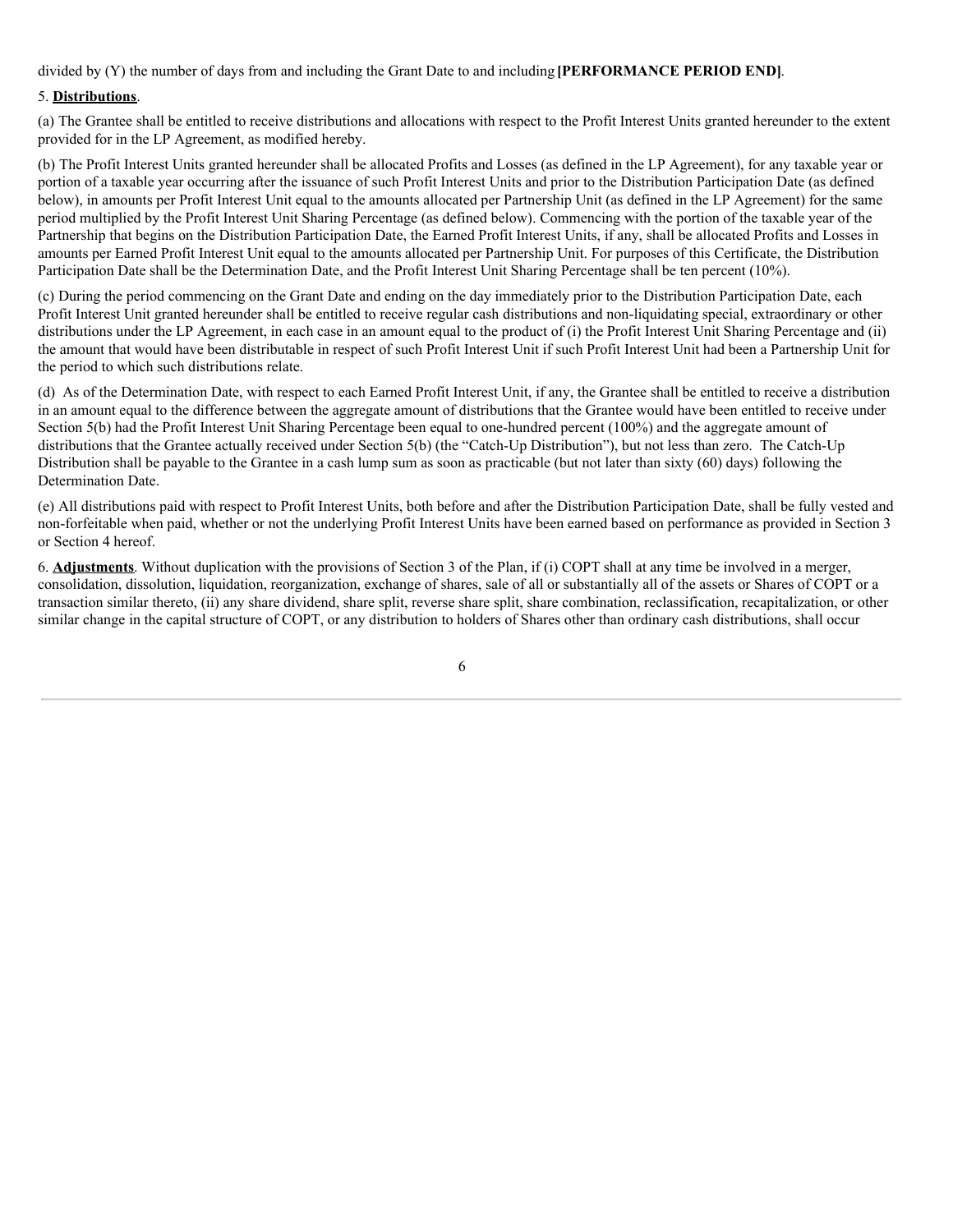divided by (Y) the number of days from and including the Grant Date to and including **[PERFORMANCE PERIOD END]**.

5. **Distributions**.

(a) The Grantee shall be entitled to receive distributions and allocations with respect to the Profit Interest Units granted hereunder to the extent provided for in the LP Agreement, as modified hereby.

(b) The Profit Interest Units granted hereunder shall be allocated Profits and Losses (as defined in the LP Agreement), for any taxable year or portion of a taxable year occurring after the issuance of such Profit Interest Units and prior to the Distribution Participation Date (as defined below), in amounts per Profit Interest Unit equal to the amounts allocated per Partnership Unit (as defined in the LP Agreement) for the same period multiplied by the Profit Interest Unit Sharing Percentage (as defined below). Commencing with the portion of the taxable year of the Partnership that begins on the Distribution Participation Date, the Earned Profit Interest Units, if any, shall be allocated Profits and Losses in amounts per Earned Profit Interest Unit equal to the amounts allocated per Partnership Unit. For purposes of this Certificate, the Distribution Participation Date shall be the Determination Date, and the Profit Interest Unit Sharing Percentage shall be ten percent (10%).

(c) During the period commencing on the Grant Date and ending on the day immediately prior to the Distribution Participation Date, each Profit Interest Unit granted hereunder shall be entitled to receive regular cash distributions and non-liquidating special, extraordinary or other distributions under the LP Agreement, in each case in an amount equal to the product of (i) the Profit Interest Unit Sharing Percentage and (ii) the amount that would have been distributable in respect of such Profit Interest Unit if such Profit Interest Unit had been a Partnership Unit for the period to which such distributions relate.

(d) As of the Determination Date, with respect to each Earned Profit Interest Unit, if any, the Grantee shall be entitled to receive a distribution in an amount equal to the difference between the aggregate amount of distributions that the Grantee would have been entitled to receive under Section 5(b) had the Profit Interest Unit Sharing Percentage been equal to one-hundred percent (100%) and the aggregate amount of distributions that the Grantee actually received under Section 5(b) (the "Catch-Up Distribution"), but not less than zero. The Catch-Up Distribution shall be payable to the Grantee in a cash lump sum as soon as practicable (but not later than sixty (60) days) following the Determination Date.

(e) All distributions paid with respect to Profit Interest Units, both before and after the Distribution Participation Date, shall be fully vested and non-forfeitable when paid, whether or not the underlying Profit Interest Units have been earned based on performance as provided in Section 3 or Section 4 hereof.

6. **Adjustments**. Without duplication with the provisions of Section 3 of the Plan, if (i) COPT shall at any time be involved in a merger, consolidation, dissolution, liquidation, reorganization, exchange of shares, sale of all or substantially all of the assets or Shares of COPT or a transaction similar thereto, (ii) any share dividend, share split, reverse share split, share combination, reclassification, recapitalization, or other similar change in the capital structure of COPT, or any distribution to holders of Shares other than ordinary cash distributions, shall occur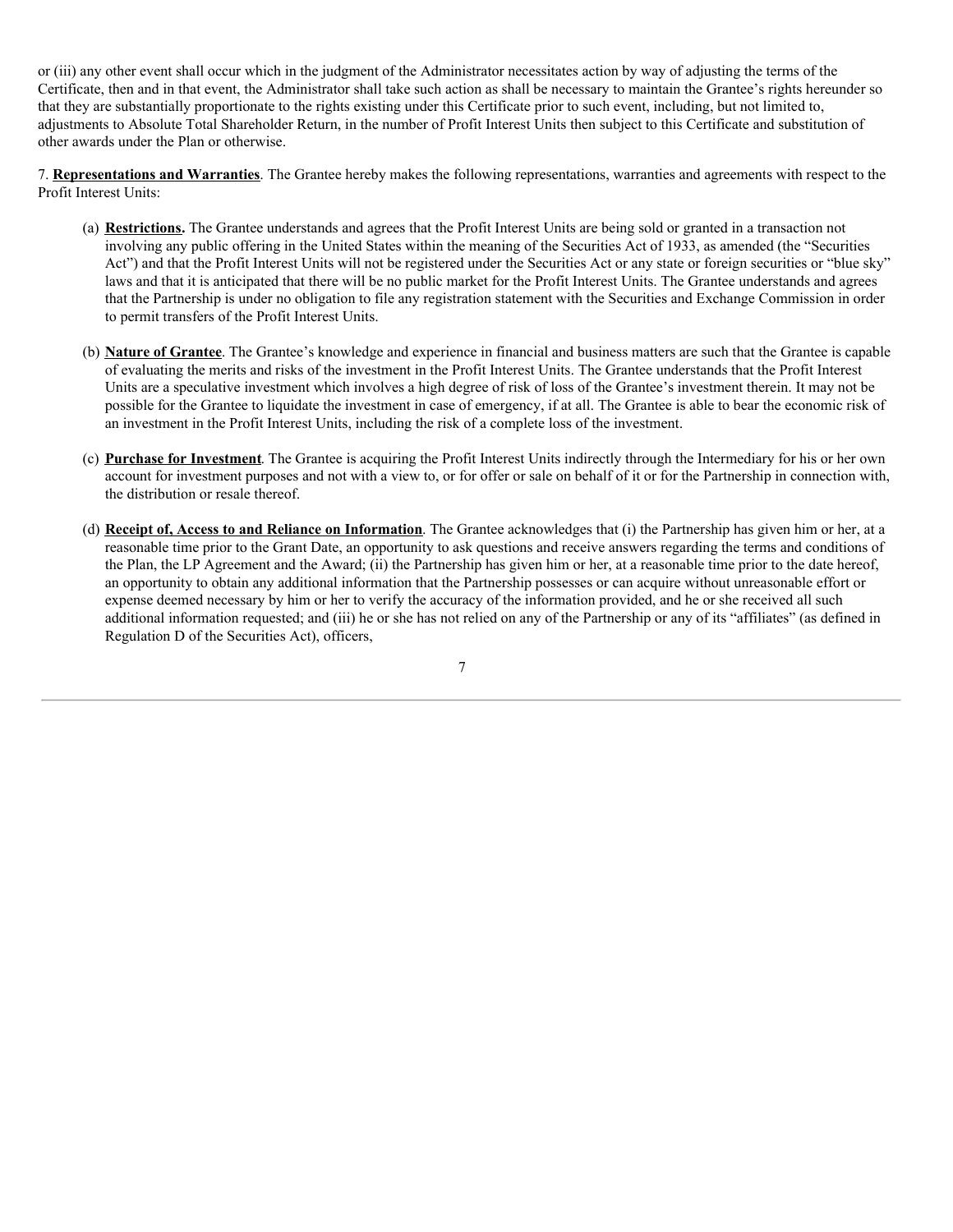or (iii) any other event shall occur which in the judgment of the Administrator necessitates action by way of adjusting the terms of the Certificate, then and in that event, the Administrator shall take such action as shall be necessary to maintain the Grantee's rights hereunder so that they are substantially proportionate to the rights existing under this Certificate prior to such event, including, but not limited to, adjustments to Absolute Total Shareholder Return, in the number of Profit Interest Units then subject to this Certificate and substitution of other awards under the Plan or otherwise.

7. **Representations and Warranties**. The Grantee hereby makes the following representations, warranties and agreements with respect to the Profit Interest Units:

(a) **Restrictions.** The Grantee understands and agrees that the Profit Interest Units are being sold or granted in a transaction not involving any public offering in the United States within the meaning of the Securities Act of 1933, as amended (the "Securities Act") and that the Profit Interest Units will not be registered under the Securities Act or any state or foreign securities or "blue sky" laws and that it is anticipated that there will be no public market for the Profit Interest Units. The Grantee understands and agrees that the Partnership is under no obligation to file any registration statement with the Securities and Exchange Commission in order to permit transfers of the Profit Interest Units.

(b) **Nature of Grantee**. The Grantee's knowledge and experience in financial and business matters are such that the Grantee is capable of evaluating the merits and risks of the investment in the Profit Interest Units. The Grantee understands that the Profit Interest Units are a speculative investment which involves a high degree of risk of loss of the Grantee's investment therein. It may not be possible for the Grantee to liquidate the investment in case of emergency, if at all. The Grantee is able to bear the economic risk of an investment in the Profit Interest Units, including the risk of a complete loss of the investment.

(c) **Purchase for Investment**. The Grantee is acquiring the Profit Interest Units indirectly through the Intermediary for his or her own account for investment purposes and not with a view to, or for offer or sale on behalf of it or for the Partnership in connection with, the distribution or resale thereof.

(d) **Receipt of, Access to and Reliance on Information**. The Grantee acknowledges that (i) the Partnership has given him or her, at a reasonable time prior to the Grant Date, an opportunity to ask questions and receive answers regarding the terms and conditions of the Plan, the LP Agreement and the Award; (ii) the Partnership has given him or her, at a reasonable time prior to the date hereof, an opportunity to obtain any additional information that the Partnership possesses or can acquire without unreasonable effort or expense deemed necessary by him or her to verify the accuracy of the information provided, and he or she received all such additional information requested; and (iii) he or she has not relied on any of the Partnership or any of its "affiliates" (as defined in Regulation D of the Securities Act), officers,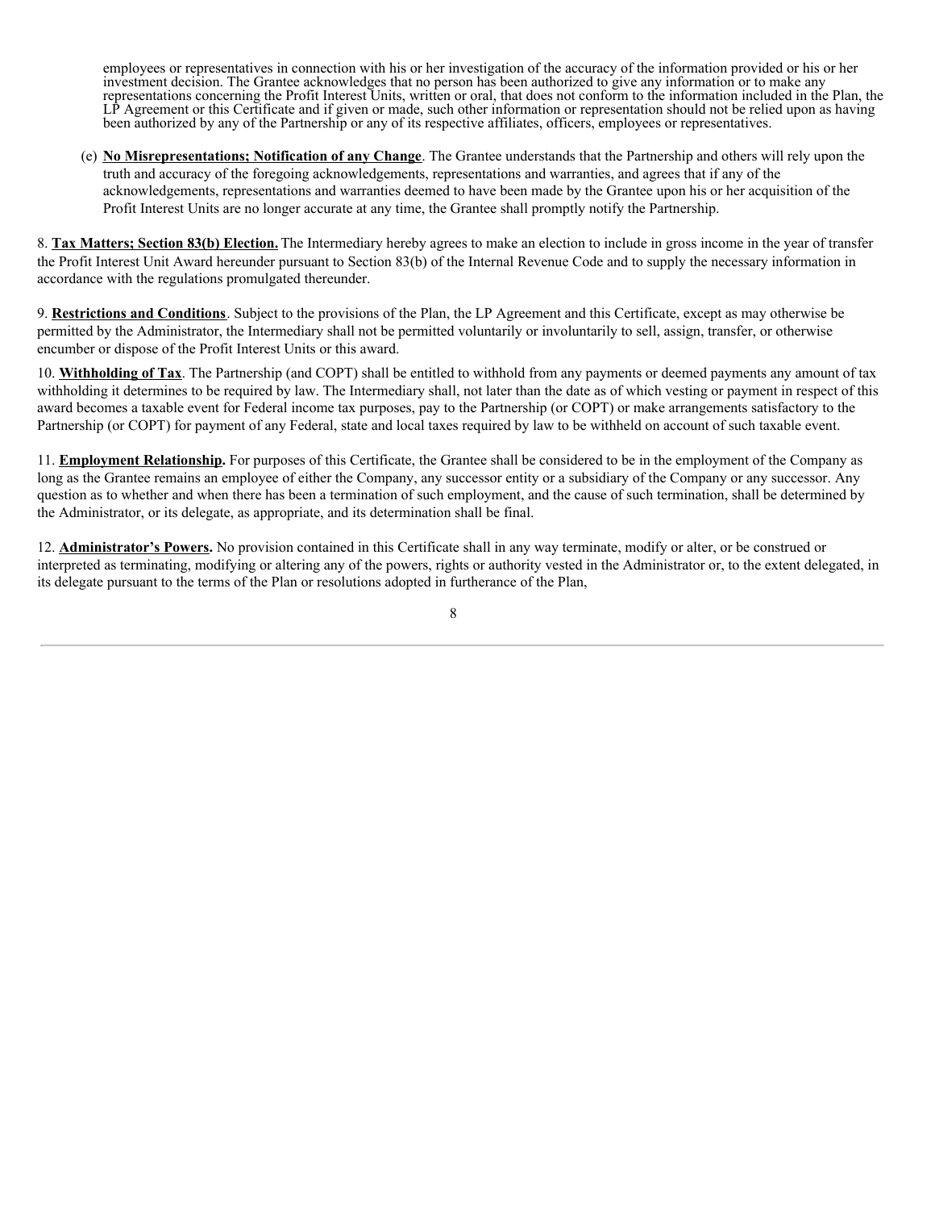employees or representatives in connection with his or her investigation of the accuracy of the information provided or his or her investment decision. The Grantee acknowledges that no person has been authorized to give any information or to make any representations concerning the Profit Interest Units, written or oral, that does not conform to the information included in the Plan, the LP Agreement or this Certificate and if given or made, such other information or representation should not be relied upon as having been authorized by any of the Partnership or any of its respective affiliates, officers, employees or representatives.

(e) **No Misrepresentations; Notification of any Change**. The Grantee understands that the Partnership and others will rely upon the truth and accuracy of the foregoing acknowledgements, representations and warranties, and agrees that if any of the acknowledgements, representations and warranties deemed to have been made by the Grantee upon his or her acquisition of the Profit Interest Units are no longer accurate at any time, the Grantee shall promptly notify the Partnership.

8. **Tax Matters; Section 83(b) Election.** The Intermediary hereby agrees to make an election to include in gross income in the year of transfer the Profit Interest Unit Award hereunder pursuant to Section 83(b) of the Internal Revenue Code and to supply the necessary information in accordance with the regulations promulgated thereunder.

9. **Restrictions and Conditions**. Subject to the provisions of the Plan, the LP Agreement and this Certificate, except as may otherwise be permitted by the Administrator, the Intermediary shall not be permitted voluntarily or involuntarily to sell, assign, transfer, or otherwise encumber or dispose of the Profit Interest Units or this award.

10. **Withholding of Tax**. The Partnership (and COPT) shall be entitled to withhold from any payments or deemed payments any amount of tax withholding it determines to be required by law. The Intermediary shall, not later than the date as of which vesting or payment in respect of this award becomes a taxable event for Federal income tax purposes, pay to the Partnership (or COPT) or make arrangements satisfactory to the Partnership (or COPT) for payment of any Federal, state and local taxes required by law to be withheld on account of such taxable event.

11. **Employment Relationship.** For purposes of this Certificate, the Grantee shall be considered to be in the employment of the Company as long as the Grantee remains an employee of either the Company, any successor entity or a subsidiary of the Company or any successor. Any question as to whether and when there has been a termination of such employment, and the cause of such termination, shall be determined by the Administrator, or its delegate, as appropriate, and its determination shall be final.

12. **Administrator's Powers.** No provision contained in this Certificate shall in any way terminate, modify or alter, or be construed or interpreted as terminating, modifying or altering any of the powers, rights or authority vested in the Administrator or, to the extent delegated, in its delegate pursuant to the terms of the Plan or resolutions adopted in furtherance of the Plan,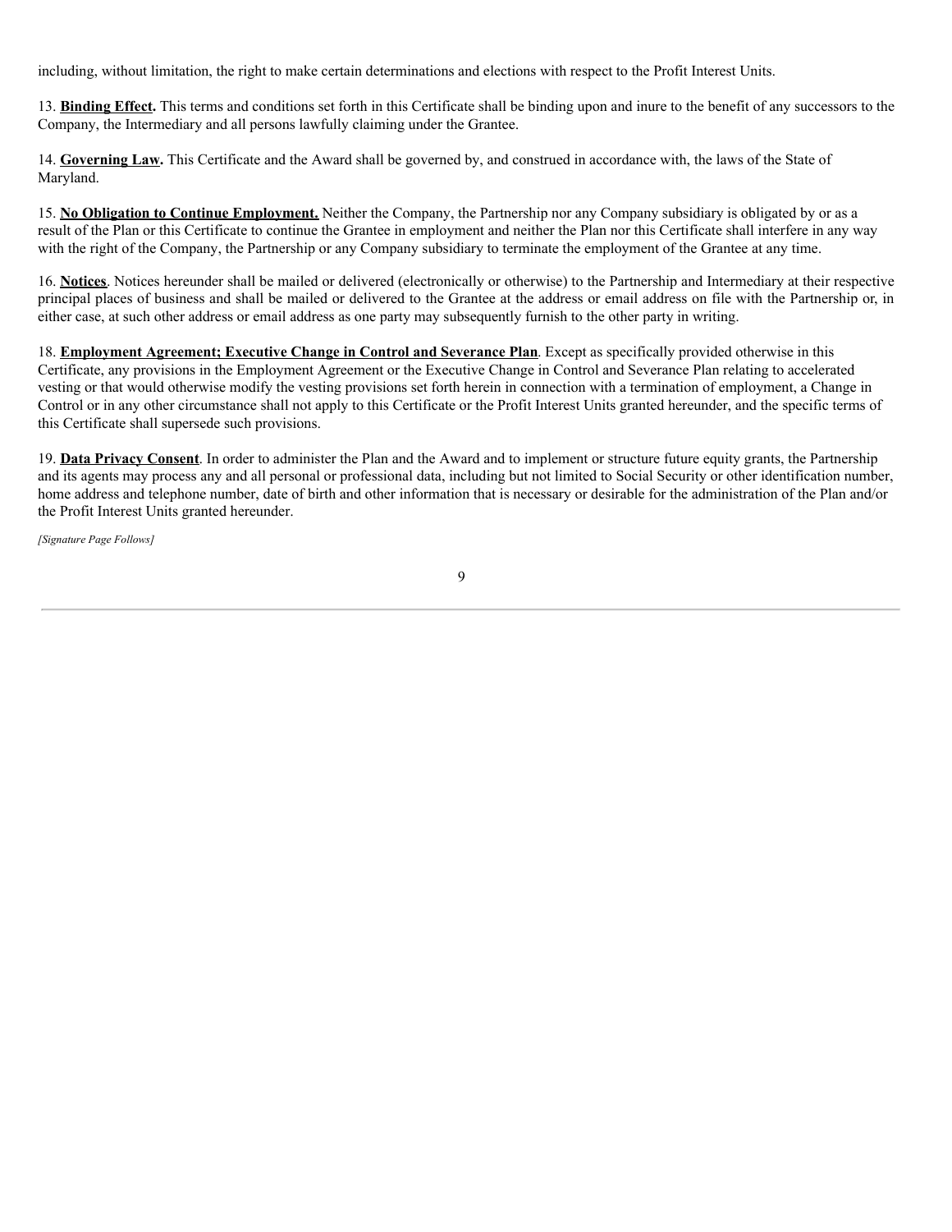including, without limitation, the right to make certain determinations and elections with respect to the Profit Interest Units.

13. **Binding Effect.** This terms and conditions set forth in this Certificate shall be binding upon and inure to the benefit of any successors to the Company, the Intermediary and all persons lawfully claiming under the Grantee.

14. **Governing Law.** This Certificate and the Award shall be governed by, and construed in accordance with, the laws of the State of Maryland.

15. **No Obligation to Continue Employment.** Neither the Company, the Partnership nor any Company subsidiary is obligated by or as a result of the Plan or this Certificate to continue the Grantee in employment and neither the Plan nor this Certificate shall interfere in any way with the right of the Company, the Partnership or any Company subsidiary to terminate the employment of the Grantee at any time.

16. **Notices**. Notices hereunder shall be mailed or delivered (electronically or otherwise) to the Partnership and Intermediary at their respective principal places of business and shall be mailed or delivered to the Grantee at the address or email address on file with the Partnership or, in either case, at such other address or email address as one party may subsequently furnish to the other party in writing.

18. **Employment Agreement; Executive Change in Control and Severance Plan**. Except as specifically provided otherwise in this Certificate, any provisions in the Employment Agreement or the Executive Change in Control and Severance Plan relating to accelerated vesting or that would otherwise modify the vesting provisions set forth herein in connection with a termination of employment, a Change in Control or in any other circumstance shall not apply to this Certificate or the Profit Interest Units granted hereunder, and the specific terms of this Certificate shall supersede such provisions.

19. **Data Privacy Consent**. In order to administer the Plan and the Award and to implement or structure future equity grants, the Partnership and its agents may process any and all personal or professional data, including but not limited to Social Security or other identification number, home address and telephone number, date of birth and other information that is necessary or desirable for the administration of the Plan and/or the Profit Interest Units granted hereunder.

*[Signature Page Follows]*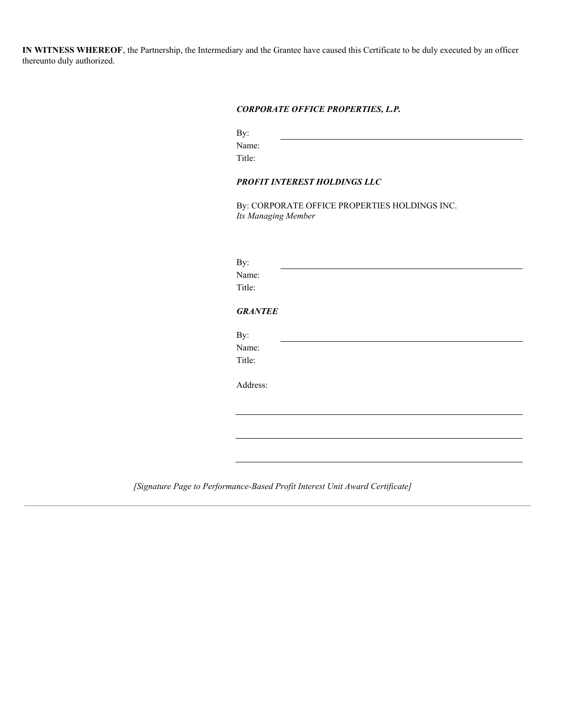**IN WITNESS WHEREOF**, the Partnership, the Intermediary and the Grantee have caused this Certificate to be duly executed by an officer thereunto duly authorized.

***CORPORATE OFFICE PROPERTIES, L.P.***

By: \_\_\_\_\_\_\_\_\_\_\_\_\_\_\_\_\_\_\_\_\_\_\_\_\_\_\_\_\_\_\_\_\_\_\_\_\_\_\_\_
Name:
Title:

***PROFIT INTEREST HOLDINGS LLC***

By: CORPORATE OFFICE PROPERTIES HOLDINGS INC.
*Its Managing Member*

By: \_\_\_\_\_\_\_\_\_\_\_\_\_\_\_\_\_\_\_\_\_\_\_\_\_\_\_\_\_\_\_\_\_\_\_\_\_\_\_\_
Name:
Title:

***GRANTEE***

By: \_\_\_\_\_\_\_\_\_\_\_\_\_\_\_\_\_\_\_\_\_\_\_\_\_\_\_\_\_\_\_\_\_\_\_\_\_\_\_\_
Name:
Title:

Address:

\_\_\_\_\_\_\_\_\_\_\_\_\_\_\_\_\_\_\_\_\_\_\_\_\_\_\_\_\_\_\_\_\_\_\_\_\_\_\_\_\_\_\_\_

\_\_\_\_\_\_\_\_\_\_\_\_\_\_\_\_\_\_\_\_\_\_\_\_\_\_\_\_\_\_\_\_\_\_\_\_\_\_\_\_\_\_\_\_

\_\_\_\_\_\_\_\_\_\_\_\_\_\_\_\_\_\_\_\_\_\_\_\_\_\_\_\_\_\_\_\_\_\_\_\_\_\_\_\_\_\_\_\_

*[Signature Page to Performance-Based Profit Interest Unit Award Certificate]*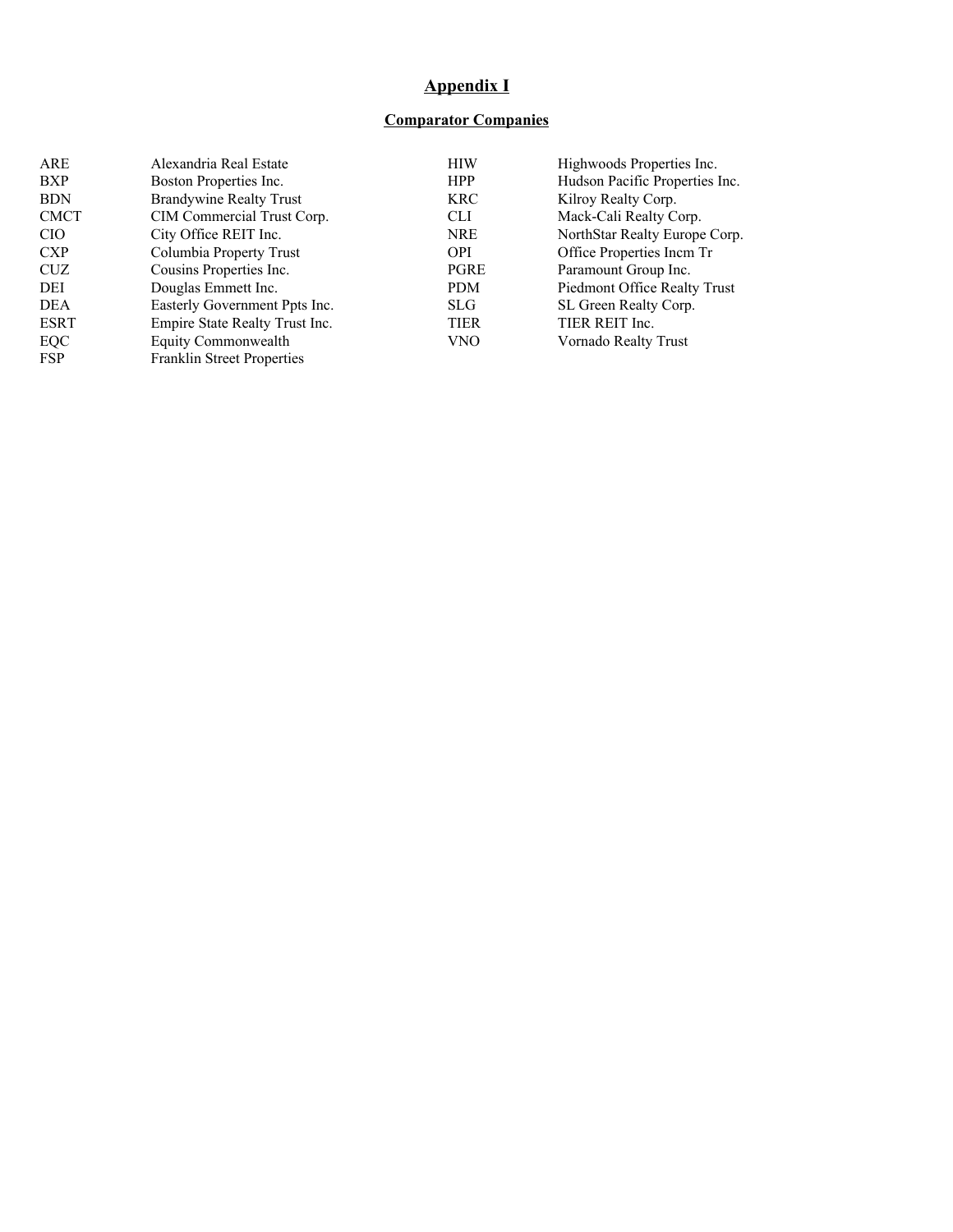# Appendix I

## Comparator Companies

| | | | |
|---|---|---|---|
| ARE | Alexandria Real Estate | HIW | Highwoods Properties Inc. |
| BXP | Boston Properties Inc. | HPP | Hudson Pacific Properties Inc. |
| BDN | Brandywine Realty Trust | KRC | Kilroy Realty Corp. |
| CMCT | CIM Commercial Trust Corp. | CLI | Mack-Cali Realty Corp. |
| CIO | City Office REIT Inc. | NRE | NorthStar Realty Europe Corp. |
| CXP | Columbia Property Trust | OPI | Office Properties Incm Tr |
| CUZ | Cousins Properties Inc. | PGRE | Paramount Group Inc. |
| DEI | Douglas Emmett Inc. | PDM | Piedmont Office Realty Trust |
| DEA | Easterly Government Ppts Inc. | SLG | SL Green Realty Corp. |
| ESRT | Empire State Realty Trust Inc. | TIER | TIER REIT Inc. |
| EQC | Equity Commonwealth | VNO | Vornado Realty Trust |
| FSP | Franklin Street Properties | | |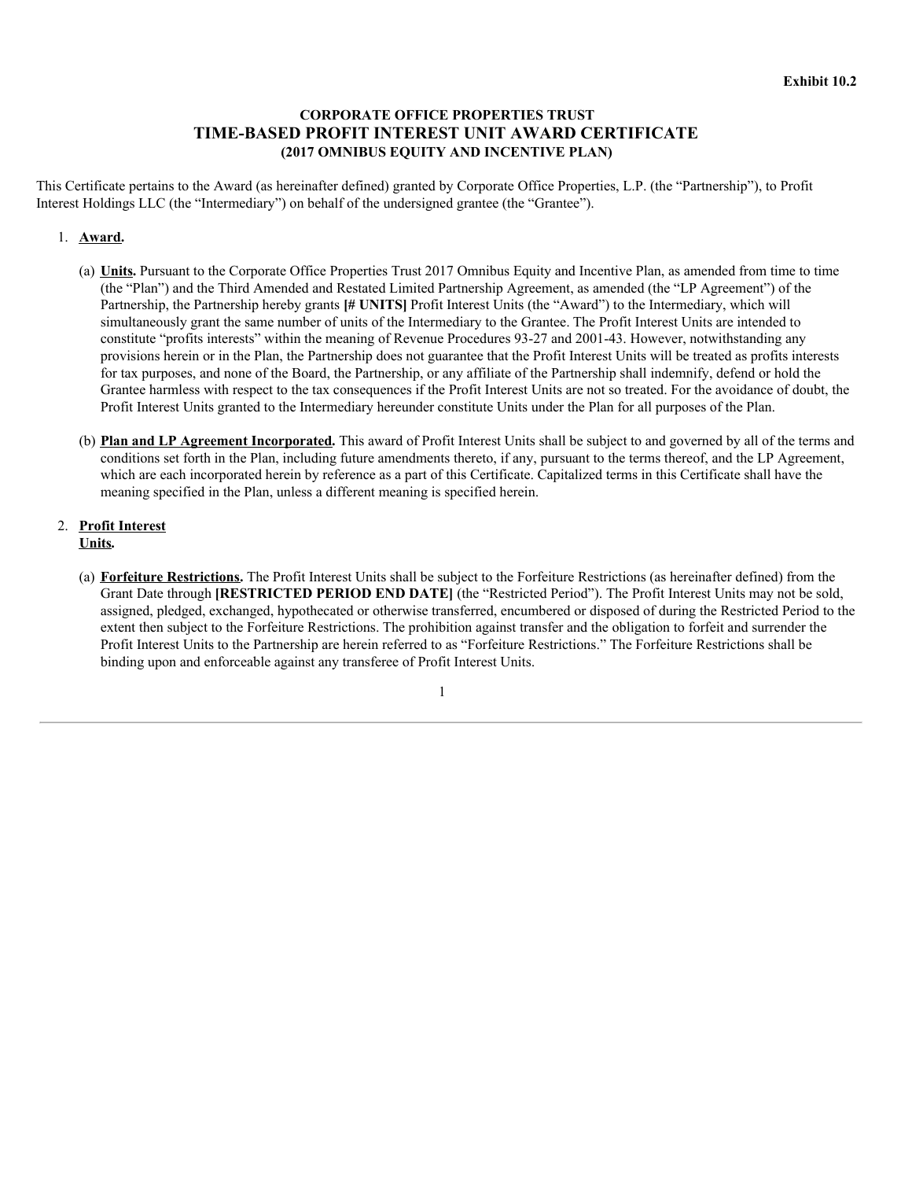Exhibit 10.2

# CORPORATE OFFICE PROPERTIES TRUST
# TIME-BASED PROFIT INTEREST UNIT AWARD CERTIFICATE
## (2017 OMNIBUS EQUITY AND INCENTIVE PLAN)

This Certificate pertains to the Award (as hereinafter defined) granted by Corporate Office Properties, L.P. (the "Partnership"), to Profit Interest Holdings LLC (the "Intermediary") on behalf of the undersigned grantee (the "Grantee").

1. **Award.**

   (a) **Units.** Pursuant to the Corporate Office Properties Trust 2017 Omnibus Equity and Incentive Plan, as amended from time to time (the "Plan") and the Third Amended and Restated Limited Partnership Agreement, as amended (the "LP Agreement") of the Partnership, the Partnership hereby grants **[# UNITS]** Profit Interest Units (the "Award") to the Intermediary, which will simultaneously grant the same number of units of the Intermediary to the Grantee. The Profit Interest Units are intended to constitute "profits interests" within the meaning of Revenue Procedures 93-27 and 2001-43. However, notwithstanding any provisions herein or in the Plan, the Partnership does not guarantee that the Profit Interest Units will be treated as profits interests for tax purposes, and none of the Board, the Partnership, or any affiliate of the Partnership shall indemnify, defend or hold the Grantee harmless with respect to the tax consequences if the Profit Interest Units are not so treated. For the avoidance of doubt, the Profit Interest Units granted to the Intermediary hereunder constitute Units under the Plan for all purposes of the Plan.

   (b) **Plan and LP Agreement Incorporated.** This award of Profit Interest Units shall be subject to and governed by all of the terms and conditions set forth in the Plan, including future amendments thereto, if any, pursuant to the terms thereof, and the LP Agreement, which are each incorporated herein by reference as a part of this Certificate. Capitalized terms in this Certificate shall have the meaning specified in the Plan, unless a different meaning is specified herein.

2. **Profit Interest Units.**

   (a) **Forfeiture Restrictions.** The Profit Interest Units shall be subject to the Forfeiture Restrictions (as hereinafter defined) from the Grant Date through **[RESTRICTED PERIOD END DATE]** (the "Restricted Period"). The Profit Interest Units may not be sold, assigned, pledged, exchanged, hypothecated or otherwise transferred, encumbered or disposed of during the Restricted Period to the extent then subject to the Forfeiture Restrictions. The prohibition against transfer and the obligation to forfeit and surrender the Profit Interest Units to the Partnership are herein referred to as "Forfeiture Restrictions." The Forfeiture Restrictions shall be binding upon and enforceable against any transferee of Profit Interest Units.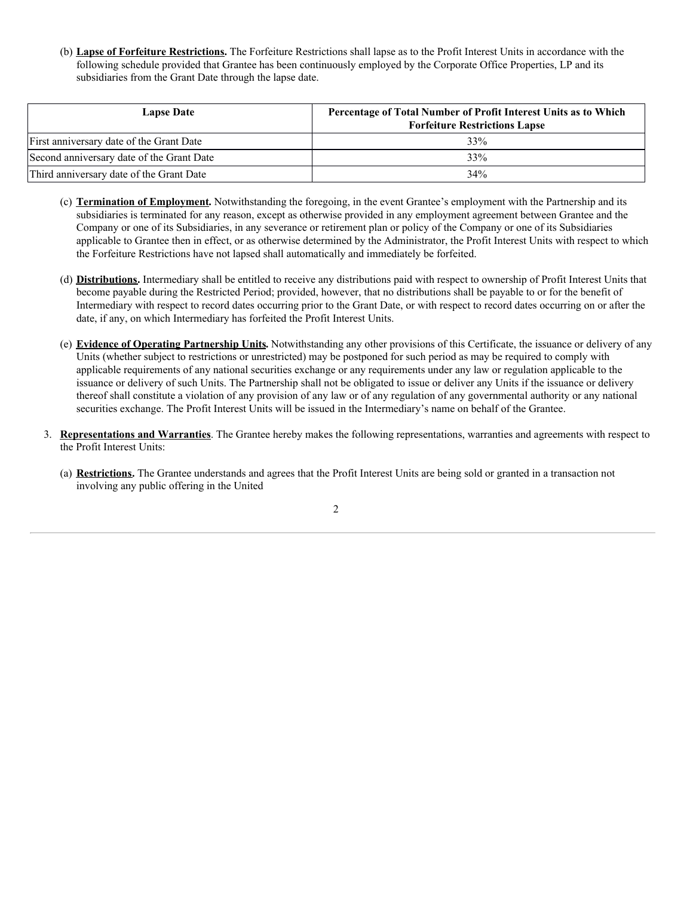(b) **Lapse of Forfeiture Restrictions.** The Forfeiture Restrictions shall lapse as to the Profit Interest Units in accordance with the following schedule provided that Grantee has been continuously employed by the Corporate Office Properties, LP and its subsidiaries from the Grant Date through the lapse date.

| Lapse Date | Percentage of Total Number of Profit Interest Units as to Which Forfeiture Restrictions Lapse |
|---|---|
| First anniversary date of the Grant Date | 33% |
| Second anniversary date of the Grant Date | 33% |
| Third anniversary date of the Grant Date | 34% |

(c) **Termination of Employment.** Notwithstanding the foregoing, in the event Grantee's employment with the Partnership and its subsidiaries is terminated for any reason, except as otherwise provided in any employment agreement between Grantee and the Company or one of its Subsidiaries, in any severance or retirement plan or policy of the Company or one of its Subsidiaries applicable to Grantee then in effect, or as otherwise determined by the Administrator, the Profit Interest Units with respect to which the Forfeiture Restrictions have not lapsed shall automatically and immediately be forfeited.

(d) **Distributions.** Intermediary shall be entitled to receive any distributions paid with respect to ownership of Profit Interest Units that become payable during the Restricted Period; provided, however, that no distributions shall be payable to or for the benefit of Intermediary with respect to record dates occurring prior to the Grant Date, or with respect to record dates occurring on or after the date, if any, on which Intermediary has forfeited the Profit Interest Units.

(e) **Evidence of Operating Partnership Units.** Notwithstanding any other provisions of this Certificate, the issuance or delivery of any Units (whether subject to restrictions or unrestricted) may be postponed for such period as may be required to comply with applicable requirements of any national securities exchange or any requirements under any law or regulation applicable to the issuance or delivery of such Units. The Partnership shall not be obligated to issue or deliver any Units if the issuance or delivery thereof shall constitute a violation of any provision of any law or of any regulation of any governmental authority or any national securities exchange. The Profit Interest Units will be issued in the Intermediary's name on behalf of the Grantee.

3. **Representations and Warranties**. The Grantee hereby makes the following representations, warranties and agreements with respect to the Profit Interest Units:

(a) **Restrictions.** The Grantee understands and agrees that the Profit Interest Units are being sold or granted in a transaction not involving any public offering in the United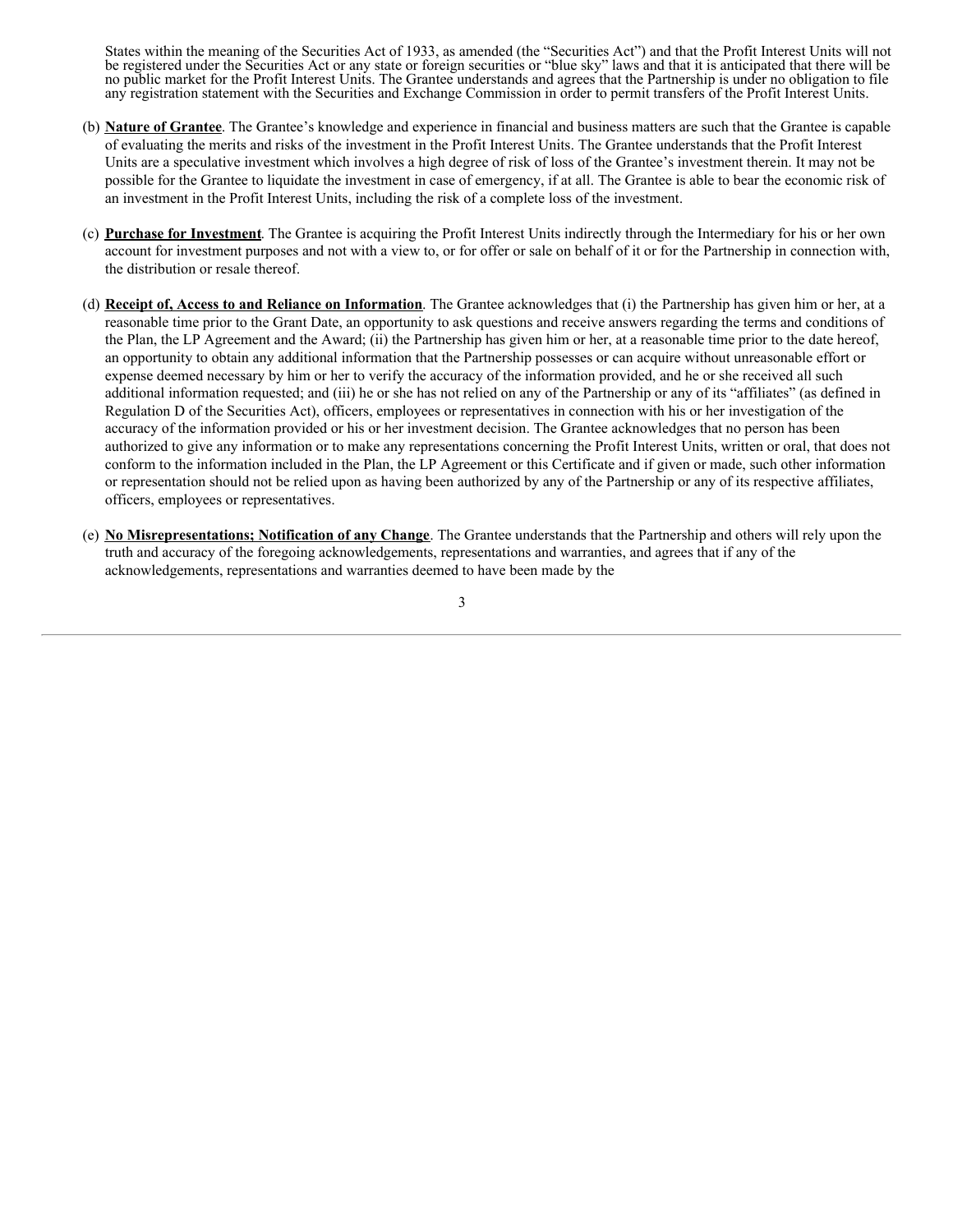States within the meaning of the Securities Act of 1933, as amended (the "Securities Act") and that the Profit Interest Units will not be registered under the Securities Act or any state or foreign securities or "blue sky" laws and that it is anticipated that there will be no public market for the Profit Interest Units. The Grantee understands and agrees that the Partnership is under no obligation to file any registration statement with the Securities and Exchange Commission in order to permit transfers of the Profit Interest Units.

(b) **Nature of Grantee**. The Grantee's knowledge and experience in financial and business matters are such that the Grantee is capable of evaluating the merits and risks of the investment in the Profit Interest Units. The Grantee understands that the Profit Interest Units are a speculative investment which involves a high degree of risk of loss of the Grantee's investment therein. It may not be possible for the Grantee to liquidate the investment in case of emergency, if at all. The Grantee is able to bear the economic risk of an investment in the Profit Interest Units, including the risk of a complete loss of the investment.

(c) **Purchase for Investment**. The Grantee is acquiring the Profit Interest Units indirectly through the Intermediary for his or her own account for investment purposes and not with a view to, or for offer or sale on behalf of it or for the Partnership in connection with, the distribution or resale thereof.

(d) **Receipt of, Access to and Reliance on Information**. The Grantee acknowledges that (i) the Partnership has given him or her, at a reasonable time prior to the Grant Date, an opportunity to ask questions and receive answers regarding the terms and conditions of the Plan, the LP Agreement and the Award; (ii) the Partnership has given him or her, at a reasonable time prior to the date hereof, an opportunity to obtain any additional information that the Partnership possesses or can acquire without unreasonable effort or expense deemed necessary by him or her to verify the accuracy of the information provided, and he or she received all such additional information requested; and (iii) he or she has not relied on any of the Partnership or any of its "affiliates" (as defined in Regulation D of the Securities Act), officers, employees or representatives in connection with his or her investigation of the accuracy of the information provided or his or her investment decision. The Grantee acknowledges that no person has been authorized to give any information or to make any representations concerning the Profit Interest Units, written or oral, that does not conform to the information included in the Plan, the LP Agreement or this Certificate and if given or made, such other information or representation should not be relied upon as having been authorized by any of the Partnership or any of its respective affiliates, officers, employees or representatives.

(e) **No Misrepresentations; Notification of any Change**. The Grantee understands that the Partnership and others will rely upon the truth and accuracy of the foregoing acknowledgements, representations and warranties, and agrees that if any of the acknowledgements, representations and warranties deemed to have been made by the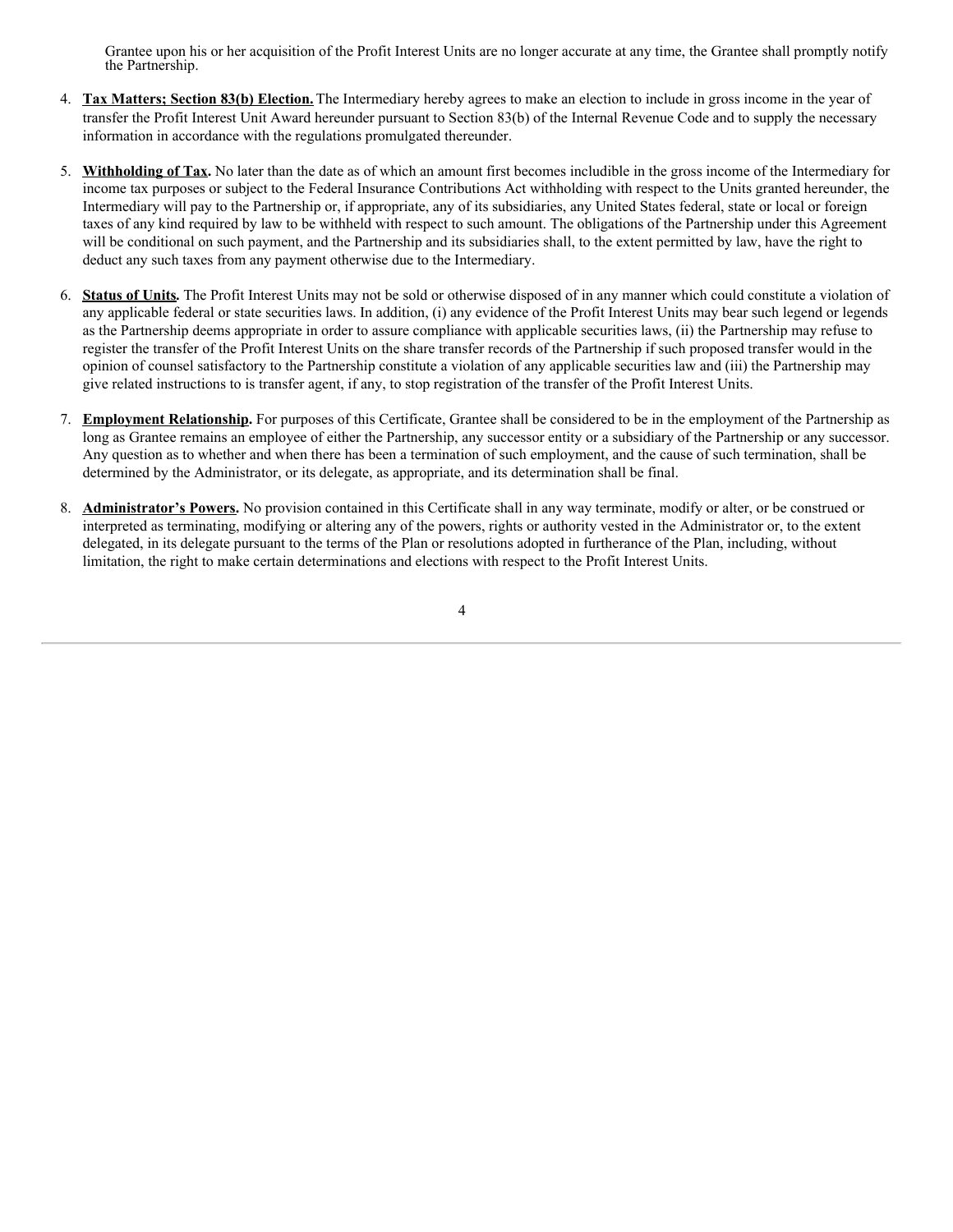Grantee upon his or her acquisition of the Profit Interest Units are no longer accurate at any time, the Grantee shall promptly notify the Partnership.

4. **Tax Matters; Section 83(b) Election.** The Intermediary hereby agrees to make an election to include in gross income in the year of transfer the Profit Interest Unit Award hereunder pursuant to Section 83(b) of the Internal Revenue Code and to supply the necessary information in accordance with the regulations promulgated thereunder.

5. **Withholding of Tax.** No later than the date as of which an amount first becomes includible in the gross income of the Intermediary for income tax purposes or subject to the Federal Insurance Contributions Act withholding with respect to the Units granted hereunder, the Intermediary will pay to the Partnership or, if appropriate, any of its subsidiaries, any United States federal, state or local or foreign taxes of any kind required by law to be withheld with respect to such amount. The obligations of the Partnership under this Agreement will be conditional on such payment, and the Partnership and its subsidiaries shall, to the extent permitted by law, have the right to deduct any such taxes from any payment otherwise due to the Intermediary.

6. **Status of Units.** The Profit Interest Units may not be sold or otherwise disposed of in any manner which could constitute a violation of any applicable federal or state securities laws. In addition, (i) any evidence of the Profit Interest Units may bear such legend or legends as the Partnership deems appropriate in order to assure compliance with applicable securities laws, (ii) the Partnership may refuse to register the transfer of the Profit Interest Units on the share transfer records of the Partnership if such proposed transfer would in the opinion of counsel satisfactory to the Partnership constitute a violation of any applicable securities law and (iii) the Partnership may give related instructions to is transfer agent, if any, to stop registration of the transfer of the Profit Interest Units.

7. **Employment Relationship.** For purposes of this Certificate, Grantee shall be considered to be in the employment of the Partnership as long as Grantee remains an employee of either the Partnership, any successor entity or a subsidiary of the Partnership or any successor. Any question as to whether and when there has been a termination of such employment, and the cause of such termination, shall be determined by the Administrator, or its delegate, as appropriate, and its determination shall be final.

8. **Administrator's Powers.** No provision contained in this Certificate shall in any way terminate, modify or alter, or be construed or interpreted as terminating, modifying or altering any of the powers, rights or authority vested in the Administrator or, to the extent delegated, in its delegate pursuant to the terms of the Plan or resolutions adopted in furtherance of the Plan, including, without limitation, the right to make certain determinations and elections with respect to the Profit Interest Units.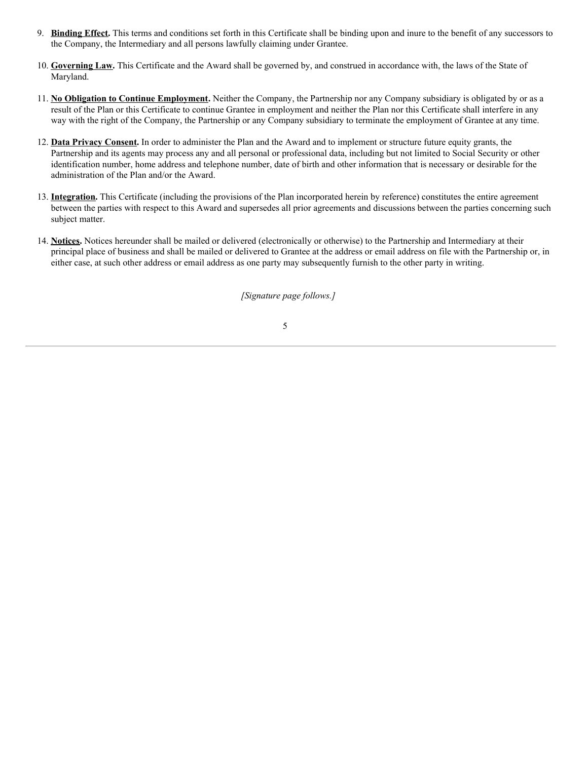9. **Binding Effect.** This terms and conditions set forth in this Certificate shall be binding upon and inure to the benefit of any successors to the Company, the Intermediary and all persons lawfully claiming under Grantee.

10. **Governing Law.** This Certificate and the Award shall be governed by, and construed in accordance with, the laws of the State of Maryland.

11. **No Obligation to Continue Employment.** Neither the Company, the Partnership nor any Company subsidiary is obligated by or as a result of the Plan or this Certificate to continue Grantee in employment and neither the Plan nor this Certificate shall interfere in any way with the right of the Company, the Partnership or any Company subsidiary to terminate the employment of Grantee at any time.

12. **Data Privacy Consent.** In order to administer the Plan and the Award and to implement or structure future equity grants, the Partnership and its agents may process any and all personal or professional data, including but not limited to Social Security or other identification number, home address and telephone number, date of birth and other information that is necessary or desirable for the administration of the Plan and/or the Award.

13. **Integration.** This Certificate (including the provisions of the Plan incorporated herein by reference) constitutes the entire agreement between the parties with respect to this Award and supersedes all prior agreements and discussions between the parties concerning such subject matter.

14. **Notices.** Notices hereunder shall be mailed or delivered (electronically or otherwise) to the Partnership and Intermediary at their principal place of business and shall be mailed or delivered to Grantee at the address or email address on file with the Partnership or, in either case, at such other address or email address as one party may subsequently furnish to the other party in writing.

*[Signature page follows.]*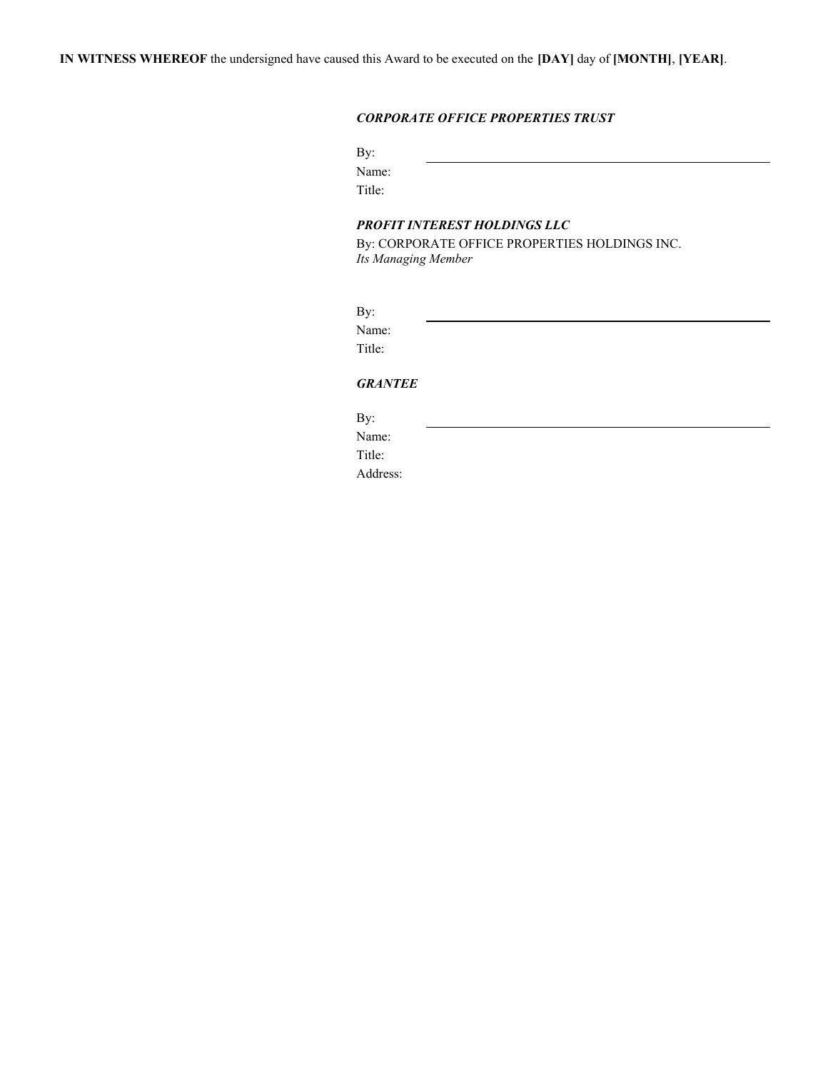**IN WITNESS WHEREOF** the undersigned have caused this Award to be executed on the **[DAY]** day of **[MONTH]**, **[YEAR]**.

***CORPORATE OFFICE PROPERTIES TRUST***

By: \_\_\_\_\_\_\_\_\_\_\_\_\_\_\_\_\_\_\_\_\_\_\_\_\_\_\_\_\_\_\_\_\_\_\_\_\_\_\_\_

Name:

Title:

***PROFIT INTEREST HOLDINGS LLC***

By: CORPORATE OFFICE PROPERTIES HOLDINGS INC.

*Its Managing Member*

By: \_\_\_\_\_\_\_\_\_\_\_\_\_\_\_\_\_\_\_\_\_\_\_\_\_\_\_\_\_\_\_\_\_\_\_\_\_\_\_\_

Name:

Title:

***GRANTEE***

By: \_\_\_\_\_\_\_\_\_\_\_\_\_\_\_\_\_\_\_\_\_\_\_\_\_\_\_\_\_\_\_\_\_\_\_\_\_\_\_\_

Name:

Title:

Address: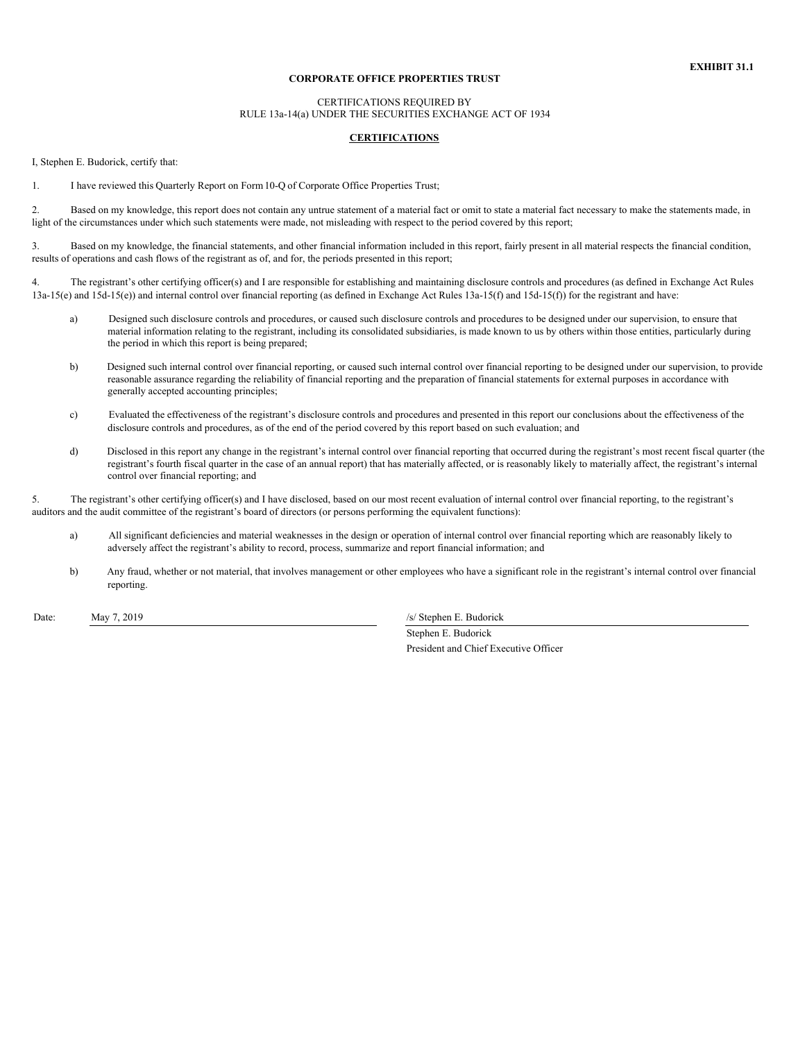**EXHIBIT 31.1**

**CORPORATE OFFICE PROPERTIES TRUST**

CERTIFICATIONS REQUIRED BY
RULE 13a-14(a) UNDER THE SECURITIES EXCHANGE ACT OF 1934

**CERTIFICATIONS**

I, Stephen E. Budorick, certify that:

1. I have reviewed this Quarterly Report on Form 10-Q of Corporate Office Properties Trust;

2. Based on my knowledge, this report does not contain any untrue statement of a material fact or omit to state a material fact necessary to make the statements made, in light of the circumstances under which such statements were made, not misleading with respect to the period covered by this report;

3. Based on my knowledge, the financial statements, and other financial information included in this report, fairly present in all material respects the financial condition, results of operations and cash flows of the registrant as of, and for, the periods presented in this report;

4. The registrant's other certifying officer(s) and I are responsible for establishing and maintaining disclosure controls and procedures (as defined in Exchange Act Rules 13a-15(e) and 15d-15(e)) and internal control over financial reporting (as defined in Exchange Act Rules 13a-15(f) and 15d-15(f)) for the registrant and have:

   a) Designed such disclosure controls and procedures, or caused such disclosure controls and procedures to be designed under our supervision, to ensure that material information relating to the registrant, including its consolidated subsidiaries, is made known to us by others within those entities, particularly during the period in which this report is being prepared;

   b) Designed such internal control over financial reporting, or caused such internal control over financial reporting to be designed under our supervision, to provide reasonable assurance regarding the reliability of financial reporting and the preparation of financial statements for external purposes in accordance with generally accepted accounting principles;

   c) Evaluated the effectiveness of the registrant's disclosure controls and procedures and presented in this report our conclusions about the effectiveness of the disclosure controls and procedures, as of the end of the period covered by this report based on such evaluation; and

   d) Disclosed in this report any change in the registrant's internal control over financial reporting that occurred during the registrant's most recent fiscal quarter (the registrant's fourth fiscal quarter in the case of an annual report) that has materially affected, or is reasonably likely to materially affect, the registrant's internal control over financial reporting; and

5. The registrant's other certifying officer(s) and I have disclosed, based on our most recent evaluation of internal control over financial reporting, to the registrant's auditors and the audit committee of the registrant's board of directors (or persons performing the equivalent functions):

   a) All significant deficiencies and material weaknesses in the design or operation of internal control over financial reporting which are reasonably likely to adversely affect the registrant's ability to record, process, summarize and report financial information; and

   b) Any fraud, whether or not material, that involves management or other employees who have a significant role in the registrant's internal control over financial reporting.

Date: May 7, 2019

/s/ Stephen E. Budorick

Stephen E. Budorick
President and Chief Executive Officer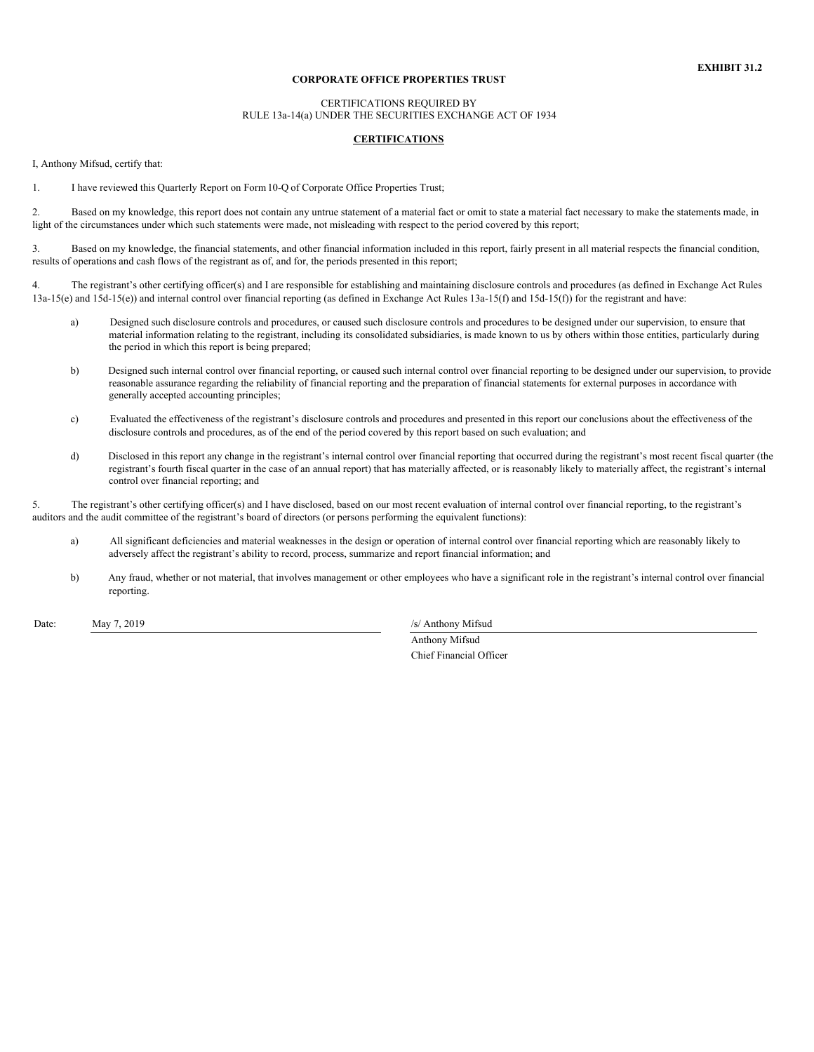**EXHIBIT 31.2**

**CORPORATE OFFICE PROPERTIES TRUST**

CERTIFICATIONS REQUIRED BY
RULE 13a-14(a) UNDER THE SECURITIES EXCHANGE ACT OF 1934

**CERTIFICATIONS**

I, Anthony Mifsud, certify that:

1. I have reviewed this Quarterly Report on Form 10-Q of Corporate Office Properties Trust;

2. Based on my knowledge, this report does not contain any untrue statement of a material fact or omit to state a material fact necessary to make the statements made, in light of the circumstances under which such statements were made, not misleading with respect to the period covered by this report;

3. Based on my knowledge, the financial statements, and other financial information included in this report, fairly present in all material respects the financial condition, results of operations and cash flows of the registrant as of, and for, the periods presented in this report;

4. The registrant's other certifying officer(s) and I are responsible for establishing and maintaining disclosure controls and procedures (as defined in Exchange Act Rules 13a-15(e) and 15d-15(e)) and internal control over financial reporting (as defined in Exchange Act Rules 13a-15(f) and 15d-15(f)) for the registrant and have:

   a) Designed such disclosure controls and procedures, or caused such disclosure controls and procedures to be designed under our supervision, to ensure that material information relating to the registrant, including its consolidated subsidiaries, is made known to us by others within those entities, particularly during the period in which this report is being prepared;

   b) Designed such internal control over financial reporting, or caused such internal control over financial reporting to be designed under our supervision, to provide reasonable assurance regarding the reliability of financial reporting and the preparation of financial statements for external purposes in accordance with generally accepted accounting principles;

   c) Evaluated the effectiveness of the registrant's disclosure controls and procedures and presented in this report our conclusions about the effectiveness of the disclosure controls and procedures, as of the end of the period covered by this report based on such evaluation; and

   d) Disclosed in this report any change in the registrant's internal control over financial reporting that occurred during the registrant's most recent fiscal quarter (the registrant's fourth fiscal quarter in the case of an annual report) that has materially affected, or is reasonably likely to materially affect, the registrant's internal control over financial reporting; and

5. The registrant's other certifying officer(s) and I have disclosed, based on our most recent evaluation of internal control over financial reporting, to the registrant's auditors and the audit committee of the registrant's board of directors (or persons performing the equivalent functions):

   a) All significant deficiencies and material weaknesses in the design or operation of internal control over financial reporting which are reasonably likely to adversely affect the registrant's ability to record, process, summarize and report financial information; and

   b) Any fraud, whether or not material, that involves management or other employees who have a significant role in the registrant's internal control over financial reporting.

Date: May 7, 2019

/s/ Anthony Mifsud
Anthony Mifsud
Chief Financial Officer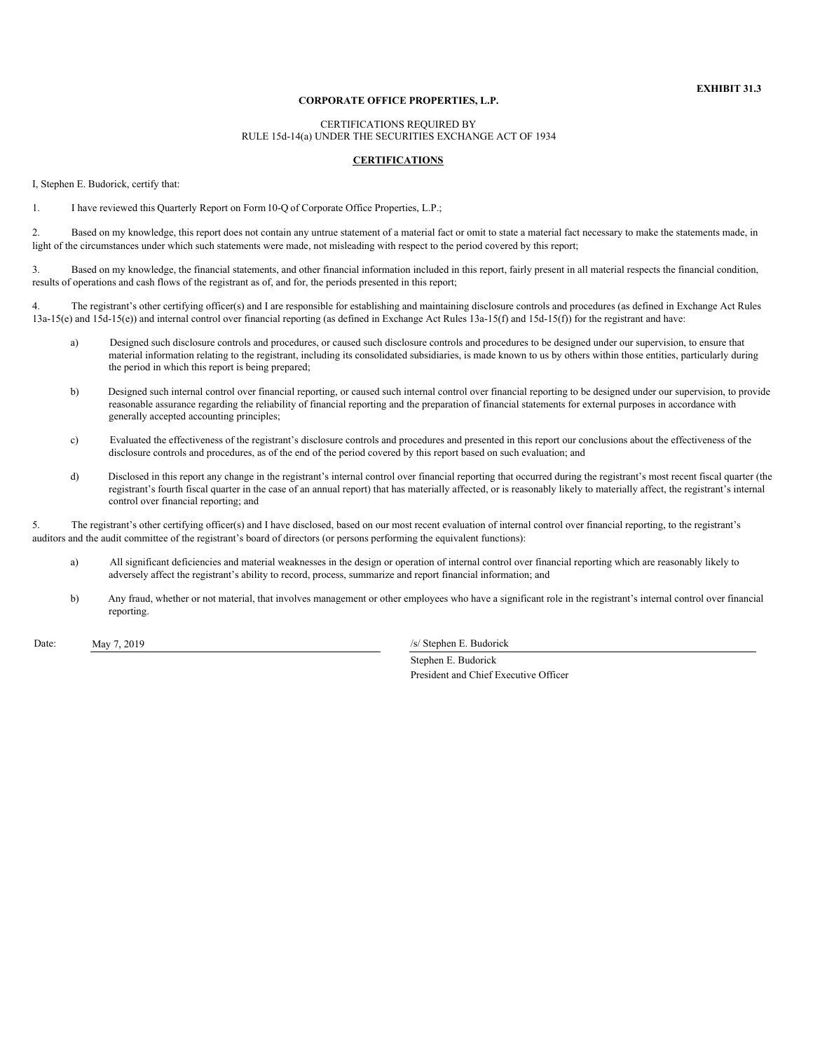**EXHIBIT 31.3**

**CORPORATE OFFICE PROPERTIES, L.P.**

CERTIFICATIONS REQUIRED BY
RULE 15d-14(a) UNDER THE SECURITIES EXCHANGE ACT OF 1934

**CERTIFICATIONS**

I, Stephen E. Budorick, certify that:

1. I have reviewed this Quarterly Report on Form 10-Q of Corporate Office Properties, L.P.;

2. Based on my knowledge, this report does not contain any untrue statement of a material fact or omit to state a material fact necessary to make the statements made, in light of the circumstances under which such statements were made, not misleading with respect to the period covered by this report;

3. Based on my knowledge, the financial statements, and other financial information included in this report, fairly present in all material respects the financial condition, results of operations and cash flows of the registrant as of, and for, the periods presented in this report;

4. The registrant's other certifying officer(s) and I are responsible for establishing and maintaining disclosure controls and procedures (as defined in Exchange Act Rules 13a-15(e) and 15d-15(e)) and internal control over financial reporting (as defined in Exchange Act Rules 13a-15(f) and 15d-15(f)) for the registrant and have:

   a) Designed such disclosure controls and procedures, or caused such disclosure controls and procedures to be designed under our supervision, to ensure that material information relating to the registrant, including its consolidated subsidiaries, is made known to us by others within those entities, particularly during the period in which this report is being prepared;

   b) Designed such internal control over financial reporting, or caused such internal control over financial reporting to be designed under our supervision, to provide reasonable assurance regarding the reliability of financial reporting and the preparation of financial statements for external purposes in accordance with generally accepted accounting principles;

   c) Evaluated the effectiveness of the registrant's disclosure controls and procedures and presented in this report our conclusions about the effectiveness of the disclosure controls and procedures, as of the end of the period covered by this report based on such evaluation; and

   d) Disclosed in this report any change in the registrant's internal control over financial reporting that occurred during the registrant's most recent fiscal quarter (the registrant's fourth fiscal quarter in the case of an annual report) that has materially affected, or is reasonably likely to materially affect, the registrant's internal control over financial reporting; and

5. The registrant's other certifying officer(s) and I have disclosed, based on our most recent evaluation of internal control over financial reporting, to the registrant's auditors and the audit committee of the registrant's board of directors (or persons performing the equivalent functions):

   a) All significant deficiencies and material weaknesses in the design or operation of internal control over financial reporting which are reasonably likely to adversely affect the registrant's ability to record, process, summarize and report financial information; and

   b) Any fraud, whether or not material, that involves management or other employees who have a significant role in the registrant's internal control over financial reporting.

Date: May 7, 2019

/s/ Stephen E. Budorick

Stephen E. Budorick
President and Chief Executive Officer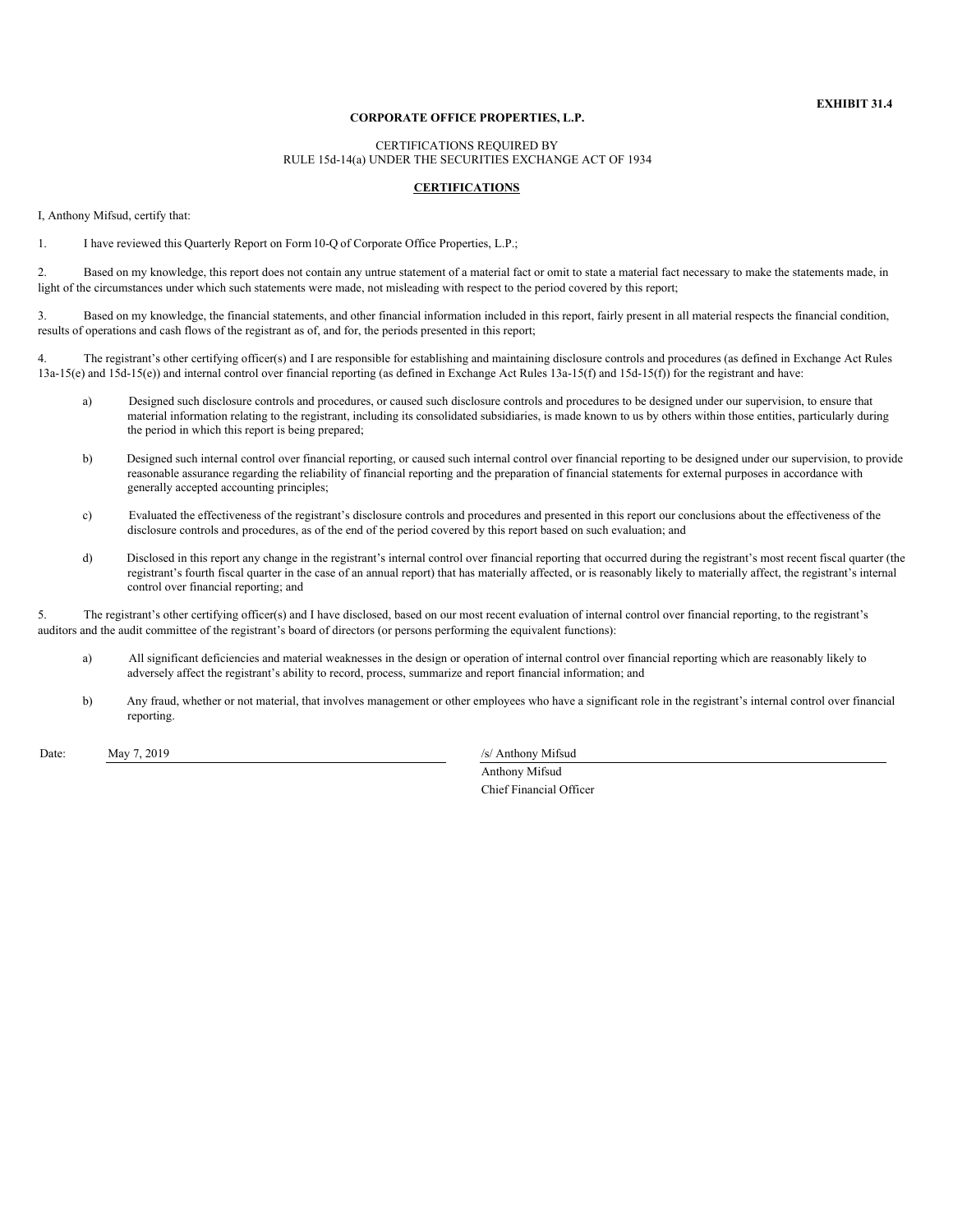**EXHIBIT 31.4**

**CORPORATE OFFICE PROPERTIES, L.P.**

CERTIFICATIONS REQUIRED BY
RULE 15d-14(a) UNDER THE SECURITIES EXCHANGE ACT OF 1934

**CERTIFICATIONS**

I, Anthony Mifsud, certify that:

1. I have reviewed this Quarterly Report on Form 10-Q of Corporate Office Properties, L.P.;

2. Based on my knowledge, this report does not contain any untrue statement of a material fact or omit to state a material fact necessary to make the statements made, in light of the circumstances under which such statements were made, not misleading with respect to the period covered by this report;

3. Based on my knowledge, the financial statements, and other financial information included in this report, fairly present in all material respects the financial condition, results of operations and cash flows of the registrant as of, and for, the periods presented in this report;

4. The registrant's other certifying officer(s) and I are responsible for establishing and maintaining disclosure controls and procedures (as defined in Exchange Act Rules 13a-15(e) and 15d-15(e)) and internal control over financial reporting (as defined in Exchange Act Rules 13a-15(f) and 15d-15(f)) for the registrant and have:

   a) Designed such disclosure controls and procedures, or caused such disclosure controls and procedures to be designed under our supervision, to ensure that material information relating to the registrant, including its consolidated subsidiaries, is made known to us by others within those entities, particularly during the period in which this report is being prepared;

   b) Designed such internal control over financial reporting, or caused such internal control over financial reporting to be designed under our supervision, to provide reasonable assurance regarding the reliability of financial reporting and the preparation of financial statements for external purposes in accordance with generally accepted accounting principles;

   c) Evaluated the effectiveness of the registrant's disclosure controls and procedures and presented in this report our conclusions about the effectiveness of the disclosure controls and procedures, as of the end of the period covered by this report based on such evaluation; and

   d) Disclosed in this report any change in the registrant's internal control over financial reporting that occurred during the registrant's most recent fiscal quarter (the registrant's fourth fiscal quarter in the case of an annual report) that has materially affected, or is reasonably likely to materially affect, the registrant's internal control over financial reporting; and

5. The registrant's other certifying officer(s) and I have disclosed, based on our most recent evaluation of internal control over financial reporting, to the registrant's auditors and the audit committee of the registrant's board of directors (or persons performing the equivalent functions):

   a) All significant deficiencies and material weaknesses in the design or operation of internal control over financial reporting which are reasonably likely to adversely affect the registrant's ability to record, process, summarize and report financial information; and

   b) Any fraud, whether or not material, that involves management or other employees who have a significant role in the registrant's internal control over financial reporting.

Date: May 7, 2019

/s/ Anthony Mifsud
Anthony Mifsud
Chief Financial Officer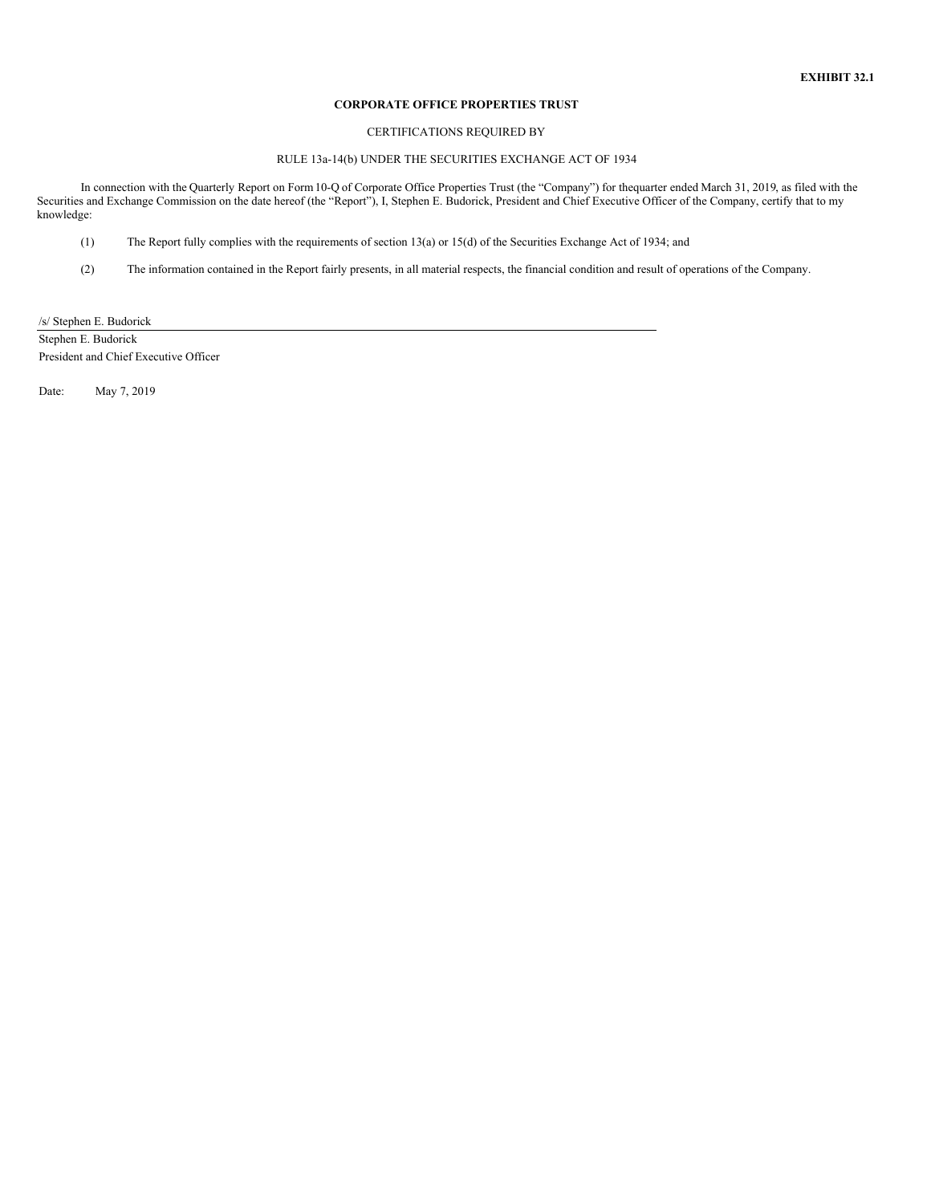**EXHIBIT 32.1**

**CORPORATE OFFICE PROPERTIES TRUST**

CERTIFICATIONS REQUIRED BY

RULE 13a-14(b) UNDER THE SECURITIES EXCHANGE ACT OF 1934

In connection with the Quarterly Report on Form 10-Q of Corporate Office Properties Trust (the "Company") for thequarter ended March 31, 2019, as filed with the Securities and Exchange Commission on the date hereof (the "Report"), I, Stephen E. Budorick, President and Chief Executive Officer of the Company, certify that to my knowledge:

(1) The Report fully complies with the requirements of section 13(a) or 15(d) of the Securities Exchange Act of 1934; and

(2) The information contained in the Report fairly presents, in all material respects, the financial condition and result of operations of the Company.

/s/ Stephen E. Budorick

Stephen E. Budorick
President and Chief Executive Officer

Date: May 7, 2019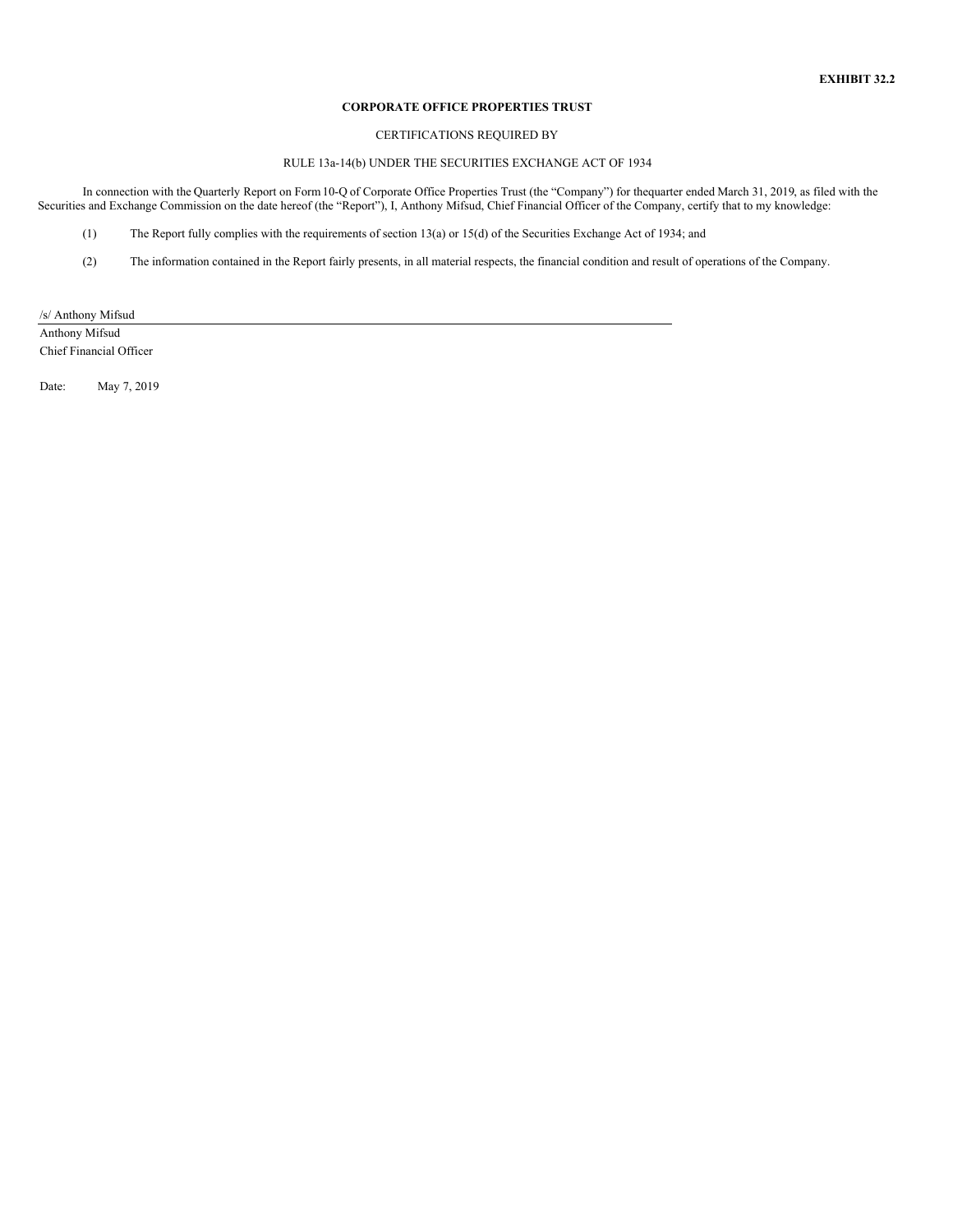**EXHIBIT 32.2**

**CORPORATE OFFICE PROPERTIES TRUST**

CERTIFICATIONS REQUIRED BY

RULE 13a-14(b) UNDER THE SECURITIES EXCHANGE ACT OF 1934

In connection with the Quarterly Report on Form 10-Q of Corporate Office Properties Trust (the "Company") for thequarter ended March 31, 2019, as filed with the Securities and Exchange Commission on the date hereof (the "Report"), I, Anthony Mifsud, Chief Financial Officer of the Company, certify that to my knowledge:

(1) The Report fully complies with the requirements of section 13(a) or 15(d) of the Securities Exchange Act of 1934; and

(2) The information contained in the Report fairly presents, in all material respects, the financial condition and result of operations of the Company.

/s/ Anthony Mifsud

Anthony Mifsud
Chief Financial Officer

Date: May 7, 2019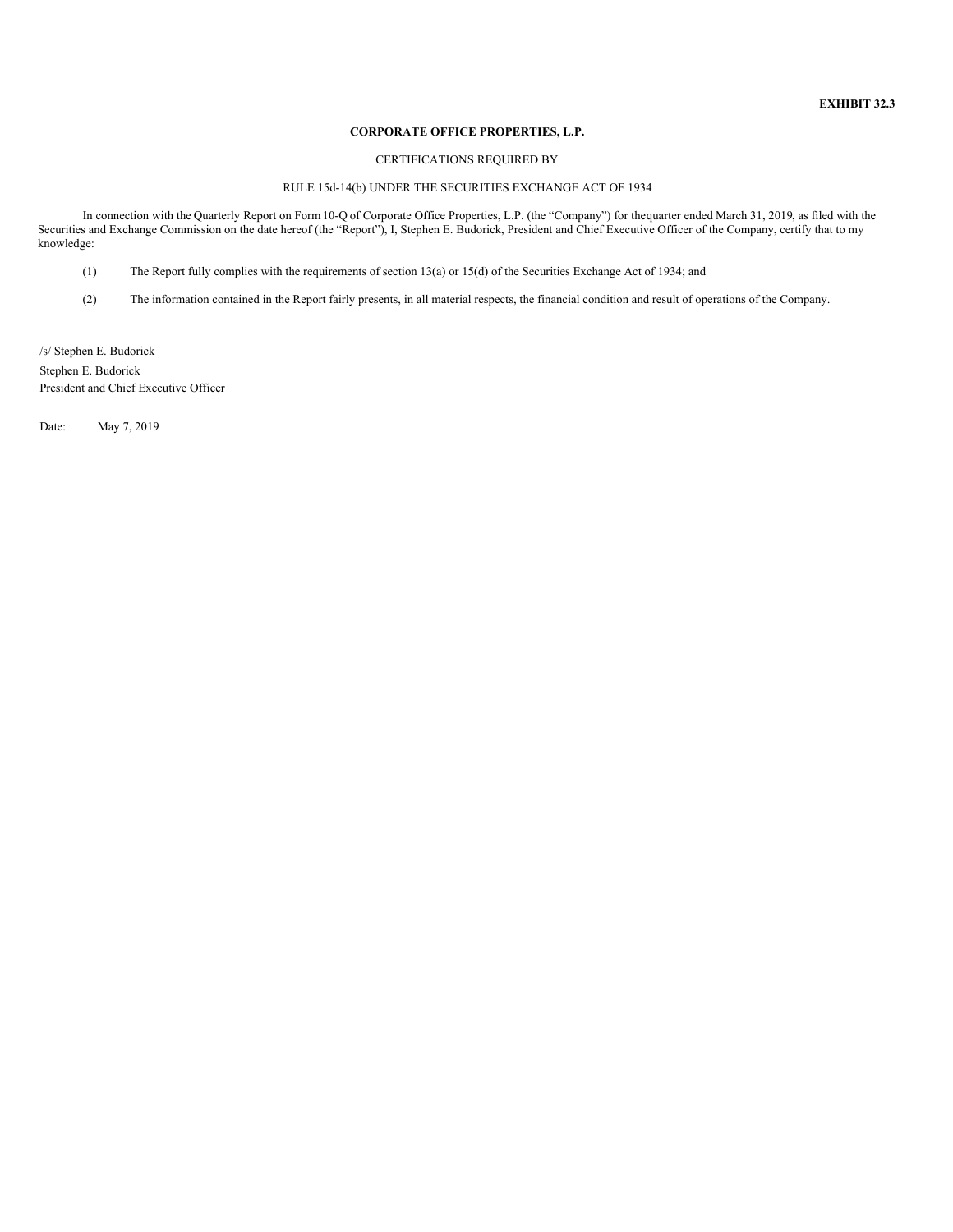**EXHIBIT 32.3**

**CORPORATE OFFICE PROPERTIES, L.P.**

CERTIFICATIONS REQUIRED BY

RULE 15d-14(b) UNDER THE SECURITIES EXCHANGE ACT OF 1934

In connection with the Quarterly Report on Form 10-Q of Corporate Office Properties, L.P. (the "Company") for thequarter ended March 31, 2019, as filed with the Securities and Exchange Commission on the date hereof (the "Report"), I, Stephen E. Budorick, President and Chief Executive Officer of the Company, certify that to my knowledge:

(1) The Report fully complies with the requirements of section 13(a) or 15(d) of the Securities Exchange Act of 1934; and

(2) The information contained in the Report fairly presents, in all material respects, the financial condition and result of operations of the Company.

/s/ Stephen E. Budorick

Stephen E. Budorick
President and Chief Executive Officer

Date: May 7, 2019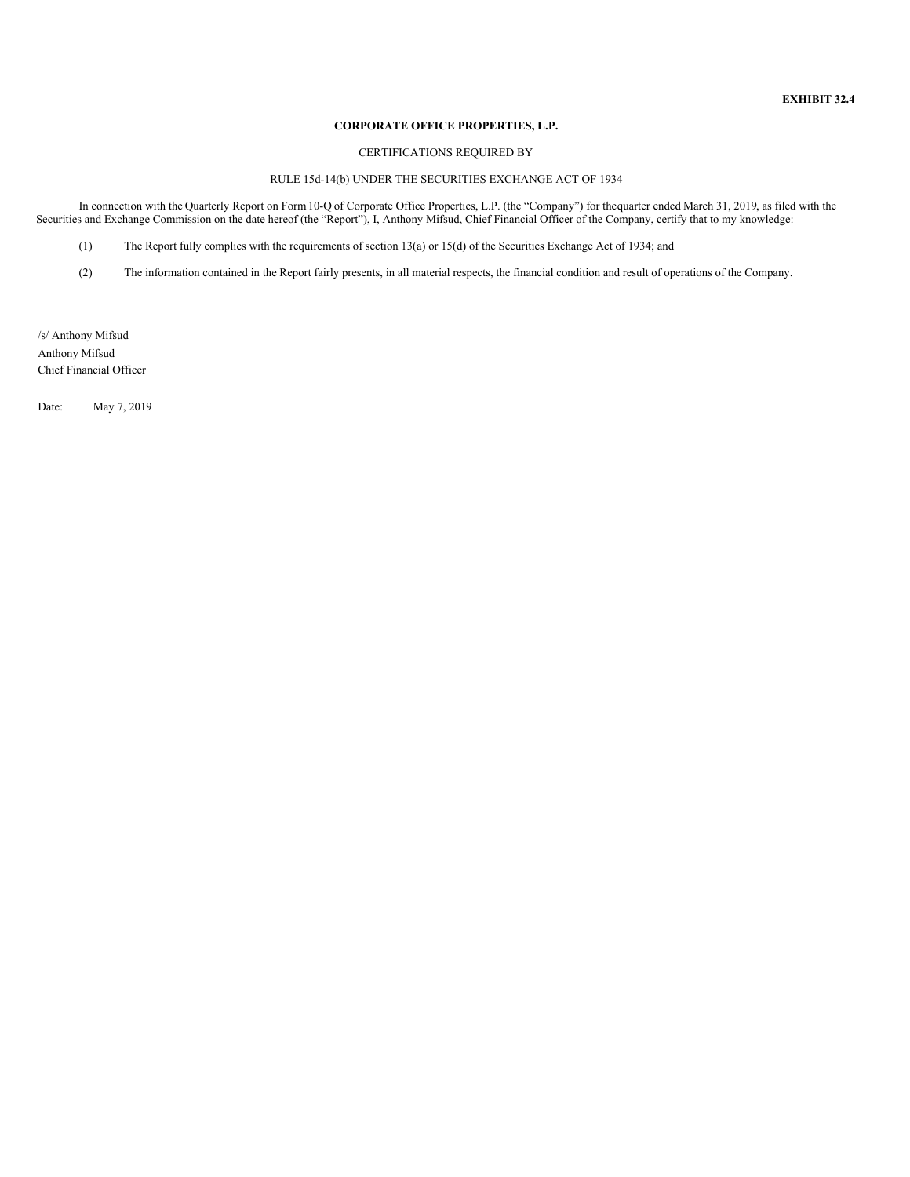**EXHIBIT 32.4**

**CORPORATE OFFICE PROPERTIES, L.P.**

CERTIFICATIONS REQUIRED BY

RULE 15d-14(b) UNDER THE SECURITIES EXCHANGE ACT OF 1934

In connection with the Quarterly Report on Form 10-Q of Corporate Office Properties, L.P. (the "Company") for thequarter ended March 31, 2019, as filed with the Securities and Exchange Commission on the date hereof (the "Report"), I, Anthony Mifsud, Chief Financial Officer of the Company, certify that to my knowledge:

(1) The Report fully complies with the requirements of section 13(a) or 15(d) of the Securities Exchange Act of 1934; and

(2) The information contained in the Report fairly presents, in all material respects, the financial condition and result of operations of the Company.

/s/ Anthony Mifsud

Anthony Mifsud
Chief Financial Officer

Date: May 7, 2019